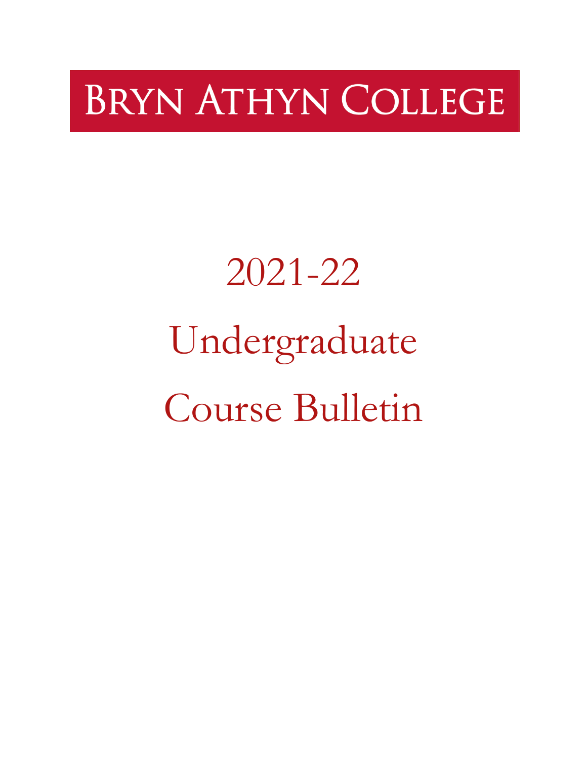# Bryn Athyn College

# 2021-22

# Undergraduate

# Course Bulletin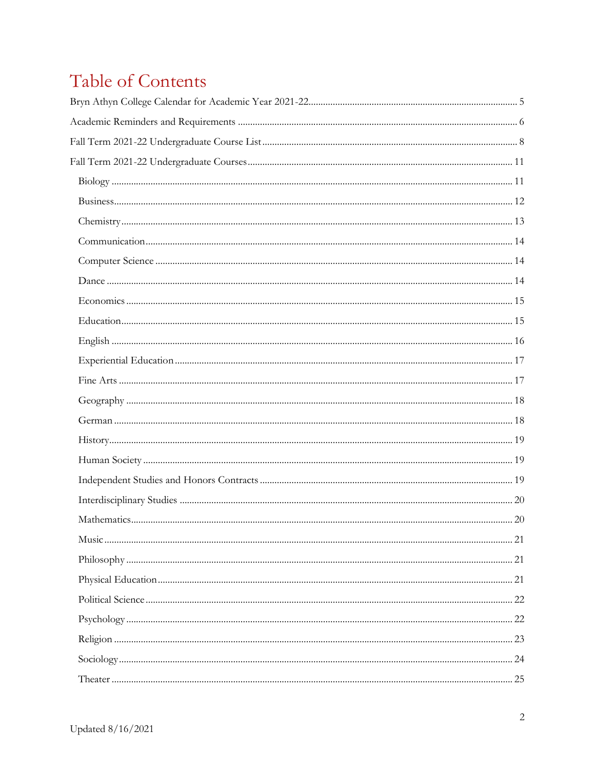# Table of Contents

Bryn Athyn College Calendar for Academic Year 2021-22 .......... 5

Academic Reminders and Requirements .......... 6

Fall Term 2021-22 Undergraduate Course List .......... 8

Fall Term 2021-22 Undergraduate Courses .......... 11

- Biology .......... 11
- Business .......... 12
- Chemistry .......... 13
- Communication .......... 14
- Computer Science .......... 14
- Dance .......... 14
- Economics .......... 15
- Education .......... 15
- English .......... 16
- Experiential Education .......... 17
- Fine Arts .......... 17
- Geography .......... 18
- German .......... 18
- History .......... 19
- Human Society .......... 19
- Independent Studies and Honors Contracts .......... 19
- Interdisciplinary Studies .......... 20
- Mathematics .......... 20
- Music .......... 21
- Philosophy .......... 21
- Physical Education .......... 21
- Political Science .......... 22
- Psychology .......... 22
- Religion .......... 23
- Sociology .......... 24
- Theater .......... 25

Updated 8/16/2021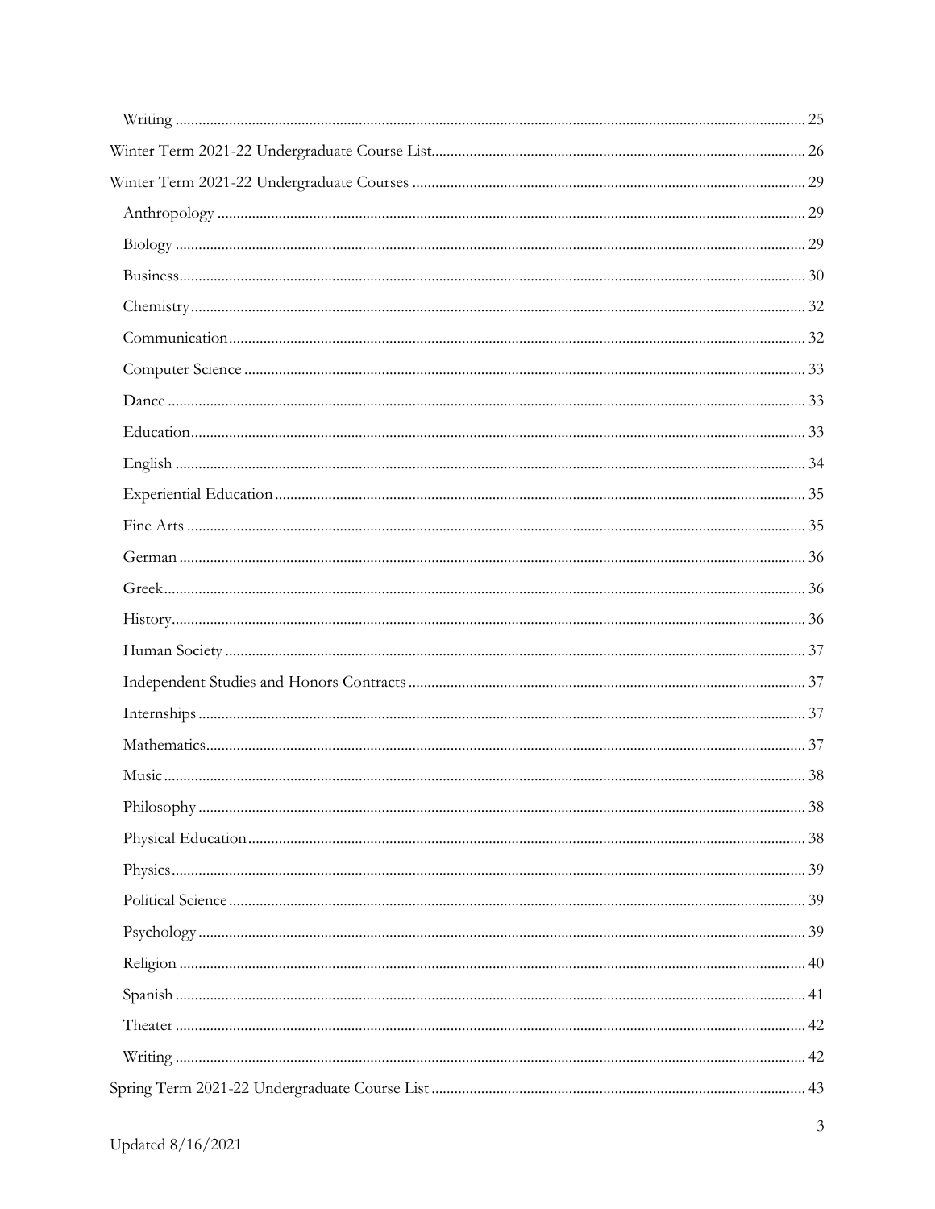Writing ........................................................................................................................................................ 25

Winter Term 2021-22 Undergraduate Course List.................................................................................................. 26

Winter Term 2021-22 Undergraduate Courses ...................................................................................................... 29

Anthropology ........................................................................................................................................................ 29

Biology ................................................................................................................................................................... 29

Business.................................................................................................................................................................. 30

Chemistry............................................................................................................................................................... 32

Communication..................................................................................................................................................... 32

Computer Science ................................................................................................................................................. 33

Dance ...................................................................................................................................................................... 33

Education............................................................................................................................................................... 33

English .................................................................................................................................................................... 34

Experiential Education......................................................................................................................................... 35

Fine Arts ................................................................................................................................................................. 35

German .................................................................................................................................................................. 36

Greek...................................................................................................................................................................... 36

History.................................................................................................................................................................... 36

Human Society ...................................................................................................................................................... 37

Independent Studies and Honors Contracts ....................................................................................................... 37

Internships ............................................................................................................................................................. 37

Mathematics........................................................................................................................................................... 37

Music...................................................................................................................................................................... 38

Philosophy ............................................................................................................................................................. 38

Physical Education................................................................................................................................................ 38

Physics.................................................................................................................................................................... 39

Political Science..................................................................................................................................................... 39

Psychology ............................................................................................................................................................. 39

Religion .................................................................................................................................................................. 40

Spanish ................................................................................................................................................................... 41

Theater ................................................................................................................................................................... 42

Writing ................................................................................................................................................................... 42

Spring Term 2021-22 Undergraduate Course List .................................................................................................. 43

Updated 8/16/2021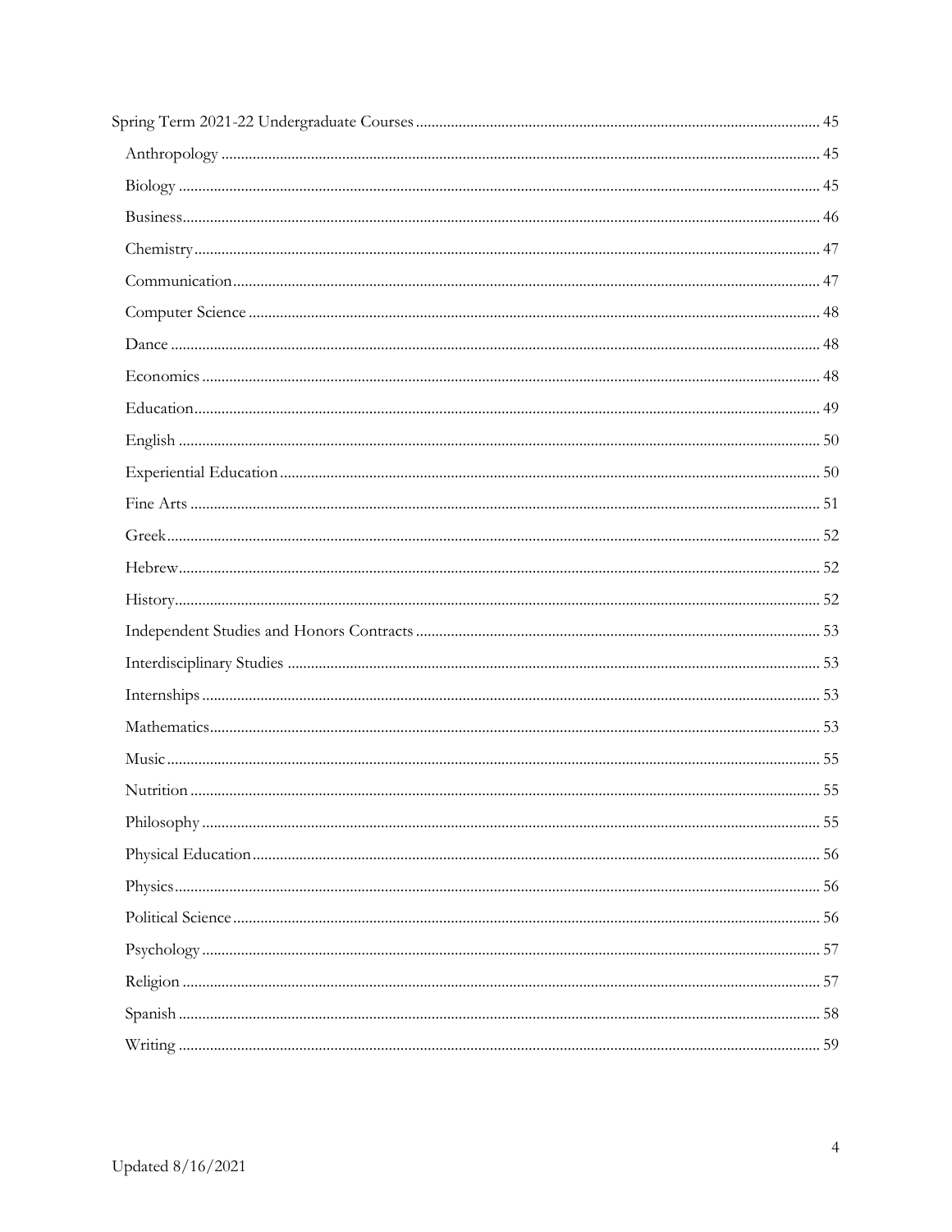Spring Term 2021-22 Undergraduate Courses ........ 45

- Anthropology ........ 45
- Biology ........ 45
- Business ........ 46
- Chemistry ........ 47
- Communication ........ 47
- Computer Science ........ 48
- Dance ........ 48
- Economics ........ 48
- Education ........ 49
- English ........ 50
- Experiential Education ........ 50
- Fine Arts ........ 51
- Greek ........ 52
- Hebrew ........ 52
- History ........ 52
- Independent Studies and Honors Contracts ........ 53
- Interdisciplinary Studies ........ 53
- Internships ........ 53
- Mathematics ........ 53
- Music ........ 55
- Nutrition ........ 55
- Philosophy ........ 55
- Physical Education ........ 56
- Physics ........ 56
- Political Science ........ 56
- Psychology ........ 57
- Religion ........ 57
- Spanish ........ 58
- Writing ........ 59

Updated 8/16/2021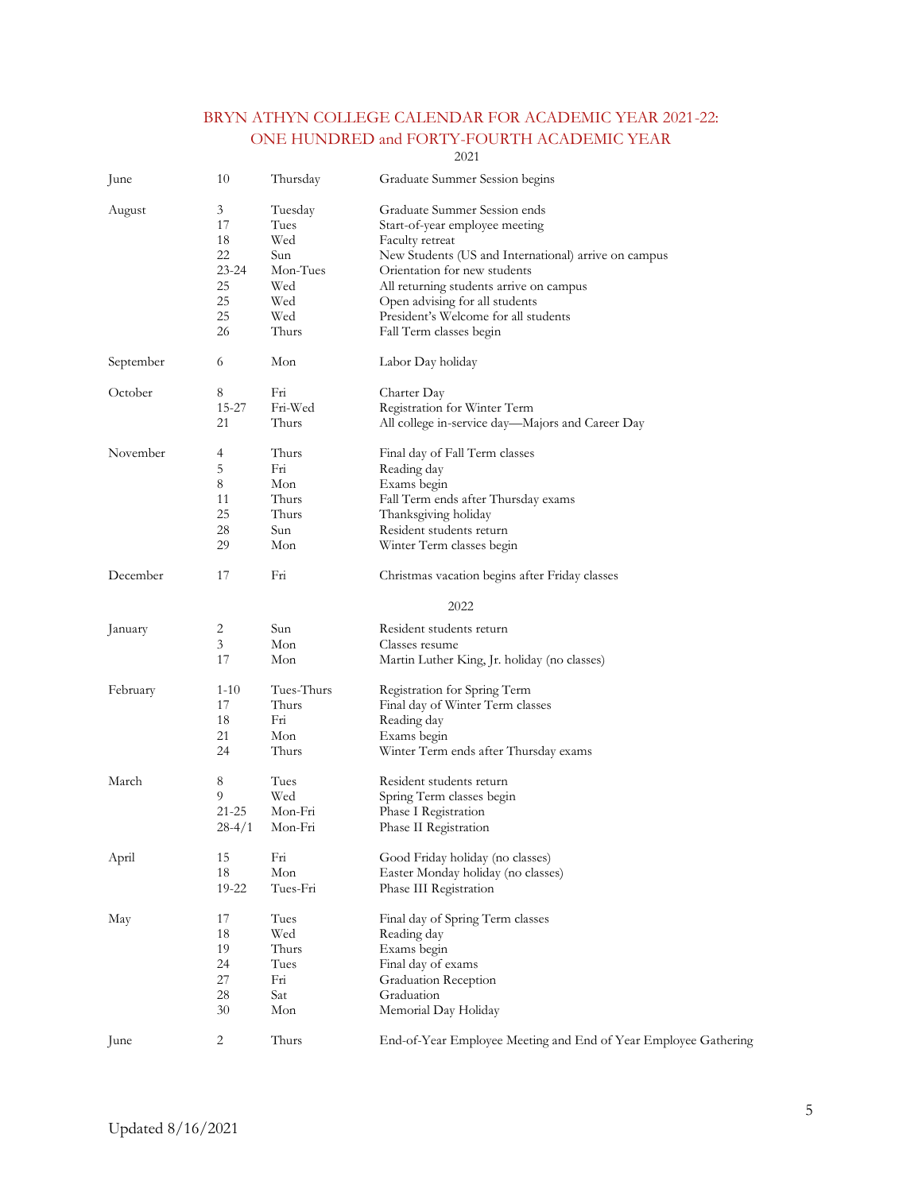# BRYN ATHYN COLLEGE CALENDAR FOR ACADEMIC YEAR 2021-22: ONE HUNDRED and FORTY-FOURTH ACADEMIC YEAR

2021

| Month | Date | Day | Event |
|---|---|---|---|
| June | 10 | Thursday | Graduate Summer Session begins |
| August | 3 | Tuesday | Graduate Summer Session ends |
| | 17 | Tues | Start-of-year employee meeting |
| | 18 | Wed | Faculty retreat |
| | 22 | Sun | New Students (US and International) arrive on campus |
| | 23-24 | Mon-Tues | Orientation for new students |
| | 25 | Wed | All returning students arrive on campus |
| | 25 | Wed | Open advising for all students |
| | 25 | Wed | President's Welcome for all students |
| | 26 | Thurs | Fall Term classes begin |
| September | 6 | Mon | Labor Day holiday |
| October | 8 | Fri | Charter Day |
| | 15-27 | Fri-Wed | Registration for Winter Term |
| | 21 | Thurs | All college in-service day—Majors and Career Day |
| November | 4 | Thurs | Final day of Fall Term classes |
| | 5 | Fri | Reading day |
| | 8 | Mon | Exams begin |
| | 11 | Thurs | Fall Term ends after Thursday exams |
| | 25 | Thurs | Thanksgiving holiday |
| | 28 | Sun | Resident students return |
| | 29 | Mon | Winter Term classes begin |
| December | 17 | Fri | Christmas vacation begins after Friday classes |

2022

| Month | Date | Day | Event |
|---|---|---|---|
| January | 2 | Sun | Resident students return |
| | 3 | Mon | Classes resume |
| | 17 | Mon | Martin Luther King, Jr. holiday (no classes) |
| February | 1-10 | Tues-Thurs | Registration for Spring Term |
| | 17 | Thurs | Final day of Winter Term classes |
| | 18 | Fri | Reading day |
| | 21 | Mon | Exams begin |
| | 24 | Thurs | Winter Term ends after Thursday exams |
| March | 8 | Tues | Resident students return |
| | 9 | Wed | Spring Term classes begin |
| | 21-25 | Mon-Fri | Phase I Registration |
| | 28-4/1 | Mon-Fri | Phase II Registration |
| April | 15 | Fri | Good Friday holiday (no classes) |
| | 18 | Mon | Easter Monday holiday (no classes) |
| | 19-22 | Tues-Fri | Phase III Registration |
| May | 17 | Tues | Final day of Spring Term classes |
| | 18 | Wed | Reading day |
| | 19 | Thurs | Exams begin |
| | 24 | Tues | Final day of exams |
| | 27 | Fri | Graduation Reception |
| | 28 | Sat | Graduation |
| | 30 | Mon | Memorial Day Holiday |
| June | 2 | Thurs | End-of-Year Employee Meeting and End of Year Employee Gathering |

Updated 8/16/2021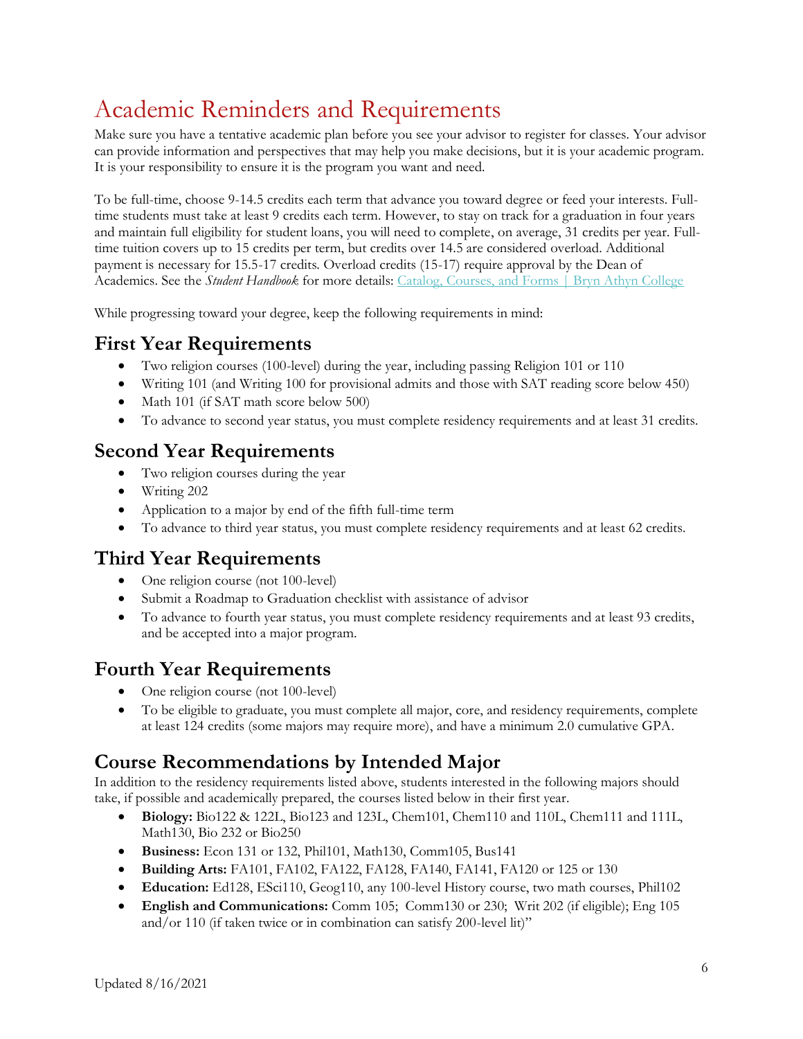# Academic Reminders and Requirements

Make sure you have a tentative academic plan before you see your advisor to register for classes. Your advisor can provide information and perspectives that may help you make decisions, but it is your academic program. It is your responsibility to ensure it is the program you want and need.

To be full-time, choose 9-14.5 credits each term that advance you toward degree or feed your interests. Full-time students must take at least 9 credits each term. However, to stay on track for a graduation in four years and maintain full eligibility for student loans, you will need to complete, on average, 31 credits per year. Full-time tuition covers up to 15 credits per term, but credits over 14.5 are considered overload. Additional payment is necessary for 15.5-17 credits. Overload credits (15-17) require approval by the Dean of Academics. See the *Student Handbook* for more details: Catalog, Courses, and Forms | Bryn Athyn College

While progressing toward your degree, keep the following requirements in mind:

## First Year Requirements

- Two religion courses (100-level) during the year, including passing Religion 101 or 110
- Writing 101 (and Writing 100 for provisional admits and those with SAT reading score below 450)
- Math 101 (if SAT math score below 500)
- To advance to second year status, you must complete residency requirements and at least 31 credits.

## Second Year Requirements

- Two religion courses during the year
- Writing 202
- Application to a major by end of the fifth full-time term
- To advance to third year status, you must complete residency requirements and at least 62 credits.

## Third Year Requirements

- One religion course (not 100-level)
- Submit a Roadmap to Graduation checklist with assistance of advisor
- To advance to fourth year status, you must complete residency requirements and at least 93 credits, and be accepted into a major program.

## Fourth Year Requirements

- One religion course (not 100-level)
- To be eligible to graduate, you must complete all major, core, and residency requirements, complete at least 124 credits (some majors may require more), and have a minimum 2.0 cumulative GPA.

## Course Recommendations by Intended Major

In addition to the residency requirements listed above, students interested in the following majors should take, if possible and academically prepared, the courses listed below in their first year.

- **Biology:** Bio122 & 122L, Bio123 and 123L, Chem101, Chem110 and 110L, Chem111 and 111L, Math130, Bio 232 or Bio250
- **Business:** Econ 131 or 132, Phil101, Math130, Comm105, Bus141
- **Building Arts:** FA101, FA102, FA122, FA128, FA140, FA141, FA120 or 125 or 130
- **Education:** Ed128, ESci110, Geog110, any 100-level History course, two math courses, Phil102
- **English and Communications:** Comm 105; Comm130 or 230; Writ 202 (if eligible); Eng 105 and/or 110 (if taken twice or in combination can satisfy 200-level lit)"

Updated 8/16/2021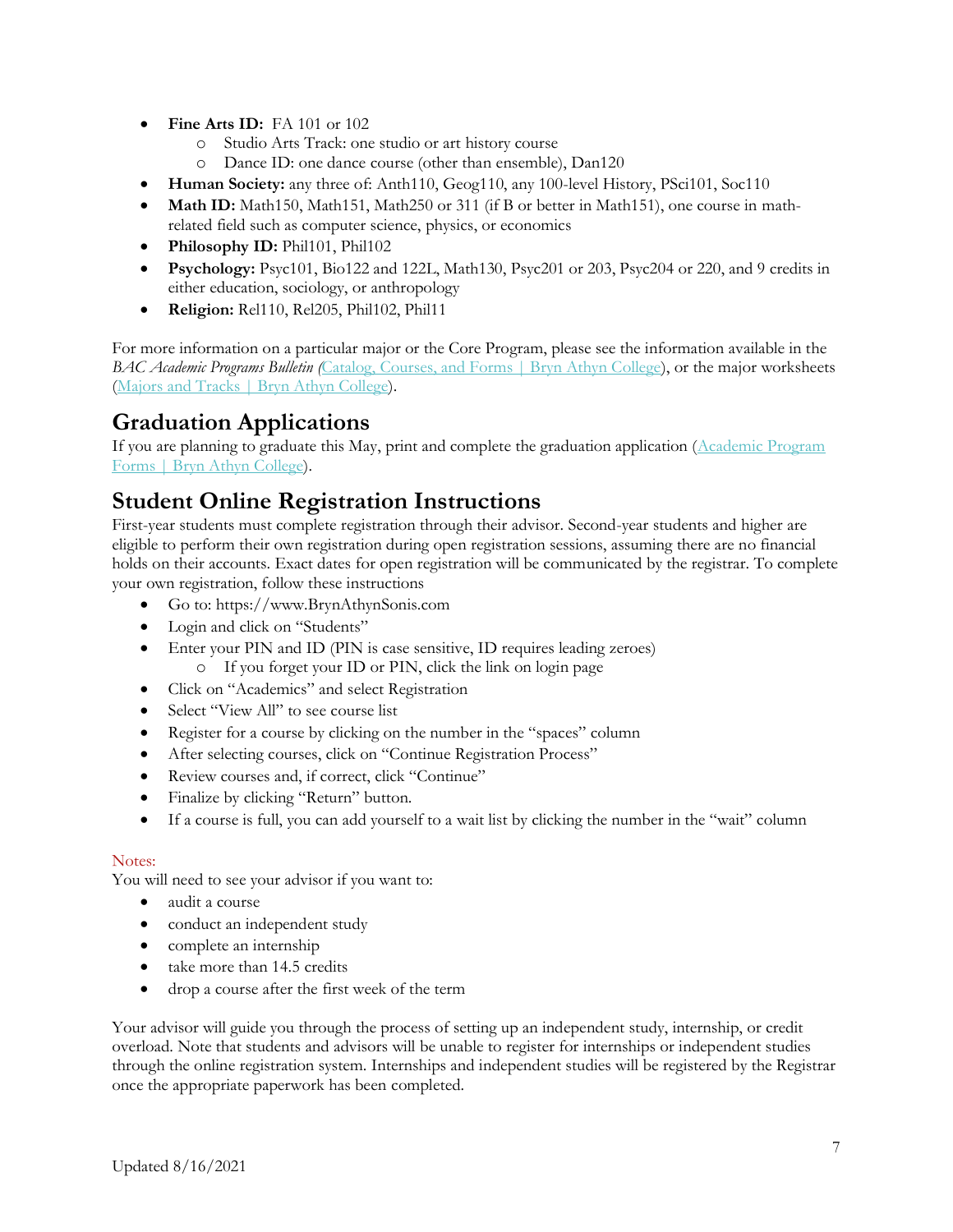- **Fine Arts ID:** FA 101 or 102
  - Studio Arts Track: one studio or art history course
  - Dance ID: one dance course (other than ensemble), Dan120
- **Human Society:** any three of: Anth110, Geog110, any 100-level History, PSci101, Soc110
- **Math ID:** Math150, Math151, Math250 or 311 (if B or better in Math151), one course in math-related field such as computer science, physics, or economics
- **Philosophy ID:** Phil101, Phil102
- **Psychology:** Psyc101, Bio122 and 122L, Math130, Psyc201 or 203, Psyc204 or 220, and 9 credits in either education, sociology, or anthropology
- **Religion:** Rel110, Rel205, Phil102, Phil11

For more information on a particular major or the Core Program, please see the information available in the *BAC Academic Programs Bulletin* (Catalog, Courses, and Forms | Bryn Athyn College), or the major worksheets (Majors and Tracks | Bryn Athyn College).

## Graduation Applications

If you are planning to graduate this May, print and complete the graduation application (Academic Program Forms | Bryn Athyn College).

## Student Online Registration Instructions

First-year students must complete registration through their advisor. Second-year students and higher are eligible to perform their own registration during open registration sessions, assuming there are no financial holds on their accounts. Exact dates for open registration will be communicated by the registrar. To complete your own registration, follow these instructions

- Go to: https://www.BrynAthynSonis.com
- Login and click on "Students"
- Enter your PIN and ID (PIN is case sensitive, ID requires leading zeroes)
  - If you forget your ID or PIN, click the link on login page
- Click on "Academics" and select Registration
- Select "View All" to see course list
- Register for a course by clicking on the number in the "spaces" column
- After selecting courses, click on "Continue Registration Process"
- Review courses and, if correct, click "Continue"
- Finalize by clicking "Return" button.
- If a course is full, you can add yourself to a wait list by clicking the number in the "wait" column

Notes:
You will need to see your advisor if you want to:

- audit a course
- conduct an independent study
- complete an internship
- take more than 14.5 credits
- drop a course after the first week of the term

Your advisor will guide you through the process of setting up an independent study, internship, or credit overload. Note that students and advisors will be unable to register for internships or independent studies through the online registration system. Internships and independent studies will be registered by the Registrar once the appropriate paperwork has been completed.

Updated 8/16/2021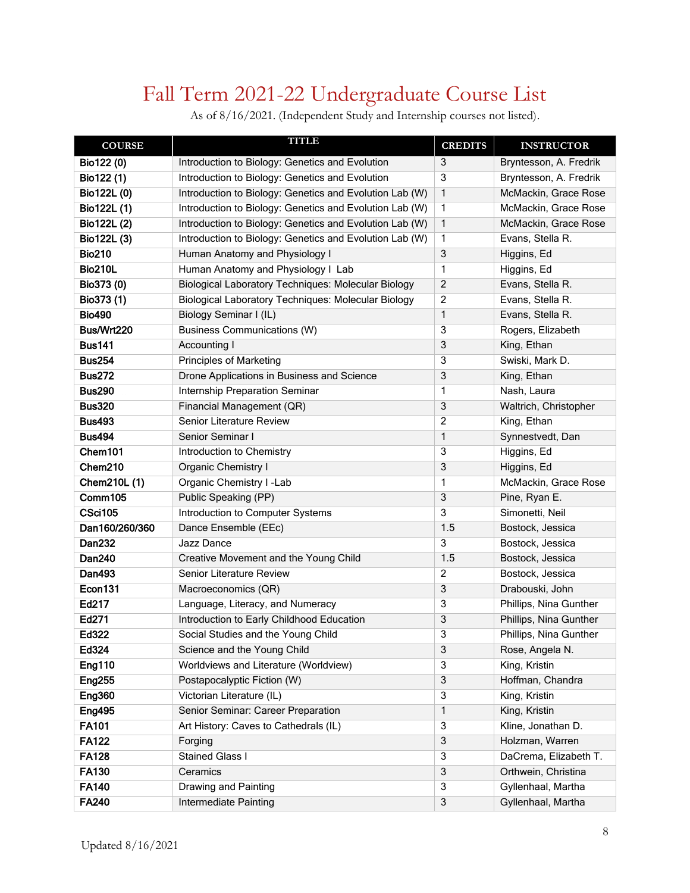# Fall Term 2021-22 Undergraduate Course List

As of 8/16/2021. (Independent Study and Internship courses not listed).

| COURSE | TITLE | CREDITS | INSTRUCTOR |
|---|---|---|---|
| **Bio122 (0)** | Introduction to Biology: Genetics and Evolution | 3 | Bryntesson, A. Fredrik |
| **Bio122 (1)** | Introduction to Biology: Genetics and Evolution | 3 | Bryntesson, A. Fredrik |
| **Bio122L (0)** | Introduction to Biology: Genetics and Evolution Lab (W) | 1 | McMackin, Grace Rose |
| **Bio122L (1)** | Introduction to Biology: Genetics and Evolution Lab (W) | 1 | McMackin, Grace Rose |
| **Bio122L (2)** | Introduction to Biology: Genetics and Evolution Lab (W) | 1 | McMackin, Grace Rose |
| **Bio122L (3)** | Introduction to Biology: Genetics and Evolution Lab (W) | 1 | Evans, Stella R. |
| **Bio210** | Human Anatomy and Physiology I | 3 | Higgins, Ed |
| **Bio210L** | Human Anatomy and Physiology I Lab | 1 | Higgins, Ed |
| **Bio373 (0)** | Biological Laboratory Techniques: Molecular Biology | 2 | Evans, Stella R. |
| **Bio373 (1)** | Biological Laboratory Techniques: Molecular Biology | 2 | Evans, Stella R. |
| **Bio490** | Biology Seminar I (IL) | 1 | Evans, Stella R. |
| **Bus/Wrt220** | Business Communications (W) | 3 | Rogers, Elizabeth |
| **Bus141** | Accounting I | 3 | King, Ethan |
| **Bus254** | Principles of Marketing | 3 | Swiski, Mark D. |
| **Bus272** | Drone Applications in Business and Science | 3 | King, Ethan |
| **Bus290** | Internship Preparation Seminar | 1 | Nash, Laura |
| **Bus320** | Financial Management (QR) | 3 | Waltrich, Christopher |
| **Bus493** | Senior Literature Review | 2 | King, Ethan |
| **Bus494** | Senior Seminar I | 1 | Synnestvedt, Dan |
| **Chem101** | Introduction to Chemistry | 3 | Higgins, Ed |
| **Chem210** | Organic Chemistry I | 3 | Higgins, Ed |
| **Chem210L (1)** | Organic Chemistry I -Lab | 1 | McMackin, Grace Rose |
| **Comm105** | Public Speaking (PP) | 3 | Pine, Ryan E. |
| **CSci105** | Introduction to Computer Systems | 3 | Simonetti, Neil |
| **Dan160/260/360** | Dance Ensemble (EEc) | 1.5 | Bostock, Jessica |
| **Dan232** | Jazz Dance | 3 | Bostock, Jessica |
| **Dan240** | Creative Movement and the Young Child | 1.5 | Bostock, Jessica |
| **Dan493** | Senior Literature Review | 2 | Bostock, Jessica |
| **Econ131** | Macroeconomics (QR) | 3 | Drabouski, John |
| **Ed217** | Language, Literacy, and Numeracy | 3 | Phillips, Nina Gunther |
| **Ed271** | Introduction to Early Childhood Education | 3 | Phillips, Nina Gunther |
| **Ed322** | Social Studies and the Young Child | 3 | Phillips, Nina Gunther |
| **Ed324** | Science and the Young Child | 3 | Rose, Angela N. |
| **Eng110** | Worldviews and Literature (Worldview) | 3 | King, Kristin |
| **Eng255** | Postapocalyptic Fiction (W) | 3 | Hoffman, Chandra |
| **Eng360** | Victorian Literature (IL) | 3 | King, Kristin |
| **Eng495** | Senior Seminar: Career Preparation | 1 | King, Kristin |
| **FA101** | Art History: Caves to Cathedrals (IL) | 3 | Kline, Jonathan D. |
| **FA122** | Forging | 3 | Holzman, Warren |
| **FA128** | Stained Glass I | 3 | DaCrema, Elizabeth T. |
| **FA130** | Ceramics | 3 | Orthwein, Christina |
| **FA140** | Drawing and Painting | 3 | Gyllenhaal, Martha |
| **FA240** | Intermediate Painting | 3 | Gyllenhaal, Martha |

Updated 8/16/2021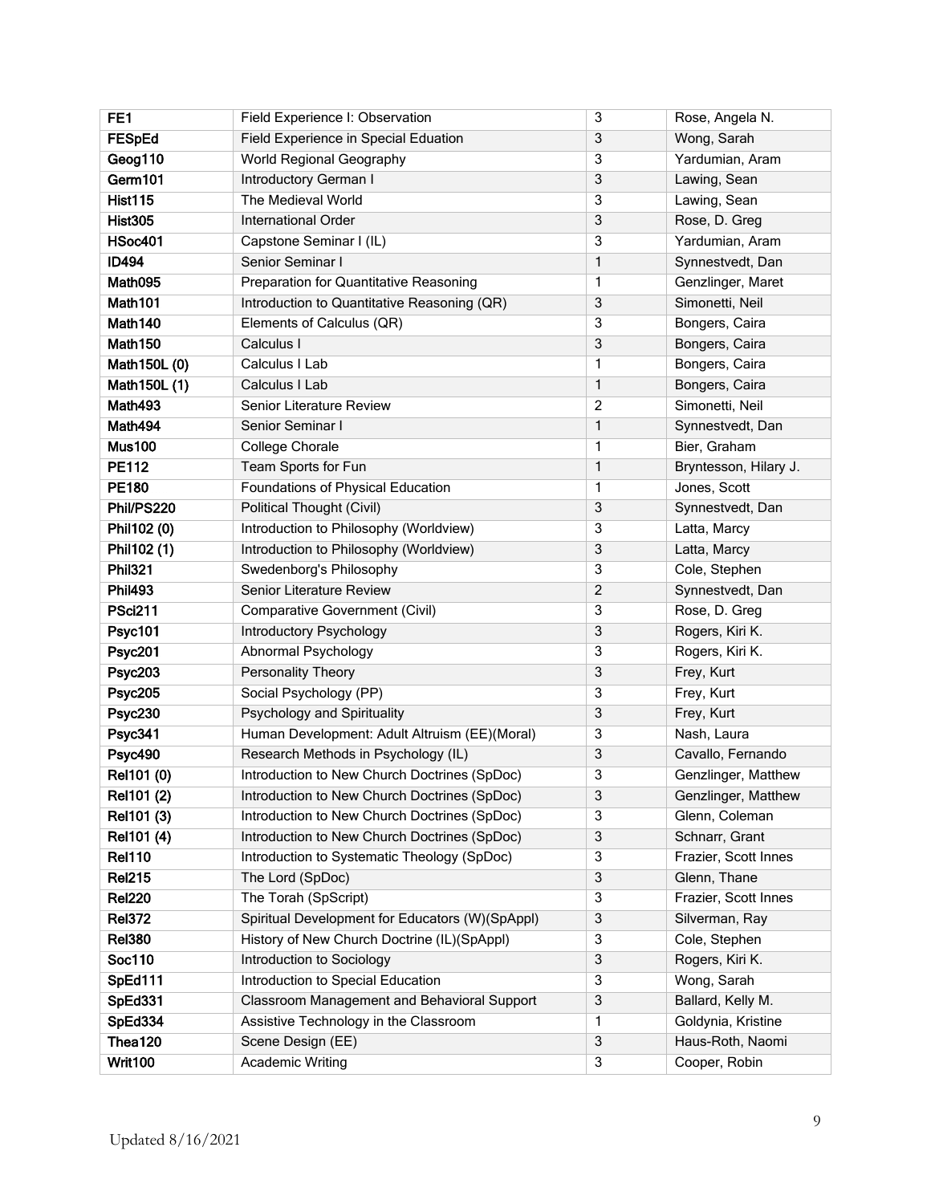| **FE1** | Field Experience I: Observation | 3 | Rose, Angela N. |
|---|---|---|---|
| **FESpEd** | Field Experience in Special Eduation | 3 | Wong, Sarah |
| **Geog110** | World Regional Geography | 3 | Yardumian, Aram |
| **Germ101** | Introductory German I | 3 | Lawing, Sean |
| **Hist115** | The Medieval World | 3 | Lawing, Sean |
| **Hist305** | International Order | 3 | Rose, D. Greg |
| **HSoc401** | Capstone Seminar I (IL) | 3 | Yardumian, Aram |
| **ID494** | Senior Seminar I | 1 | Synnestvedt, Dan |
| **Math095** | Preparation for Quantitative Reasoning | 1 | Genzlinger, Maret |
| **Math101** | Introduction to Quantitative Reasoning (QR) | 3 | Simonetti, Neil |
| **Math140** | Elements of Calculus (QR) | 3 | Bongers, Caira |
| **Math150** | Calculus I | 3 | Bongers, Caira |
| **Math150L (0)** | Calculus I Lab | 1 | Bongers, Caira |
| **Math150L (1)** | Calculus I Lab | 1 | Bongers, Caira |
| **Math493** | Senior Literature Review | 2 | Simonetti, Neil |
| **Math494** | Senior Seminar I | 1 | Synnestvedt, Dan |
| **Mus100** | College Chorale | 1 | Bier, Graham |
| **PE112** | Team Sports for Fun | 1 | Bryntesson, Hilary J. |
| **PE180** | Foundations of Physical Education | 1 | Jones, Scott |
| **Phil/PS220** | Political Thought (Civil) | 3 | Synnestvedt, Dan |
| **Phil102 (0)** | Introduction to Philosophy (Worldview) | 3 | Latta, Marcy |
| **Phil102 (1)** | Introduction to Philosophy (Worldview) | 3 | Latta, Marcy |
| **Phil321** | Swedenborg's Philosophy | 3 | Cole, Stephen |
| **Phil493** | Senior Literature Review | 2 | Synnestvedt, Dan |
| **PSci211** | Comparative Government (Civil) | 3 | Rose, D. Greg |
| **Psyc101** | Introductory Psychology | 3 | Rogers, Kiri K. |
| **Psyc201** | Abnormal Psychology | 3 | Rogers, Kiri K. |
| **Psyc203** | Personality Theory | 3 | Frey, Kurt |
| **Psyc205** | Social Psychology (PP) | 3 | Frey, Kurt |
| **Psyc230** | Psychology and Spirituality | 3 | Frey, Kurt |
| **Psyc341** | Human Development: Adult Altruism (EE)(Moral) | 3 | Nash, Laura |
| **Psyc490** | Research Methods in Psychology (IL) | 3 | Cavallo, Fernando |
| **Rel101 (0)** | Introduction to New Church Doctrines (SpDoc) | 3 | Genzlinger, Matthew |
| **Rel101 (2)** | Introduction to New Church Doctrines (SpDoc) | 3 | Genzlinger, Matthew |
| **Rel101 (3)** | Introduction to New Church Doctrines (SpDoc) | 3 | Glenn, Coleman |
| **Rel101 (4)** | Introduction to New Church Doctrines (SpDoc) | 3 | Schnarr, Grant |
| **Rel110** | Introduction to Systematic Theology (SpDoc) | 3 | Frazier, Scott Innes |
| **Rel215** | The Lord (SpDoc) | 3 | Glenn, Thane |
| **Rel220** | The Torah (SpScript) | 3 | Frazier, Scott Innes |
| **Rel372** | Spiritual Development for Educators (W)(SpAppl) | 3 | Silverman, Ray |
| **Rel380** | History of New Church Doctrine (IL)(SpAppl) | 3 | Cole, Stephen |
| **Soc110** | Introduction to Sociology | 3 | Rogers, Kiri K. |
| **SpEd111** | Introduction to Special Education | 3 | Wong, Sarah |
| **SpEd331** | Classroom Management and Behavioral Support | 3 | Ballard, Kelly M. |
| **SpEd334** | Assistive Technology in the Classroom | 1 | Goldynia, Kristine |
| **Thea120** | Scene Design (EE) | 3 | Haus-Roth, Naomi |
| **Writ100** | Academic Writing | 3 | Cooper, Robin |

Updated 8/16/2021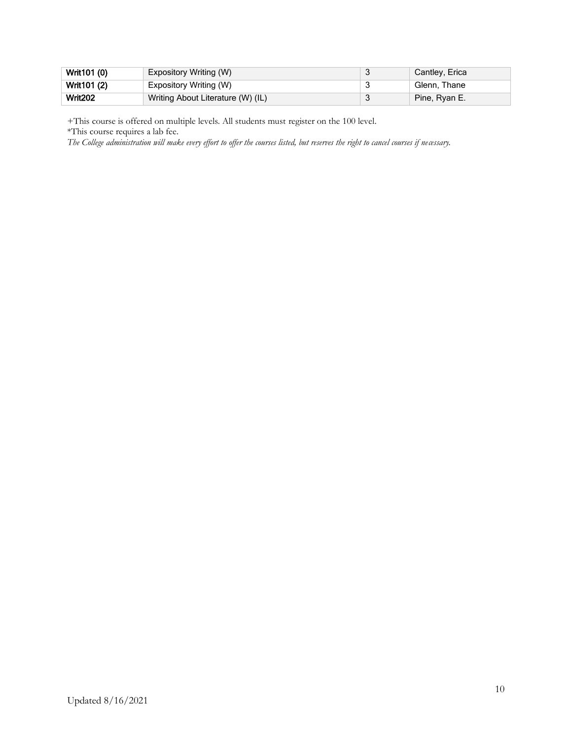| Writ101 (0) | Expository Writing (W) | 3 | Cantley, Erica |
|---|---|---|---|
| Writ101 (2) | Expository Writing (W) | 3 | Glenn, Thane |
| Writ202 | Writing About Literature (W) (IL) | 3 | Pine, Ryan E. |

+This course is offered on multiple levels. All students must register on the 100 level.

*This course requires a lab fee.

*The College administration will make every effort to offer the courses listed, but reserves the right to cancel courses if necessary.*

Updated 8/16/2021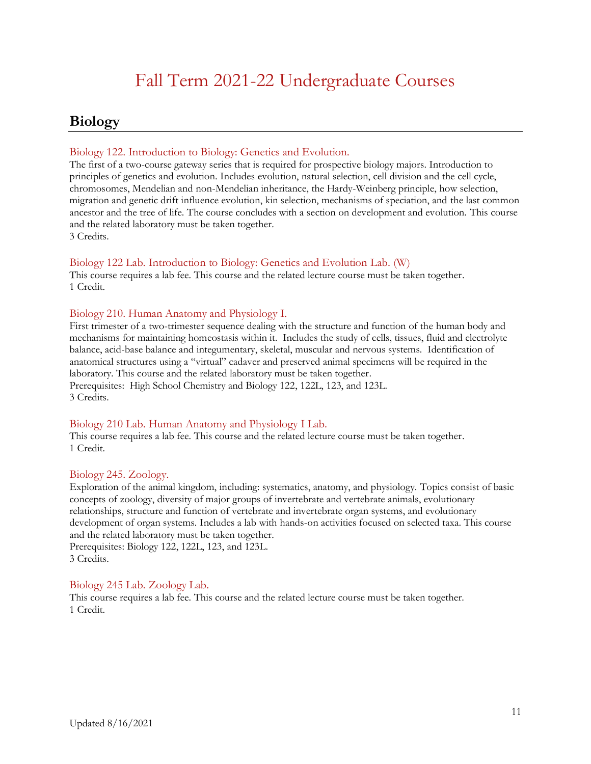# Fall Term 2021-22 Undergraduate Courses

## Biology

### Biology 122. Introduction to Biology: Genetics and Evolution.

The first of a two-course gateway series that is required for prospective biology majors. Introduction to principles of genetics and evolution. Includes evolution, natural selection, cell division and the cell cycle, chromosomes, Mendelian and non-Mendelian inheritance, the Hardy-Weinberg principle, how selection, migration and genetic drift influence evolution, kin selection, mechanisms of speciation, and the last common ancestor and the tree of life. The course concludes with a section on development and evolution. This course and the related laboratory must be taken together.
3 Credits.

### Biology 122 Lab. Introduction to Biology: Genetics and Evolution Lab. (W)

This course requires a lab fee. This course and the related lecture course must be taken together.
1 Credit.

### Biology 210. Human Anatomy and Physiology I.

First trimester of a two-trimester sequence dealing with the structure and function of the human body and mechanisms for maintaining homeostasis within it. Includes the study of cells, tissues, fluid and electrolyte balance, acid-base balance and integumentary, skeletal, muscular and nervous systems. Identification of anatomical structures using a "virtual" cadaver and preserved animal specimens will be required in the laboratory. This course and the related laboratory must be taken together.
Prerequisites: High School Chemistry and Biology 122, 122L, 123, and 123L.
3 Credits.

### Biology 210 Lab. Human Anatomy and Physiology I Lab.

This course requires a lab fee. This course and the related lecture course must be taken together.
1 Credit.

### Biology 245. Zoology.

Exploration of the animal kingdom, including: systematics, anatomy, and physiology. Topics consist of basic concepts of zoology, diversity of major groups of invertebrate and vertebrate animals, evolutionary relationships, structure and function of vertebrate and invertebrate organ systems, and evolutionary development of organ systems. Includes a lab with hands-on activities focused on selected taxa. This course and the related laboratory must be taken together.
Prerequisites: Biology 122, 122L, 123, and 123L.
3 Credits.

### Biology 245 Lab. Zoology Lab.

This course requires a lab fee. This course and the related lecture course must be taken together.
1 Credit.

Updated 8/16/2021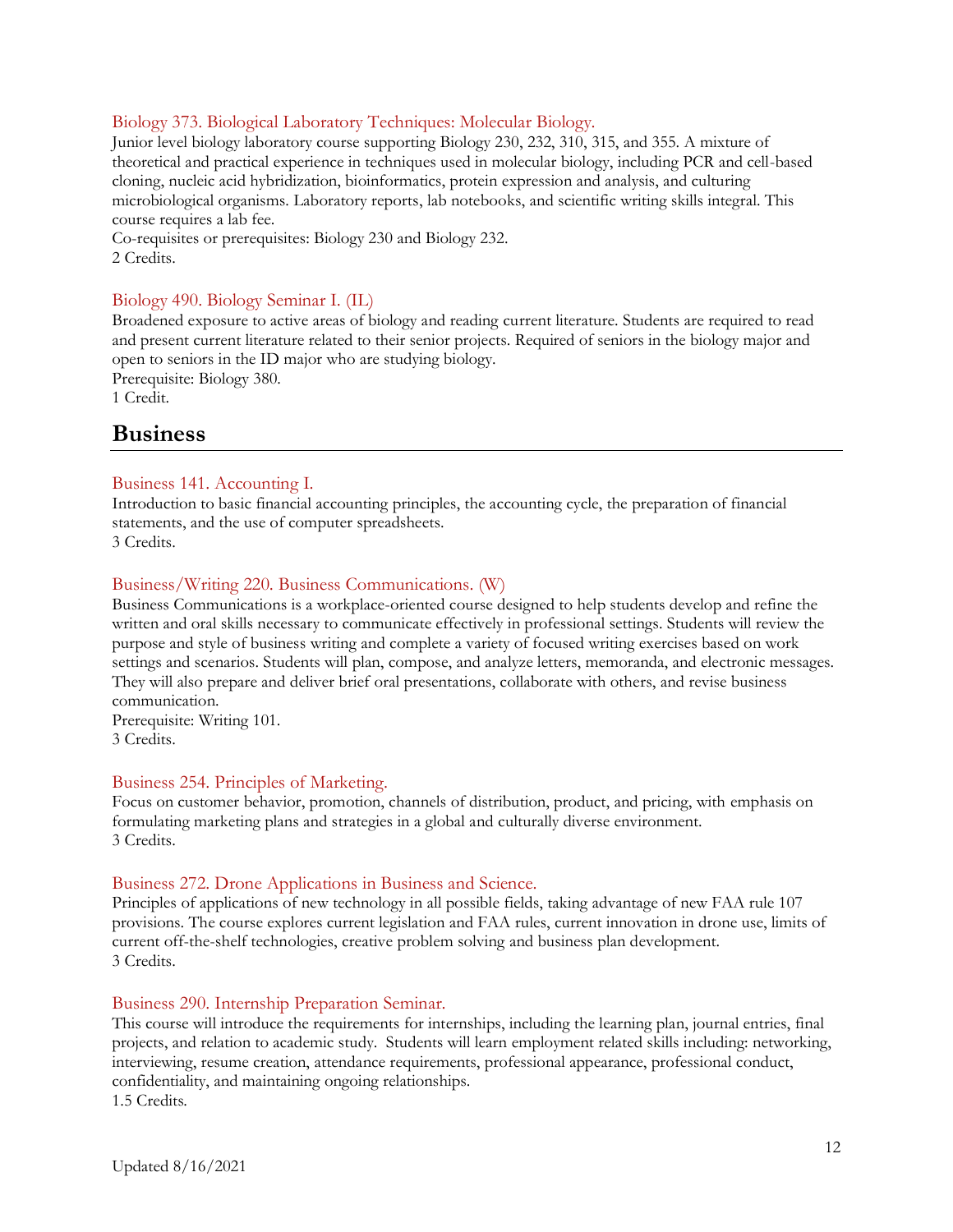### Biology 373. Biological Laboratory Techniques: Molecular Biology.

Junior level biology laboratory course supporting Biology 230, 232, 310, 315, and 355. A mixture of theoretical and practical experience in techniques used in molecular biology, including PCR and cell-based cloning, nucleic acid hybridization, bioinformatics, protein expression and analysis, and culturing microbiological organisms. Laboratory reports, lab notebooks, and scientific writing skills integral. This course requires a lab fee.
Co-requisites or prerequisites: Biology 230 and Biology 232.
2 Credits.

### Biology 490. Biology Seminar I. (IL)

Broadened exposure to active areas of biology and reading current literature. Students are required to read and present current literature related to their senior projects. Required of seniors in the biology major and open to seniors in the ID major who are studying biology.
Prerequisite: Biology 380.
1 Credit.

## Business

### Business 141. Accounting I.

Introduction to basic financial accounting principles, the accounting cycle, the preparation of financial statements, and the use of computer spreadsheets.
3 Credits.

### Business/Writing 220. Business Communications. (W)

Business Communications is a workplace-oriented course designed to help students develop and refine the written and oral skills necessary to communicate effectively in professional settings. Students will review the purpose and style of business writing and complete a variety of focused writing exercises based on work settings and scenarios. Students will plan, compose, and analyze letters, memoranda, and electronic messages. They will also prepare and deliver brief oral presentations, collaborate with others, and revise business communication.
Prerequisite: Writing 101.
3 Credits.

### Business 254. Principles of Marketing.

Focus on customer behavior, promotion, channels of distribution, product, and pricing, with emphasis on formulating marketing plans and strategies in a global and culturally diverse environment.
3 Credits.

### Business 272. Drone Applications in Business and Science.

Principles of applications of new technology in all possible fields, taking advantage of new FAA rule 107 provisions. The course explores current legislation and FAA rules, current innovation in drone use, limits of current off-the-shelf technologies, creative problem solving and business plan development.
3 Credits.

### Business 290. Internship Preparation Seminar.

This course will introduce the requirements for internships, including the learning plan, journal entries, final projects, and relation to academic study. Students will learn employment related skills including: networking, interviewing, resume creation, attendance requirements, professional appearance, professional conduct, confidentiality, and maintaining ongoing relationships.
1.5 Credits.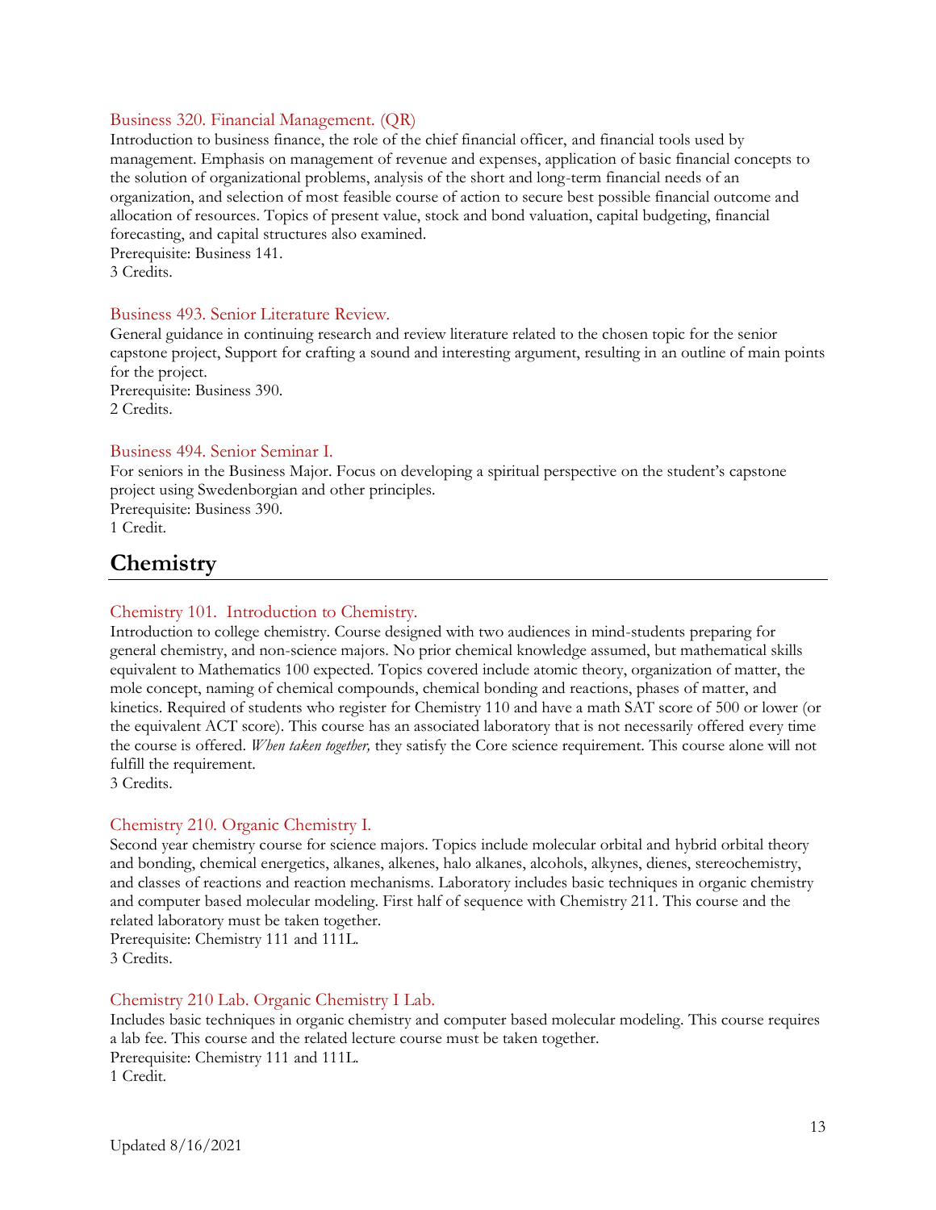### Business 320. Financial Management. (QR)

Introduction to business finance, the role of the chief financial officer, and financial tools used by management. Emphasis on management of revenue and expenses, application of basic financial concepts to the solution of organizational problems, analysis of the short and long-term financial needs of an organization, and selection of most feasible course of action to secure best possible financial outcome and allocation of resources. Topics of present value, stock and bond valuation, capital budgeting, financial forecasting, and capital structures also examined.
Prerequisite: Business 141.
3 Credits.

### Business 493. Senior Literature Review.

General guidance in continuing research and review literature related to the chosen topic for the senior capstone project, Support for crafting a sound and interesting argument, resulting in an outline of main points for the project.
Prerequisite: Business 390.
2 Credits.

### Business 494. Senior Seminar I.

For seniors in the Business Major. Focus on developing a spiritual perspective on the student's capstone project using Swedenborgian and other principles.
Prerequisite: Business 390.
1 Credit.

## Chemistry

### Chemistry 101. Introduction to Chemistry.

Introduction to college chemistry. Course designed with two audiences in mind-students preparing for general chemistry, and non-science majors. No prior chemical knowledge assumed, but mathematical skills equivalent to Mathematics 100 expected. Topics covered include atomic theory, organization of matter, the mole concept, naming of chemical compounds, chemical bonding and reactions, phases of matter, and kinetics. Required of students who register for Chemistry 110 and have a math SAT score of 500 or lower (or the equivalent ACT score). This course has an associated laboratory that is not necessarily offered every time the course is offered. *When taken together,* they satisfy the Core science requirement. This course alone will not fulfill the requirement.
3 Credits.

### Chemistry 210. Organic Chemistry I.

Second year chemistry course for science majors. Topics include molecular orbital and hybrid orbital theory and bonding, chemical energetics, alkanes, alkenes, halo alkanes, alcohols, alkynes, dienes, stereochemistry, and classes of reactions and reaction mechanisms. Laboratory includes basic techniques in organic chemistry and computer based molecular modeling. First half of sequence with Chemistry 211. This course and the related laboratory must be taken together.
Prerequisite: Chemistry 111 and 111L.
3 Credits.

### Chemistry 210 Lab. Organic Chemistry I Lab.

Includes basic techniques in organic chemistry and computer based molecular modeling. This course requires a lab fee. This course and the related lecture course must be taken together.
Prerequisite: Chemistry 111 and 111L.
1 Credit.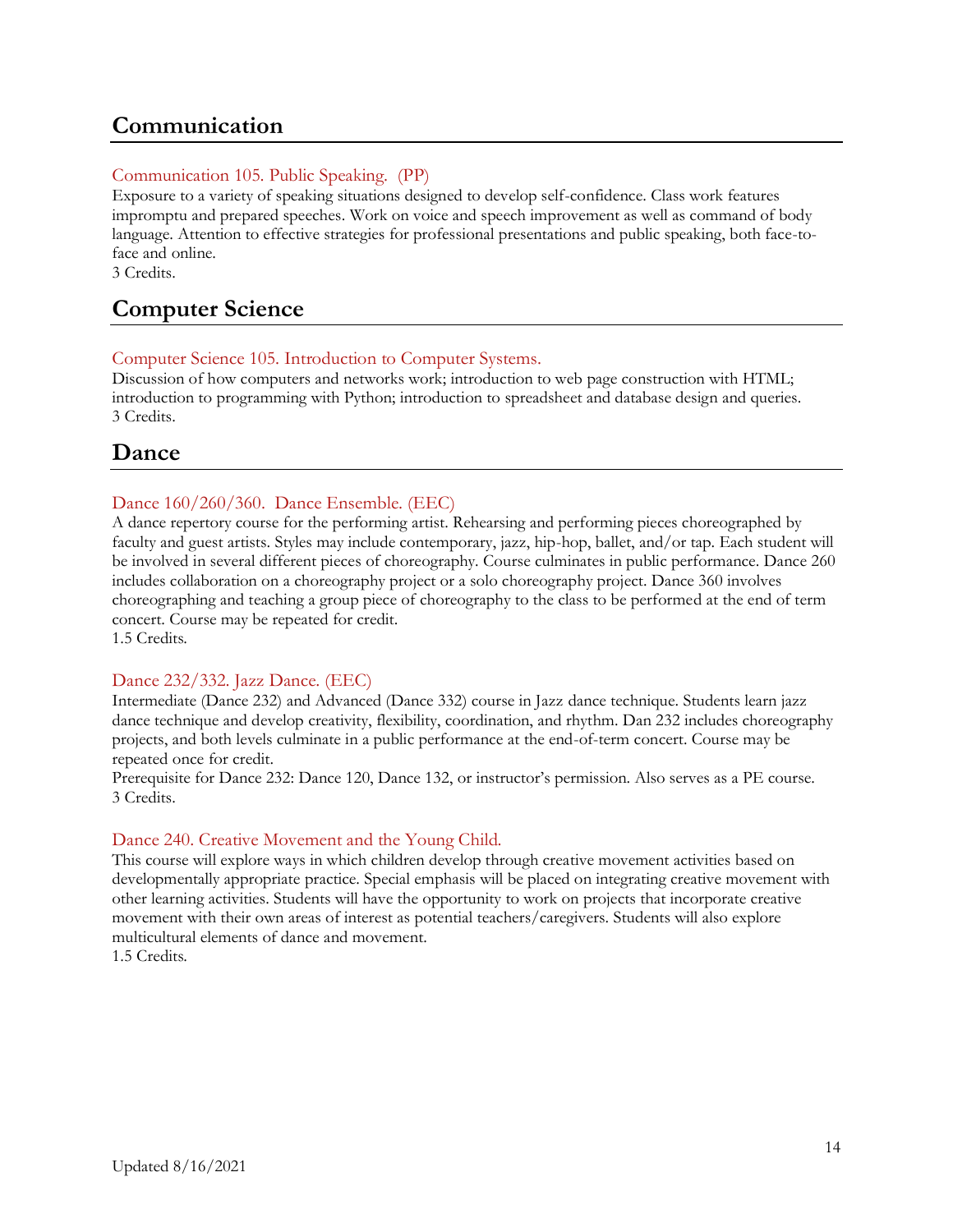## Communication

### Communication 105. Public Speaking. (PP)

Exposure to a variety of speaking situations designed to develop self-confidence. Class work features impromptu and prepared speeches. Work on voice and speech improvement as well as command of body language. Attention to effective strategies for professional presentations and public speaking, both face-to-face and online.
3 Credits.

## Computer Science

### Computer Science 105. Introduction to Computer Systems.

Discussion of how computers and networks work; introduction to web page construction with HTML; introduction to programming with Python; introduction to spreadsheet and database design and queries.
3 Credits.

## Dance

### Dance 160/260/360. Dance Ensemble. (EEC)

A dance repertory course for the performing artist. Rehearsing and performing pieces choreographed by faculty and guest artists. Styles may include contemporary, jazz, hip-hop, ballet, and/or tap. Each student will be involved in several different pieces of choreography. Course culminates in public performance. Dance 260 includes collaboration on a choreography project or a solo choreography project. Dance 360 involves choreographing and teaching a group piece of choreography to the class to be performed at the end of term concert. Course may be repeated for credit.
1.5 Credits.

### Dance 232/332. Jazz Dance. (EEC)

Intermediate (Dance 232) and Advanced (Dance 332) course in Jazz dance technique. Students learn jazz dance technique and develop creativity, flexibility, coordination, and rhythm. Dan 232 includes choreography projects, and both levels culminate in a public performance at the end-of-term concert. Course may be repeated once for credit.
Prerequisite for Dance 232: Dance 120, Dance 132, or instructor's permission. Also serves as a PE course.
3 Credits.

### Dance 240. Creative Movement and the Young Child.

This course will explore ways in which children develop through creative movement activities based on developmentally appropriate practice. Special emphasis will be placed on integrating creative movement with other learning activities. Students will have the opportunity to work on projects that incorporate creative movement with their own areas of interest as potential teachers/caregivers. Students will also explore multicultural elements of dance and movement.
1.5 Credits.

Updated 8/16/2021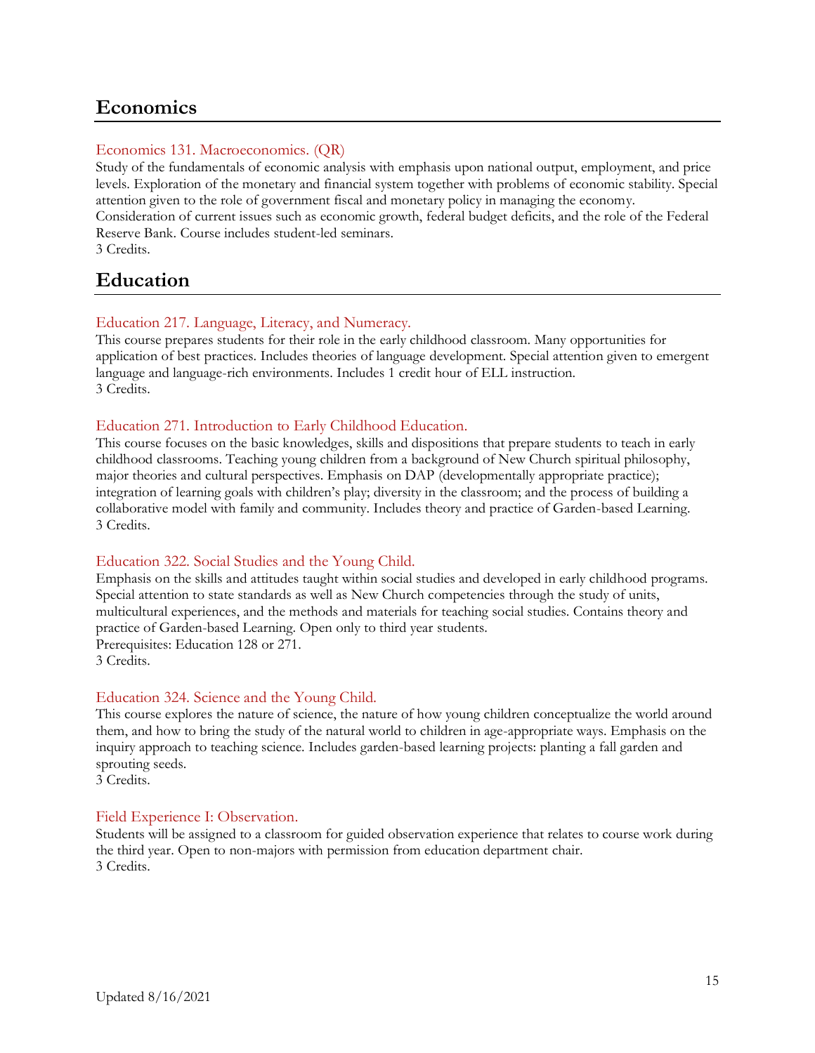## Economics

### Economics 131. Macroeconomics. (QR)

Study of the fundamentals of economic analysis with emphasis upon national output, employment, and price levels. Exploration of the monetary and financial system together with problems of economic stability. Special attention given to the role of government fiscal and monetary policy in managing the economy. Consideration of current issues such as economic growth, federal budget deficits, and the role of the Federal Reserve Bank. Course includes student-led seminars.
3 Credits.

## Education

### Education 217. Language, Literacy, and Numeracy.

This course prepares students for their role in the early childhood classroom. Many opportunities for application of best practices. Includes theories of language development. Special attention given to emergent language and language-rich environments. Includes 1 credit hour of ELL instruction.
3 Credits.

### Education 271. Introduction to Early Childhood Education.

This course focuses on the basic knowledges, skills and dispositions that prepare students to teach in early childhood classrooms. Teaching young children from a background of New Church spiritual philosophy, major theories and cultural perspectives. Emphasis on DAP (developmentally appropriate practice); integration of learning goals with children's play; diversity in the classroom; and the process of building a collaborative model with family and community. Includes theory and practice of Garden-based Learning.
3 Credits.

### Education 322. Social Studies and the Young Child.

Emphasis on the skills and attitudes taught within social studies and developed in early childhood programs. Special attention to state standards as well as New Church competencies through the study of units, multicultural experiences, and the methods and materials for teaching social studies. Contains theory and practice of Garden-based Learning. Open only to third year students.
Prerequisites: Education 128 or 271.
3 Credits.

### Education 324. Science and the Young Child.

This course explores the nature of science, the nature of how young children conceptualize the world around them, and how to bring the study of the natural world to children in age-appropriate ways. Emphasis on the inquiry approach to teaching science. Includes garden-based learning projects: planting a fall garden and sprouting seeds.
3 Credits.

### Field Experience I: Observation.

Students will be assigned to a classroom for guided observation experience that relates to course work during the third year. Open to non-majors with permission from education department chair.
3 Credits.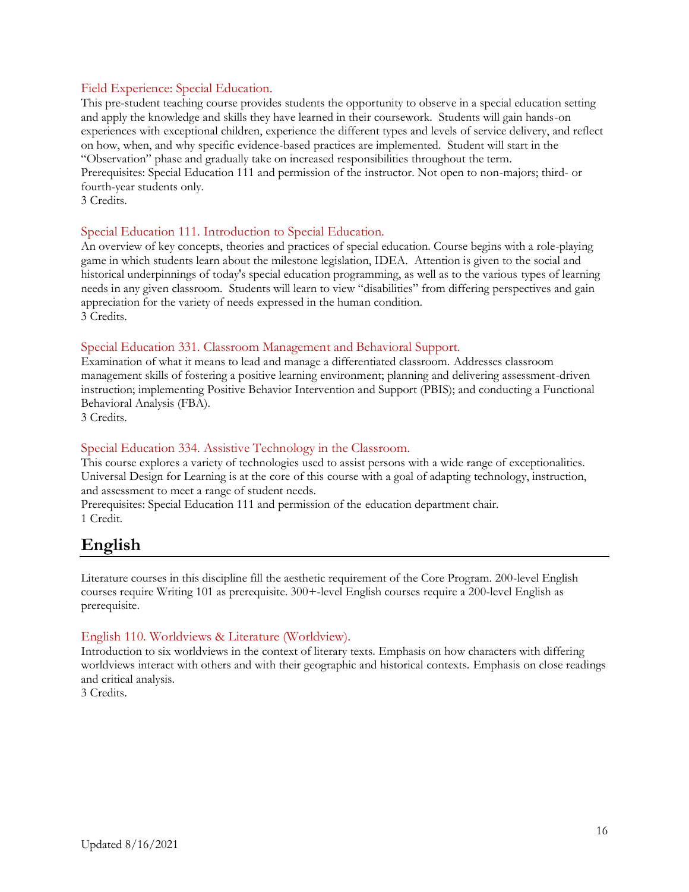### Field Experience: Special Education.

This pre-student teaching course provides students the opportunity to observe in a special education setting and apply the knowledge and skills they have learned in their coursework. Students will gain hands-on experiences with exceptional children, experience the different types and levels of service delivery, and reflect on how, when, and why specific evidence-based practices are implemented. Student will start in the "Observation" phase and gradually take on increased responsibilities throughout the term.
Prerequisites: Special Education 111 and permission of the instructor. Not open to non-majors; third- or fourth-year students only.
3 Credits.

### Special Education 111. Introduction to Special Education.

An overview of key concepts, theories and practices of special education. Course begins with a role-playing game in which students learn about the milestone legislation, IDEA. Attention is given to the social and historical underpinnings of today's special education programming, as well as to the various types of learning needs in any given classroom. Students will learn to view "disabilities" from differing perspectives and gain appreciation for the variety of needs expressed in the human condition.
3 Credits.

### Special Education 331. Classroom Management and Behavioral Support.

Examination of what it means to lead and manage a differentiated classroom. Addresses classroom management skills of fostering a positive learning environment; planning and delivering assessment-driven instruction; implementing Positive Behavior Intervention and Support (PBIS); and conducting a Functional Behavioral Analysis (FBA).
3 Credits.

### Special Education 334. Assistive Technology in the Classroom.

This course explores a variety of technologies used to assist persons with a wide range of exceptionalities. Universal Design for Learning is at the core of this course with a goal of adapting technology, instruction, and assessment to meet a range of student needs.
Prerequisites: Special Education 111 and permission of the education department chair.
1 Credit.

## English

Literature courses in this discipline fill the aesthetic requirement of the Core Program. 200-level English courses require Writing 101 as prerequisite. 300+-level English courses require a 200-level English as prerequisite.

### English 110. Worldviews & Literature (Worldview).

Introduction to six worldviews in the context of literary texts. Emphasis on how characters with differing worldviews interact with others and with their geographic and historical contexts. Emphasis on close readings and critical analysis.
3 Credits.

Updated 8/16/2021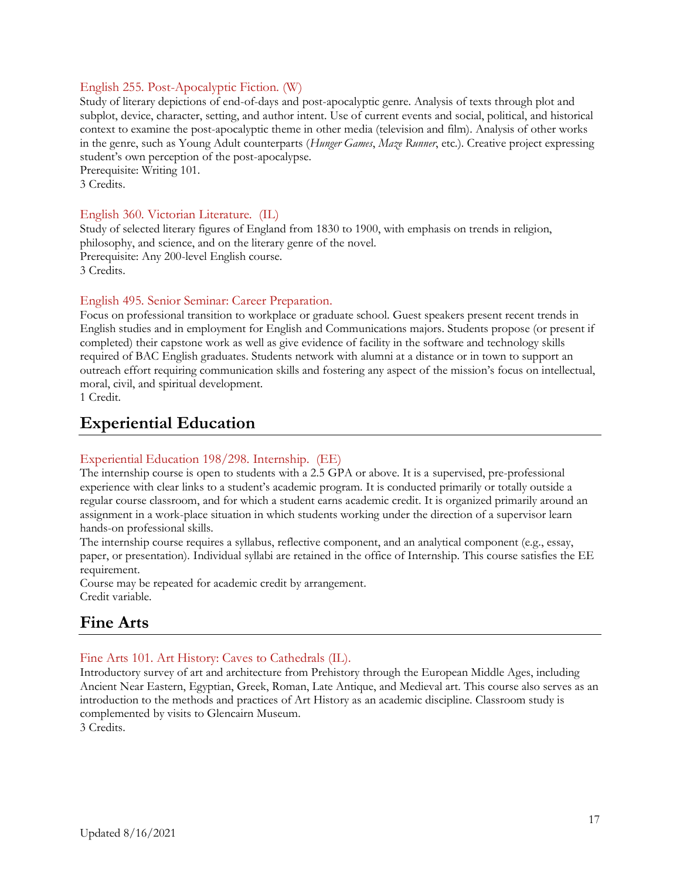### English 255. Post-Apocalyptic Fiction. (W)

Study of literary depictions of end-of-days and post-apocalyptic genre. Analysis of texts through plot and subplot, device, character, setting, and author intent. Use of current events and social, political, and historical context to examine the post-apocalyptic theme in other media (television and film). Analysis of other works in the genre, such as Young Adult counterparts (*Hunger Games*, *Maze Runner*, etc.). Creative project expressing student's own perception of the post-apocalypse.
Prerequisite: Writing 101.
3 Credits.

### English 360. Victorian Literature. (IL)

Study of selected literary figures of England from 1830 to 1900, with emphasis on trends in religion, philosophy, and science, and on the literary genre of the novel.
Prerequisite: Any 200-level English course.
3 Credits.

### English 495. Senior Seminar: Career Preparation.

Focus on professional transition to workplace or graduate school. Guest speakers present recent trends in English studies and in employment for English and Communications majors. Students propose (or present if completed) their capstone work as well as give evidence of facility in the software and technology skills required of BAC English graduates. Students network with alumni at a distance or in town to support an outreach effort requiring communication skills and fostering any aspect of the mission's focus on intellectual, moral, civil, and spiritual development.
1 Credit.

## Experiential Education

### Experiential Education 198/298. Internship. (EE)

The internship course is open to students with a 2.5 GPA or above. It is a supervised, pre-professional experience with clear links to a student's academic program. It is conducted primarily or totally outside a regular course classroom, and for which a student earns academic credit. It is organized primarily around an assignment in a work-place situation in which students working under the direction of a supervisor learn hands-on professional skills.

The internship course requires a syllabus, reflective component, and an analytical component (e.g., essay, paper, or presentation). Individual syllabi are retained in the office of Internship. This course satisfies the EE requirement.

Course may be repeated for academic credit by arrangement.
Credit variable.

## Fine Arts

### Fine Arts 101. Art History: Caves to Cathedrals (IL).

Introductory survey of art and architecture from Prehistory through the European Middle Ages, including Ancient Near Eastern, Egyptian, Greek, Roman, Late Antique, and Medieval art. This course also serves as an introduction to the methods and practices of Art History as an academic discipline. Classroom study is complemented by visits to Glencairn Museum.
3 Credits.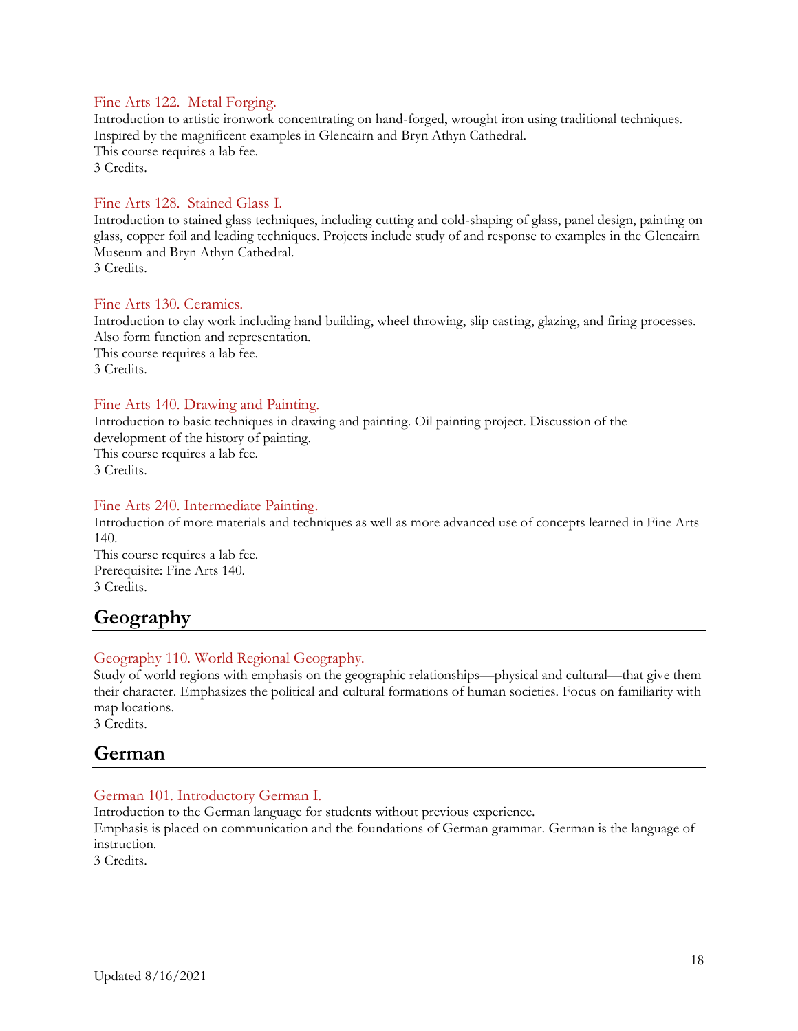### Fine Arts 122. Metal Forging.

Introduction to artistic ironwork concentrating on hand-forged, wrought iron using traditional techniques. Inspired by the magnificent examples in Glencairn and Bryn Athyn Cathedral.
This course requires a lab fee.
3 Credits.

### Fine Arts 128. Stained Glass I.

Introduction to stained glass techniques, including cutting and cold-shaping of glass, panel design, painting on glass, copper foil and leading techniques. Projects include study of and response to examples in the Glencairn Museum and Bryn Athyn Cathedral.
3 Credits.

### Fine Arts 130. Ceramics.

Introduction to clay work including hand building, wheel throwing, slip casting, glazing, and firing processes. Also form function and representation.
This course requires a lab fee.
3 Credits.

### Fine Arts 140. Drawing and Painting.

Introduction to basic techniques in drawing and painting. Oil painting project. Discussion of the development of the history of painting.
This course requires a lab fee.
3 Credits.

### Fine Arts 240. Intermediate Painting.

Introduction of more materials and techniques as well as more advanced use of concepts learned in Fine Arts 140.
This course requires a lab fee.
Prerequisite: Fine Arts 140.
3 Credits.

## Geography

### Geography 110. World Regional Geography.

Study of world regions with emphasis on the geographic relationships—physical and cultural—that give them their character. Emphasizes the political and cultural formations of human societies. Focus on familiarity with map locations.
3 Credits.

## German

### German 101. Introductory German I.

Introduction to the German language for students without previous experience.
Emphasis is placed on communication and the foundations of German grammar. German is the language of instruction.
3 Credits.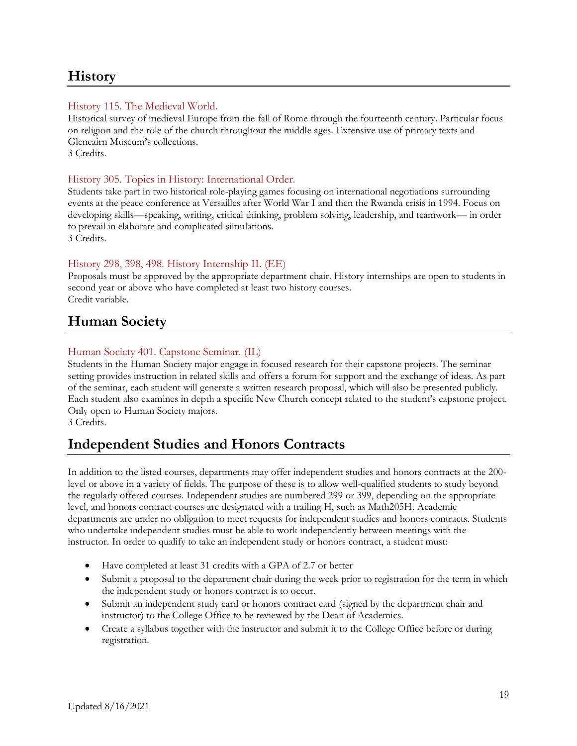## History

### History 115. The Medieval World.

Historical survey of medieval Europe from the fall of Rome through the fourteenth century. Particular focus on religion and the role of the church throughout the middle ages. Extensive use of primary texts and Glencairn Museum's collections.
3 Credits.

### History 305. Topics in History: International Order.

Students take part in two historical role-playing games focusing on international negotiations surrounding events at the peace conference at Versailles after World War I and then the Rwanda crisis in 1994. Focus on developing skills—speaking, writing, critical thinking, problem solving, leadership, and teamwork— in order to prevail in elaborate and complicated simulations.
3 Credits.

### History 298, 398, 498. History Internship II. (EE)

Proposals must be approved by the appropriate department chair. History internships are open to students in second year or above who have completed at least two history courses.
Credit variable.

## Human Society

### Human Society 401. Capstone Seminar. (IL)

Students in the Human Society major engage in focused research for their capstone projects. The seminar setting provides instruction in related skills and offers a forum for support and the exchange of ideas. As part of the seminar, each student will generate a written research proposal, which will also be presented publicly. Each student also examines in depth a specific New Church concept related to the student's capstone project. Only open to Human Society majors.
3 Credits.

## Independent Studies and Honors Contracts

In addition to the listed courses, departments may offer independent studies and honors contracts at the 200-level or above in a variety of fields. The purpose of these is to allow well-qualified students to study beyond the regularly offered courses. Independent studies are numbered 299 or 399, depending on the appropriate level, and honors contract courses are designated with a trailing H, such as Math205H. Academic departments are under no obligation to meet requests for independent studies and honors contracts. Students who undertake independent studies must be able to work independently between meetings with the instructor. In order to qualify to take an independent study or honors contract, a student must:

- Have completed at least 31 credits with a GPA of 2.7 or better
- Submit a proposal to the department chair during the week prior to registration for the term in which the independent study or honors contract is to occur.
- Submit an independent study card or honors contract card (signed by the department chair and instructor) to the College Office to be reviewed by the Dean of Academics.
- Create a syllabus together with the instructor and submit it to the College Office before or during registration.

Updated 8/16/2021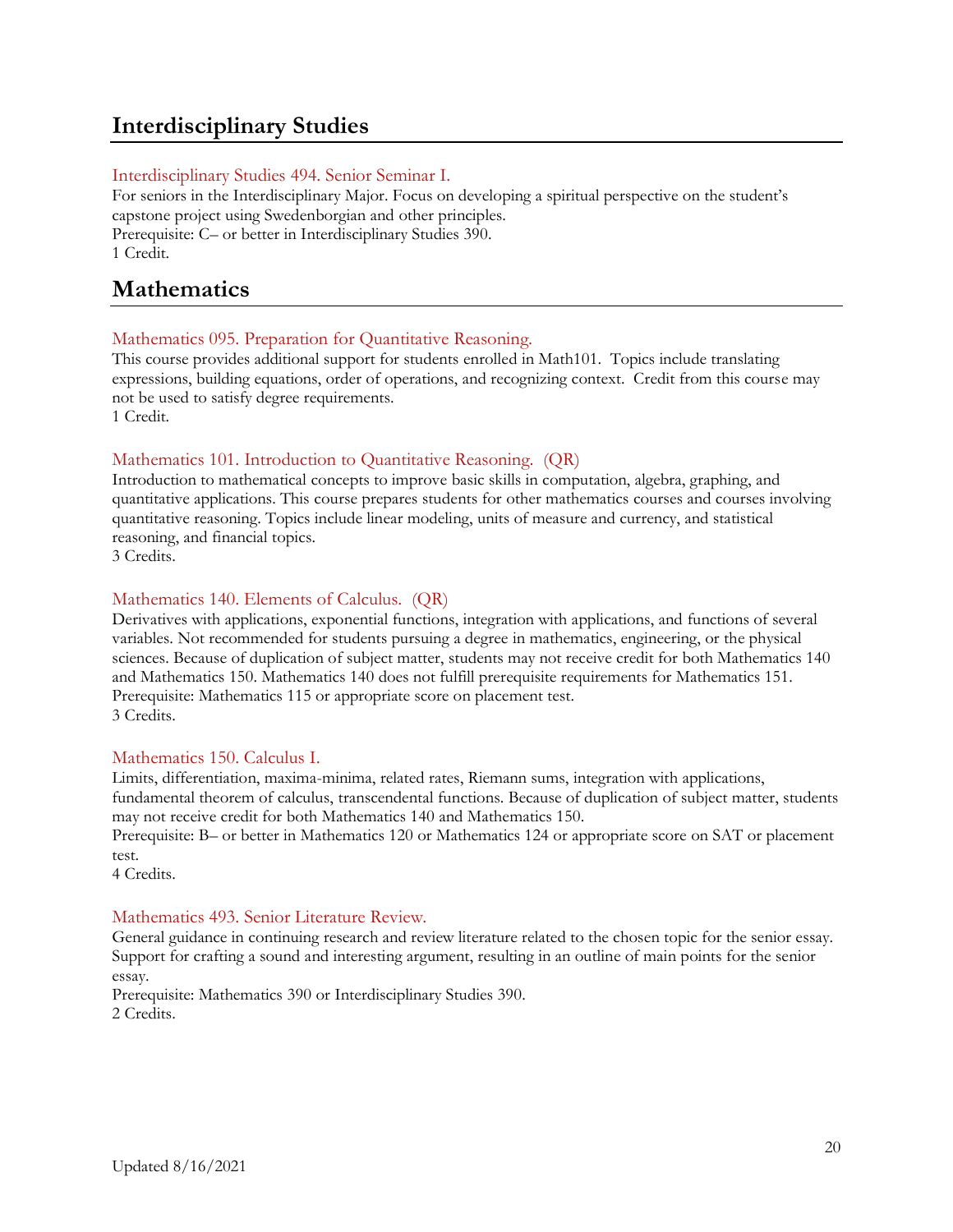## Interdisciplinary Studies

### Interdisciplinary Studies 494. Senior Seminar I.

For seniors in the Interdisciplinary Major. Focus on developing a spiritual perspective on the student's capstone project using Swedenborgian and other principles.
Prerequisite: C– or better in Interdisciplinary Studies 390.
1 Credit.

## Mathematics

### Mathematics 095. Preparation for Quantitative Reasoning.

This course provides additional support for students enrolled in Math101. Topics include translating expressions, building equations, order of operations, and recognizing context. Credit from this course may not be used to satisfy degree requirements.
1 Credit.

### Mathematics 101. Introduction to Quantitative Reasoning. (QR)

Introduction to mathematical concepts to improve basic skills in computation, algebra, graphing, and quantitative applications. This course prepares students for other mathematics courses and courses involving quantitative reasoning. Topics include linear modeling, units of measure and currency, and statistical reasoning, and financial topics.
3 Credits.

### Mathematics 140. Elements of Calculus. (QR)

Derivatives with applications, exponential functions, integration with applications, and functions of several variables. Not recommended for students pursuing a degree in mathematics, engineering, or the physical sciences. Because of duplication of subject matter, students may not receive credit for both Mathematics 140 and Mathematics 150. Mathematics 140 does not fulfill prerequisite requirements for Mathematics 151.
Prerequisite: Mathematics 115 or appropriate score on placement test.
3 Credits.

### Mathematics 150. Calculus I.

Limits, differentiation, maxima-minima, related rates, Riemann sums, integration with applications, fundamental theorem of calculus, transcendental functions. Because of duplication of subject matter, students may not receive credit for both Mathematics 140 and Mathematics 150.
Prerequisite: B– or better in Mathematics 120 or Mathematics 124 or appropriate score on SAT or placement test.
4 Credits.

### Mathematics 493. Senior Literature Review.

General guidance in continuing research and review literature related to the chosen topic for the senior essay. Support for crafting a sound and interesting argument, resulting in an outline of main points for the senior essay.
Prerequisite: Mathematics 390 or Interdisciplinary Studies 390.
2 Credits.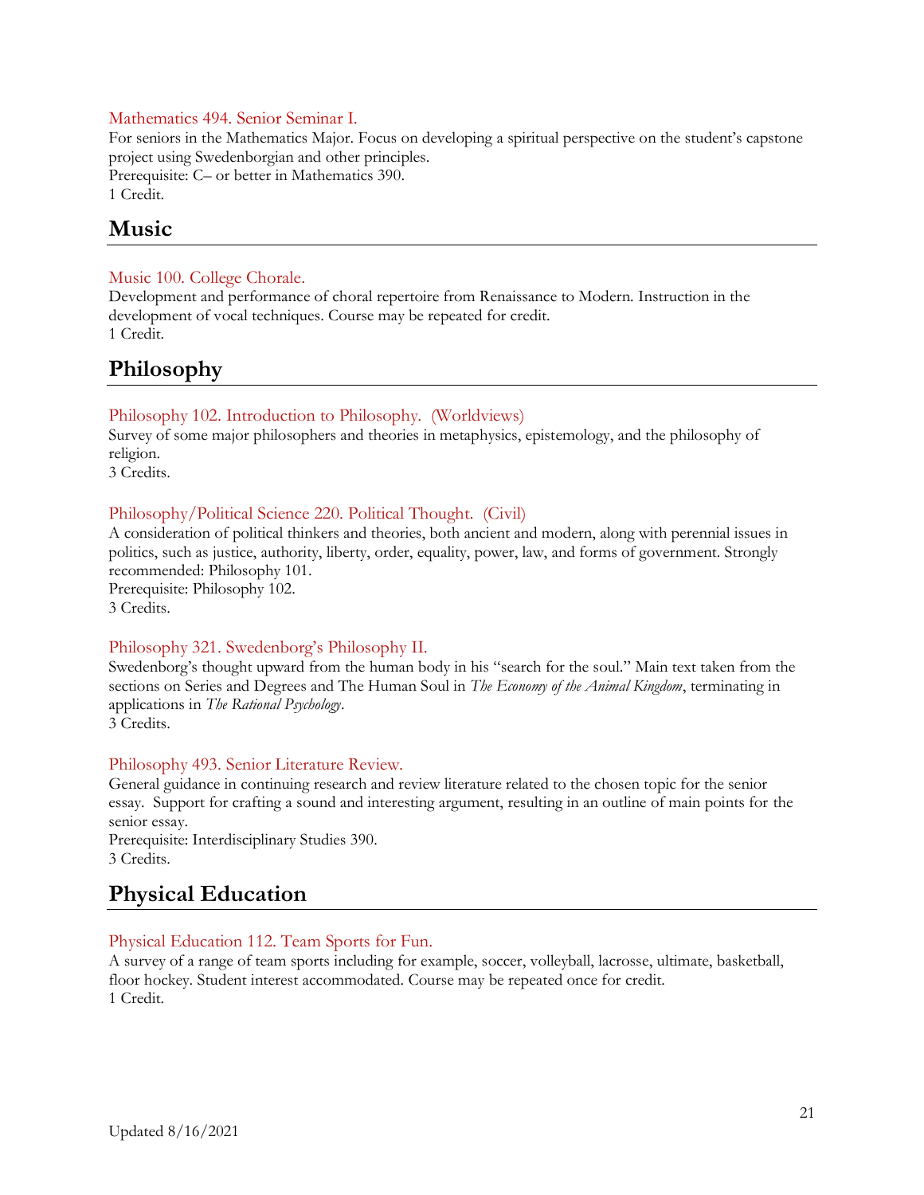### Mathematics 494. Senior Seminar I.

For seniors in the Mathematics Major. Focus on developing a spiritual perspective on the student's capstone project using Swedenborgian and other principles.
Prerequisite: C– or better in Mathematics 390.
1 Credit.

## Music

### Music 100. College Chorale.

Development and performance of choral repertoire from Renaissance to Modern. Instruction in the development of vocal techniques. Course may be repeated for credit.
1 Credit.

## Philosophy

### Philosophy 102. Introduction to Philosophy. (Worldviews)

Survey of some major philosophers and theories in metaphysics, epistemology, and the philosophy of religion.
3 Credits.

### Philosophy/Political Science 220. Political Thought. (Civil)

A consideration of political thinkers and theories, both ancient and modern, along with perennial issues in politics, such as justice, authority, liberty, order, equality, power, law, and forms of government. Strongly recommended: Philosophy 101.
Prerequisite: Philosophy 102.
3 Credits.

### Philosophy 321. Swedenborg's Philosophy II.

Swedenborg's thought upward from the human body in his "search for the soul." Main text taken from the sections on Series and Degrees and The Human Soul in *The Economy of the Animal Kingdom*, terminating in applications in *The Rational Psychology*.
3 Credits.

### Philosophy 493. Senior Literature Review.

General guidance in continuing research and review literature related to the chosen topic for the senior essay. Support for crafting a sound and interesting argument, resulting in an outline of main points for the senior essay.
Prerequisite: Interdisciplinary Studies 390.
3 Credits.

## Physical Education

### Physical Education 112. Team Sports for Fun.

A survey of a range of team sports including for example, soccer, volleyball, lacrosse, ultimate, basketball, floor hockey. Student interest accommodated. Course may be repeated once for credit.
1 Credit.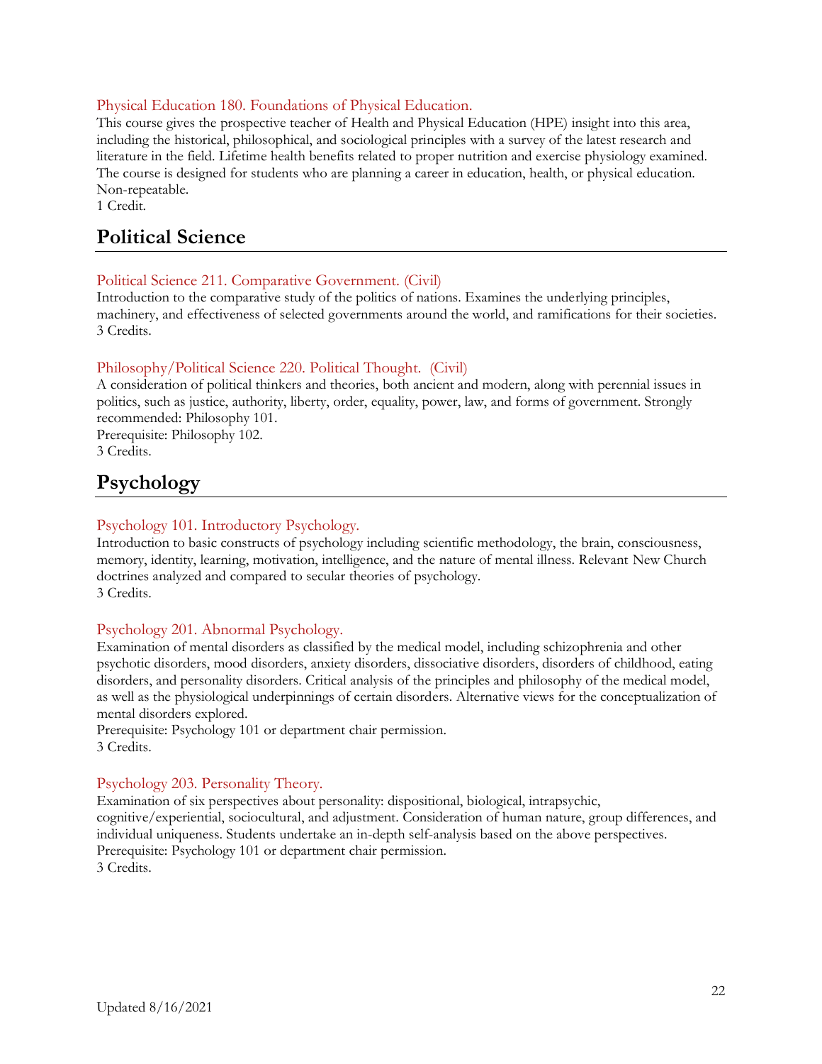### Physical Education 180. Foundations of Physical Education.

This course gives the prospective teacher of Health and Physical Education (HPE) insight into this area, including the historical, philosophical, and sociological principles with a survey of the latest research and literature in the field. Lifetime health benefits related to proper nutrition and exercise physiology examined. The course is designed for students who are planning a career in education, health, or physical education. Non-repeatable.
1 Credit.

## Political Science

### Political Science 211. Comparative Government. (Civil)

Introduction to the comparative study of the politics of nations. Examines the underlying principles, machinery, and effectiveness of selected governments around the world, and ramifications for their societies.
3 Credits.

### Philosophy/Political Science 220. Political Thought. (Civil)

A consideration of political thinkers and theories, both ancient and modern, along with perennial issues in politics, such as justice, authority, liberty, order, equality, power, law, and forms of government. Strongly recommended: Philosophy 101.
Prerequisite: Philosophy 102.
3 Credits.

## Psychology

### Psychology 101. Introductory Psychology.

Introduction to basic constructs of psychology including scientific methodology, the brain, consciousness, memory, identity, learning, motivation, intelligence, and the nature of mental illness. Relevant New Church doctrines analyzed and compared to secular theories of psychology.
3 Credits.

### Psychology 201. Abnormal Psychology.

Examination of mental disorders as classified by the medical model, including schizophrenia and other psychotic disorders, mood disorders, anxiety disorders, dissociative disorders, disorders of childhood, eating disorders, and personality disorders. Critical analysis of the principles and philosophy of the medical model, as well as the physiological underpinnings of certain disorders. Alternative views for the conceptualization of mental disorders explored.
Prerequisite: Psychology 101 or department chair permission.
3 Credits.

### Psychology 203. Personality Theory.

Examination of six perspectives about personality: dispositional, biological, intrapsychic, cognitive/experiential, sociocultural, and adjustment. Consideration of human nature, group differences, and individual uniqueness. Students undertake an in-depth self-analysis based on the above perspectives.
Prerequisite: Psychology 101 or department chair permission.
3 Credits.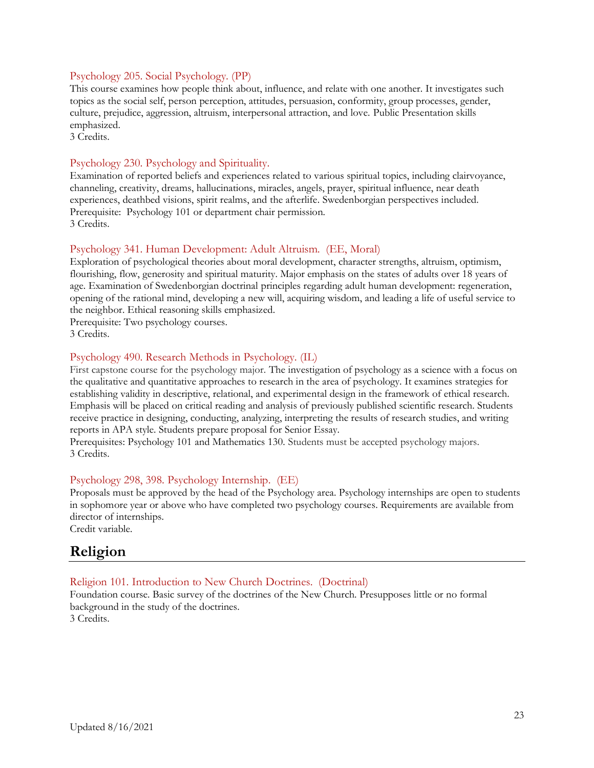### Psychology 205. Social Psychology. (PP)

This course examines how people think about, influence, and relate with one another. It investigates such topics as the social self, person perception, attitudes, persuasion, conformity, group processes, gender, culture, prejudice, aggression, altruism, interpersonal attraction, and love. Public Presentation skills emphasized.
3 Credits.

### Psychology 230. Psychology and Spirituality.

Examination of reported beliefs and experiences related to various spiritual topics, including clairvoyance, channeling, creativity, dreams, hallucinations, miracles, angels, prayer, spiritual influence, near death experiences, deathbed visions, spirit realms, and the afterlife. Swedenborgian perspectives included.
Prerequisite: Psychology 101 or department chair permission.
3 Credits.

### Psychology 341. Human Development: Adult Altruism. (EE, Moral)

Exploration of psychological theories about moral development, character strengths, altruism, optimism, flourishing, flow, generosity and spiritual maturity. Major emphasis on the states of adults over 18 years of age. Examination of Swedenborgian doctrinal principles regarding adult human development: regeneration, opening of the rational mind, developing a new will, acquiring wisdom, and leading a life of useful service to the neighbor. Ethical reasoning skills emphasized.
Prerequisite: Two psychology courses.
3 Credits.

### Psychology 490. Research Methods in Psychology. (IL)

First capstone course for the psychology major. The investigation of psychology as a science with a focus on the qualitative and quantitative approaches to research in the area of psychology. It examines strategies for establishing validity in descriptive, relational, and experimental design in the framework of ethical research. Emphasis will be placed on critical reading and analysis of previously published scientific research. Students receive practice in designing, conducting, analyzing, interpreting the results of research studies, and writing reports in APA style. Students prepare proposal for Senior Essay.
Prerequisites: Psychology 101 and Mathematics 130. Students must be accepted psychology majors.
3 Credits.

### Psychology 298, 398. Psychology Internship. (EE)

Proposals must be approved by the head of the Psychology area. Psychology internships are open to students in sophomore year or above who have completed two psychology courses. Requirements are available from director of internships.
Credit variable.

## Religion

### Religion 101. Introduction to New Church Doctrines. (Doctrinal)

Foundation course. Basic survey of the doctrines of the New Church. Presupposes little or no formal background in the study of the doctrines.
3 Credits.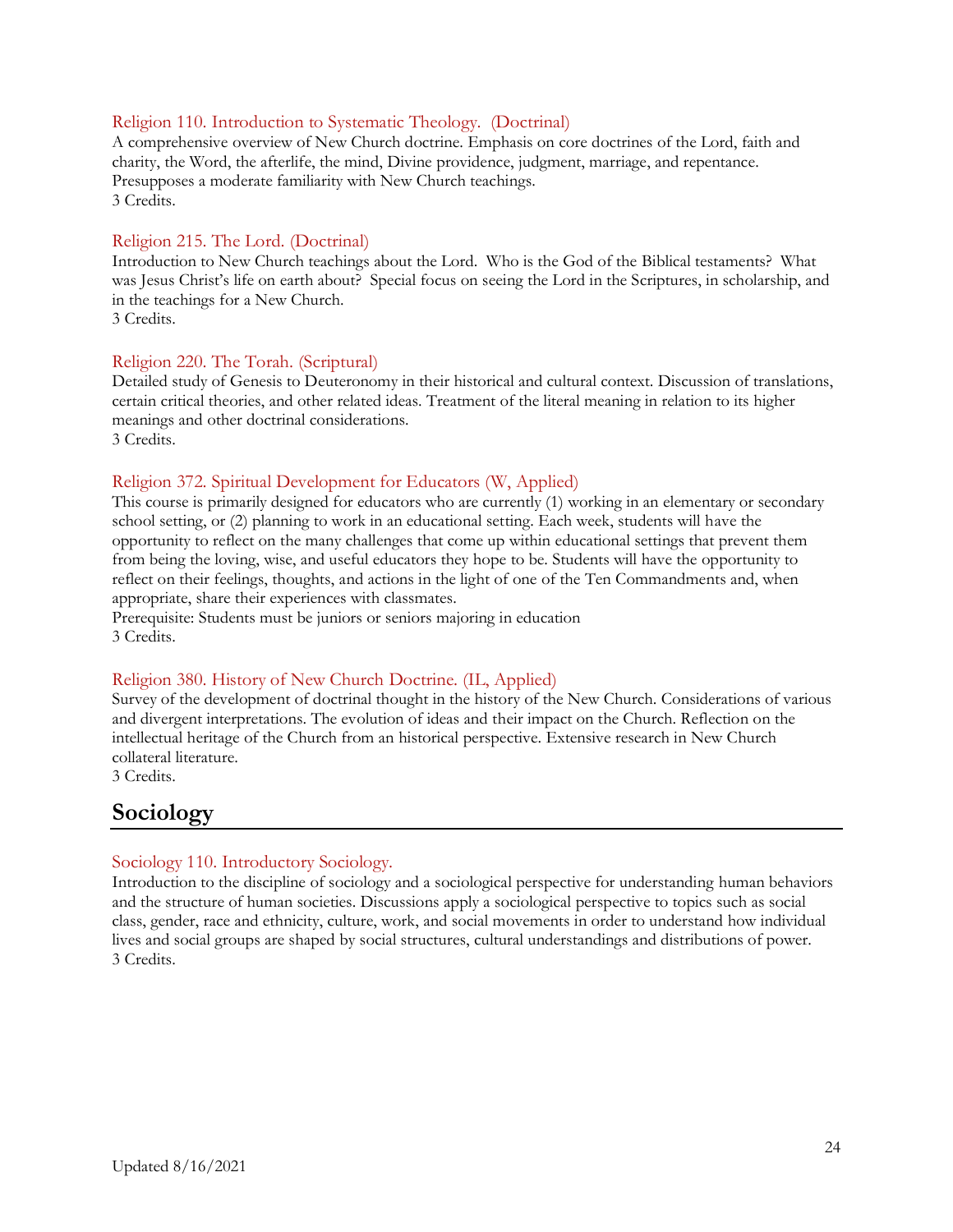### Religion 110. Introduction to Systematic Theology. (Doctrinal)

A comprehensive overview of New Church doctrine. Emphasis on core doctrines of the Lord, faith and charity, the Word, the afterlife, the mind, Divine providence, judgment, marriage, and repentance. Presupposes a moderate familiarity with New Church teachings.
3 Credits.

### Religion 215. The Lord. (Doctrinal)

Introduction to New Church teachings about the Lord. Who is the God of the Biblical testaments? What was Jesus Christ's life on earth about? Special focus on seeing the Lord in the Scriptures, in scholarship, and in the teachings for a New Church.
3 Credits.

### Religion 220. The Torah. (Scriptural)

Detailed study of Genesis to Deuteronomy in their historical and cultural context. Discussion of translations, certain critical theories, and other related ideas. Treatment of the literal meaning in relation to its higher meanings and other doctrinal considerations.
3 Credits.

### Religion 372. Spiritual Development for Educators (W, Applied)

This course is primarily designed for educators who are currently (1) working in an elementary or secondary school setting, or (2) planning to work in an educational setting. Each week, students will have the opportunity to reflect on the many challenges that come up within educational settings that prevent them from being the loving, wise, and useful educators they hope to be. Students will have the opportunity to reflect on their feelings, thoughts, and actions in the light of one of the Ten Commandments and, when appropriate, share their experiences with classmates.
Prerequisite: Students must be juniors or seniors majoring in education
3 Credits.

### Religion 380. History of New Church Doctrine. (IL, Applied)

Survey of the development of doctrinal thought in the history of the New Church. Considerations of various and divergent interpretations. The evolution of ideas and their impact on the Church. Reflection on the intellectual heritage of the Church from an historical perspective. Extensive research in New Church collateral literature.
3 Credits.

## Sociology

### Sociology 110. Introductory Sociology.

Introduction to the discipline of sociology and a sociological perspective for understanding human behaviors and the structure of human societies. Discussions apply a sociological perspective to topics such as social class, gender, race and ethnicity, culture, work, and social movements in order to understand how individual lives and social groups are shaped by social structures, cultural understandings and distributions of power.
3 Credits.

Updated 8/16/2021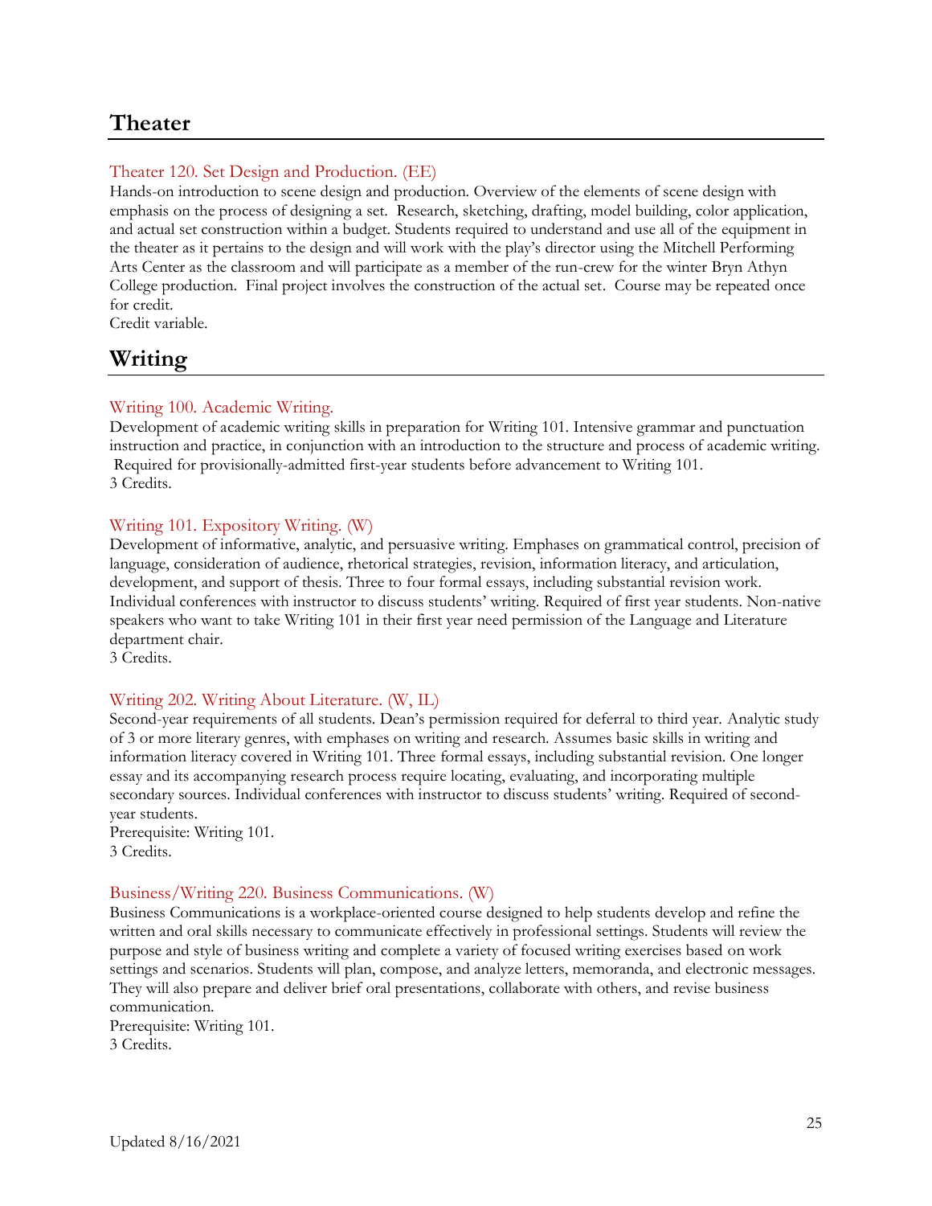## Theater

### Theater 120. Set Design and Production. (EE)

Hands-on introduction to scene design and production. Overview of the elements of scene design with emphasis on the process of designing a set. Research, sketching, drafting, model building, color application, and actual set construction within a budget. Students required to understand and use all of the equipment in the theater as it pertains to the design and will work with the play's director using the Mitchell Performing Arts Center as the classroom and will participate as a member of the run-crew for the winter Bryn Athyn College production. Final project involves the construction of the actual set. Course may be repeated once for credit.
Credit variable.

## Writing

### Writing 100. Academic Writing.

Development of academic writing skills in preparation for Writing 101. Intensive grammar and punctuation instruction and practice, in conjunction with an introduction to the structure and process of academic writing. Required for provisionally-admitted first-year students before advancement to Writing 101.
3 Credits.

### Writing 101. Expository Writing. (W)

Development of informative, analytic, and persuasive writing. Emphases on grammatical control, precision of language, consideration of audience, rhetorical strategies, revision, information literacy, and articulation, development, and support of thesis. Three to four formal essays, including substantial revision work. Individual conferences with instructor to discuss students' writing. Required of first year students. Non-native speakers who want to take Writing 101 in their first year need permission of the Language and Literature department chair.
3 Credits.

### Writing 202. Writing About Literature. (W, IL)

Second-year requirements of all students. Dean's permission required for deferral to third year. Analytic study of 3 or more literary genres, with emphases on writing and research. Assumes basic skills in writing and information literacy covered in Writing 101. Three formal essays, including substantial revision. One longer essay and its accompanying research process require locating, evaluating, and incorporating multiple secondary sources. Individual conferences with instructor to discuss students' writing. Required of second-year students.
Prerequisite: Writing 101.
3 Credits.

### Business/Writing 220. Business Communications. (W)

Business Communications is a workplace-oriented course designed to help students develop and refine the written and oral skills necessary to communicate effectively in professional settings. Students will review the purpose and style of business writing and complete a variety of focused writing exercises based on work settings and scenarios. Students will plan, compose, and analyze letters, memoranda, and electronic messages. They will also prepare and deliver brief oral presentations, collaborate with others, and revise business communication.
Prerequisite: Writing 101.
3 Credits.

Updated 8/16/2021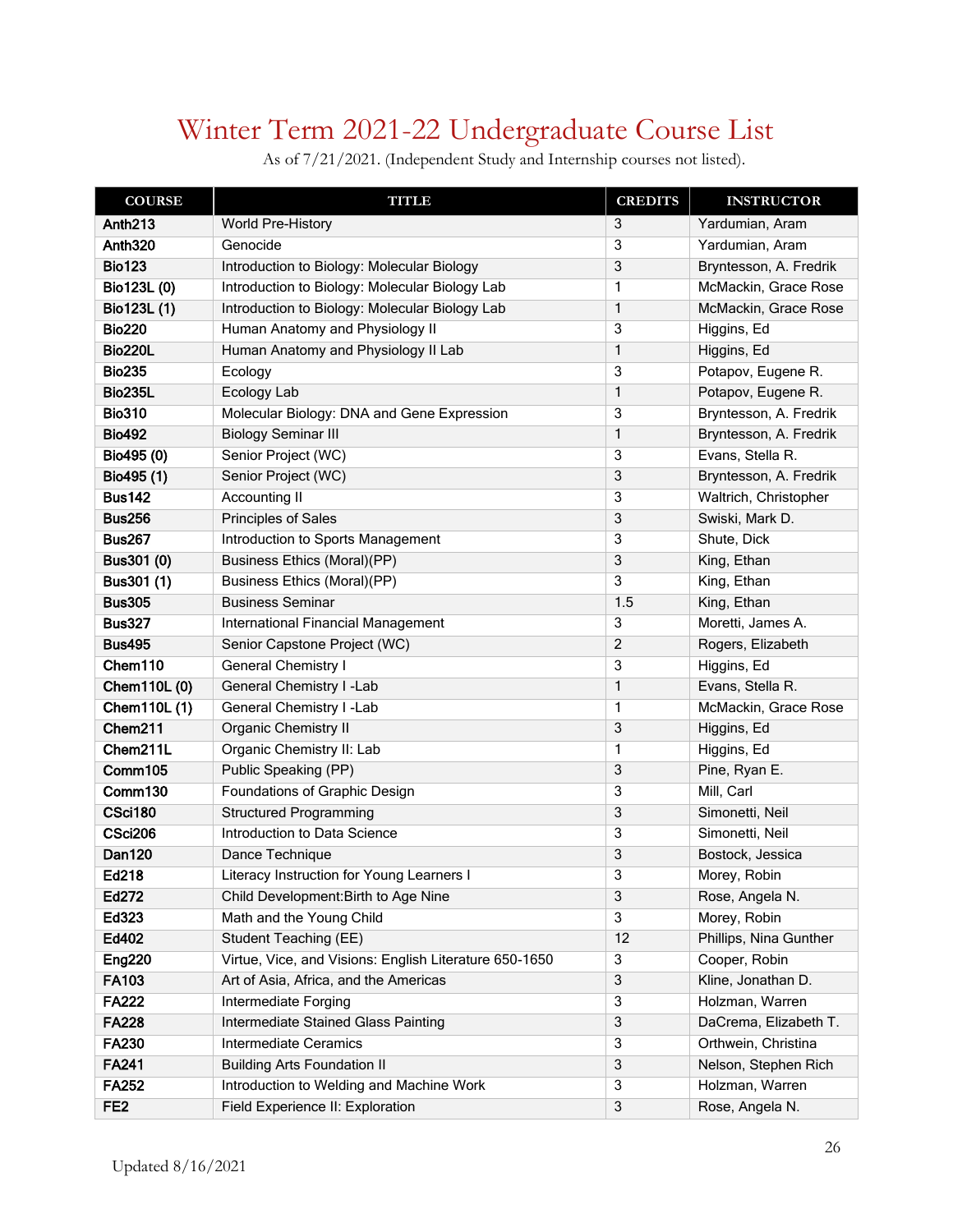# Winter Term 2021-22 Undergraduate Course List

As of 7/21/2021. (Independent Study and Internship courses not listed).

| COURSE | TITLE | CREDITS | INSTRUCTOR |
|---|---|---|---|
| **Anth213** | World Pre-History | 3 | Yardumian, Aram |
| **Anth320** | Genocide | 3 | Yardumian, Aram |
| **Bio123** | Introduction to Biology: Molecular Biology | 3 | Bryntesson, A. Fredrik |
| **Bio123L (0)** | Introduction to Biology: Molecular Biology Lab | 1 | McMackin, Grace Rose |
| **Bio123L (1)** | Introduction to Biology: Molecular Biology Lab | 1 | McMackin, Grace Rose |
| **Bio220** | Human Anatomy and Physiology II | 3 | Higgins, Ed |
| **Bio220L** | Human Anatomy and Physiology II Lab | 1 | Higgins, Ed |
| **Bio235** | Ecology | 3 | Potapov, Eugene R. |
| **Bio235L** | Ecology Lab | 1 | Potapov, Eugene R. |
| **Bio310** | Molecular Biology: DNA and Gene Expression | 3 | Bryntesson, A. Fredrik |
| **Bio492** | Biology Seminar III | 1 | Bryntesson, A. Fredrik |
| **Bio495 (0)** | Senior Project (WC) | 3 | Evans, Stella R. |
| **Bio495 (1)** | Senior Project (WC) | 3 | Bryntesson, A. Fredrik |
| **Bus142** | Accounting II | 3 | Waltrich, Christopher |
| **Bus256** | Principles of Sales | 3 | Swiski, Mark D. |
| **Bus267** | Introduction to Sports Management | 3 | Shute, Dick |
| **Bus301 (0)** | Business Ethics (Moral)(PP) | 3 | King, Ethan |
| **Bus301 (1)** | Business Ethics (Moral)(PP) | 3 | King, Ethan |
| **Bus305** | Business Seminar | 1.5 | King, Ethan |
| **Bus327** | International Financial Management | 3 | Moretti, James A. |
| **Bus495** | Senior Capstone Project (WC) | 2 | Rogers, Elizabeth |
| **Chem110** | General Chemistry I | 3 | Higgins, Ed |
| **Chem110L (0)** | General Chemistry I -Lab | 1 | Evans, Stella R. |
| **Chem110L (1)** | General Chemistry I -Lab | 1 | McMackin, Grace Rose |
| **Chem211** | Organic Chemistry II | 3 | Higgins, Ed |
| **Chem211L** | Organic Chemistry II: Lab | 1 | Higgins, Ed |
| **Comm105** | Public Speaking (PP) | 3 | Pine, Ryan E. |
| **Comm130** | Foundations of Graphic Design | 3 | Mill, Carl |
| **CSci180** | Structured Programming | 3 | Simonetti, Neil |
| **CSci206** | Introduction to Data Science | 3 | Simonetti, Neil |
| **Dan120** | Dance Technique | 3 | Bostock, Jessica |
| **Ed218** | Literacy Instruction for Young Learners I | 3 | Morey, Robin |
| **Ed272** | Child Development:Birth to Age Nine | 3 | Rose, Angela N. |
| **Ed323** | Math and the Young Child | 3 | Morey, Robin |
| **Ed402** | Student Teaching (EE) | 12 | Phillips, Nina Gunther |
| **Eng220** | Virtue, Vice, and Visions: English Literature 650-1650 | 3 | Cooper, Robin |
| **FA103** | Art of Asia, Africa, and the Americas | 3 | Kline, Jonathan D. |
| **FA222** | Intermediate Forging | 3 | Holzman, Warren |
| **FA228** | Intermediate Stained Glass Painting | 3 | DaCrema, Elizabeth T. |
| **FA230** | Intermediate Ceramics | 3 | Orthwein, Christina |
| **FA241** | Building Arts Foundation II | 3 | Nelson, Stephen Rich |
| **FA252** | Introduction to Welding and Machine Work | 3 | Holzman, Warren |
| **FE2** | Field Experience II: Exploration | 3 | Rose, Angela N. |

Updated 8/16/2021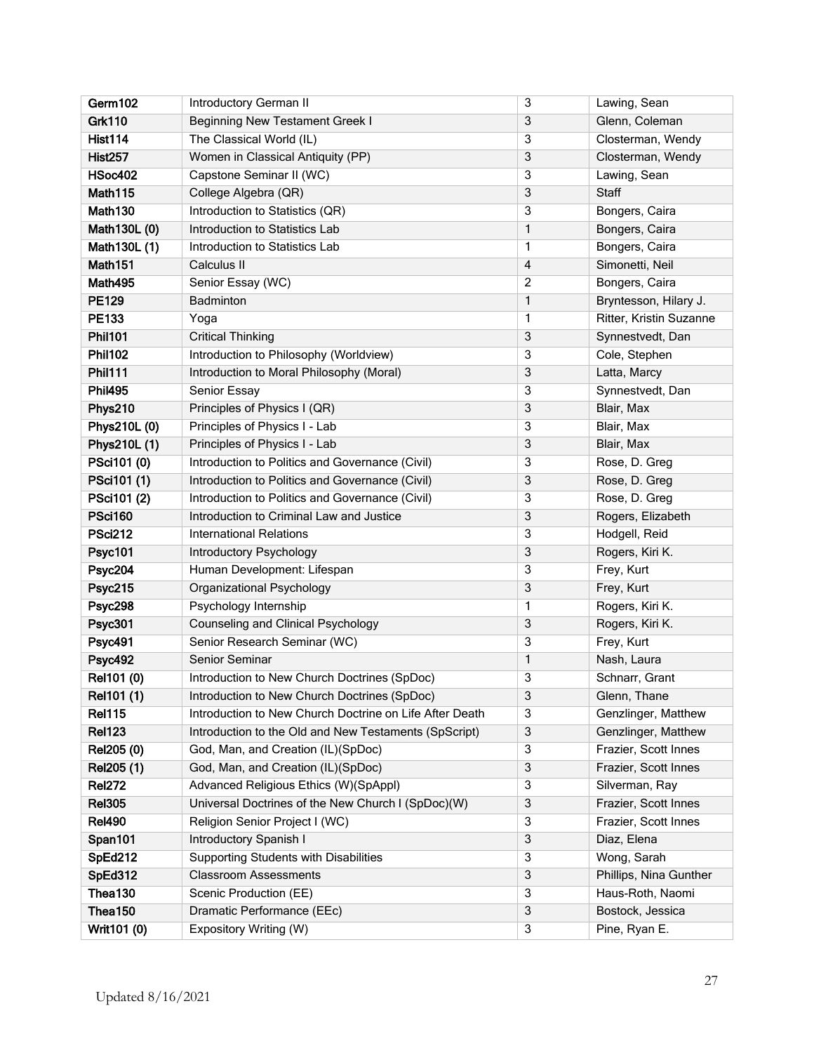| Germ102 | Introductory German II | 3 | Lawing, Sean |
|---|---|---|---|
| Grk110 | Beginning New Testament Greek I | 3 | Glenn, Coleman |
| Hist114 | The Classical World (IL) | 3 | Closterman, Wendy |
| Hist257 | Women in Classical Antiquity (PP) | 3 | Closterman, Wendy |
| HSoc402 | Capstone Seminar II (WC) | 3 | Lawing, Sean |
| Math115 | College Algebra (QR) | 3 | Staff |
| Math130 | Introduction to Statistics (QR) | 3 | Bongers, Caira |
| Math130L (0) | Introduction to Statistics Lab | 1 | Bongers, Caira |
| Math130L (1) | Introduction to Statistics Lab | 1 | Bongers, Caira |
| Math151 | Calculus II | 4 | Simonetti, Neil |
| Math495 | Senior Essay (WC) | 2 | Bongers, Caira |
| PE129 | Badminton | 1 | Bryntesson, Hilary J. |
| PE133 | Yoga | 1 | Ritter, Kristin Suzanne |
| Phil101 | Critical Thinking | 3 | Synnestvedt, Dan |
| Phil102 | Introduction to Philosophy (Worldview) | 3 | Cole, Stephen |
| Phil111 | Introduction to Moral Philosophy (Moral) | 3 | Latta, Marcy |
| Phil495 | Senior Essay | 3 | Synnestvedt, Dan |
| Phys210 | Principles of Physics I (QR) | 3 | Blair, Max |
| Phys210L (0) | Principles of Physics I - Lab | 3 | Blair, Max |
| Phys210L (1) | Principles of Physics I - Lab | 3 | Blair, Max |
| PSci101 (0) | Introduction to Politics and Governance (Civil) | 3 | Rose, D. Greg |
| PSci101 (1) | Introduction to Politics and Governance (Civil) | 3 | Rose, D. Greg |
| PSci101 (2) | Introduction to Politics and Governance (Civil) | 3 | Rose, D. Greg |
| PSci160 | Introduction to Criminal Law and Justice | 3 | Rogers, Elizabeth |
| PSci212 | International Relations | 3 | Hodgell, Reid |
| Psyc101 | Introductory Psychology | 3 | Rogers, Kiri K. |
| Psyc204 | Human Development: Lifespan | 3 | Frey, Kurt |
| Psyc215 | Organizational Psychology | 3 | Frey, Kurt |
| Psyc298 | Psychology Internship | 1 | Rogers, Kiri K. |
| Psyc301 | Counseling and Clinical Psychology | 3 | Rogers, Kiri K. |
| Psyc491 | Senior Research Seminar (WC) | 3 | Frey, Kurt |
| Psyc492 | Senior Seminar | 1 | Nash, Laura |
| Rel101 (0) | Introduction to New Church Doctrines (SpDoc) | 3 | Schnarr, Grant |
| Rel101 (1) | Introduction to New Church Doctrines (SpDoc) | 3 | Glenn, Thane |
| Rel115 | Introduction to New Church Doctrine on Life After Death | 3 | Genzlinger, Matthew |
| Rel123 | Introduction to the Old and New Testaments (SpScript) | 3 | Genzlinger, Matthew |
| Rel205 (0) | God, Man, and Creation (IL)(SpDoc) | 3 | Frazier, Scott Innes |
| Rel205 (1) | God, Man, and Creation (IL)(SpDoc) | 3 | Frazier, Scott Innes |
| Rel272 | Advanced Religious Ethics (W)(SpAppl) | 3 | Silverman, Ray |
| Rel305 | Universal Doctrines of the New Church I (SpDoc)(W) | 3 | Frazier, Scott Innes |
| Rel490 | Religion Senior Project I (WC) | 3 | Frazier, Scott Innes |
| Span101 | Introductory Spanish I | 3 | Diaz, Elena |
| SpEd212 | Supporting Students with Disabilities | 3 | Wong, Sarah |
| SpEd312 | Classroom Assessments | 3 | Phillips, Nina Gunther |
| Thea130 | Scenic Production (EE) | 3 | Haus-Roth, Naomi |
| Thea150 | Dramatic Performance (EEc) | 3 | Bostock, Jessica |
| Writ101 (0) | Expository Writing (W) | 3 | Pine, Ryan E. |

Updated 8/16/2021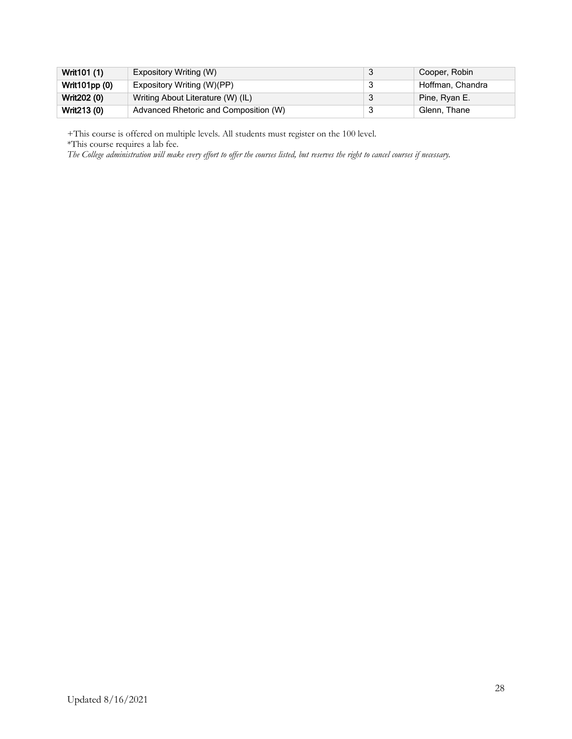| Writ101 (1) | Expository Writing (W) | 3 | Cooper, Robin |
|---|---|---|---|
| Writ101pp (0) | Expository Writing (W)(PP) | 3 | Hoffman, Chandra |
| Writ202 (0) | Writing About Literature (W) (IL) | 3 | Pine, Ryan E. |
| Writ213 (0) | Advanced Rhetoric and Composition (W) | 3 | Glenn, Thane |

+This course is offered on multiple levels. All students must register on the 100 level.

*This course requires a lab fee.

*The College administration will make every effort to offer the courses listed, but reserves the right to cancel courses if necessary.*

Updated 8/16/2021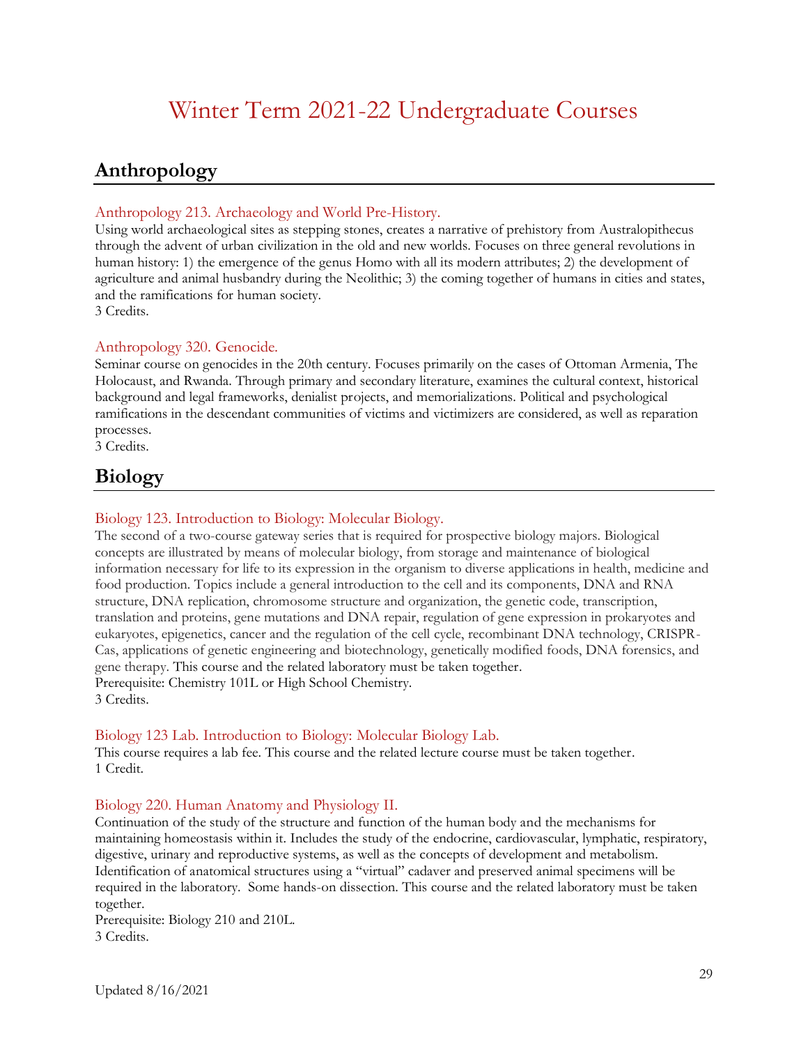# Winter Term 2021-22 Undergraduate Courses

## Anthropology

### Anthropology 213. Archaeology and World Pre-History.

Using world archaeological sites as stepping stones, creates a narrative of prehistory from Australopithecus through the advent of urban civilization in the old and new worlds. Focuses on three general revolutions in human history: 1) the emergence of the genus Homo with all its modern attributes; 2) the development of agriculture and animal husbandry during the Neolithic; 3) the coming together of humans in cities and states, and the ramifications for human society.
3 Credits.

### Anthropology 320. Genocide.

Seminar course on genocides in the 20th century. Focuses primarily on the cases of Ottoman Armenia, The Holocaust, and Rwanda. Through primary and secondary literature, examines the cultural context, historical background and legal frameworks, denialist projects, and memorializations. Political and psychological ramifications in the descendant communities of victims and victimizers are considered, as well as reparation processes.
3 Credits.

## Biology

### Biology 123. Introduction to Biology: Molecular Biology.

The second of a two-course gateway series that is required for prospective biology majors. Biological concepts are illustrated by means of molecular biology, from storage and maintenance of biological information necessary for life to its expression in the organism to diverse applications in health, medicine and food production. Topics include a general introduction to the cell and its components, DNA and RNA structure, DNA replication, chromosome structure and organization, the genetic code, transcription, translation and proteins, gene mutations and DNA repair, regulation of gene expression in prokaryotes and eukaryotes, epigenetics, cancer and the regulation of the cell cycle, recombinant DNA technology, CRISPR-Cas, applications of genetic engineering and biotechnology, genetically modified foods, DNA forensics, and gene therapy. This course and the related laboratory must be taken together.
Prerequisite: Chemistry 101L or High School Chemistry.
3 Credits.

### Biology 123 Lab. Introduction to Biology: Molecular Biology Lab.

This course requires a lab fee. This course and the related lecture course must be taken together.
1 Credit.

### Biology 220. Human Anatomy and Physiology II.

Continuation of the study of the structure and function of the human body and the mechanisms for maintaining homeostasis within it. Includes the study of the endocrine, cardiovascular, lymphatic, respiratory, digestive, urinary and reproductive systems, as well as the concepts of development and metabolism. Identification of anatomical structures using a "virtual" cadaver and preserved animal specimens will be required in the laboratory. Some hands-on dissection. This course and the related laboratory must be taken together.
Prerequisite: Biology 210 and 210L.
3 Credits.

Updated 8/16/2021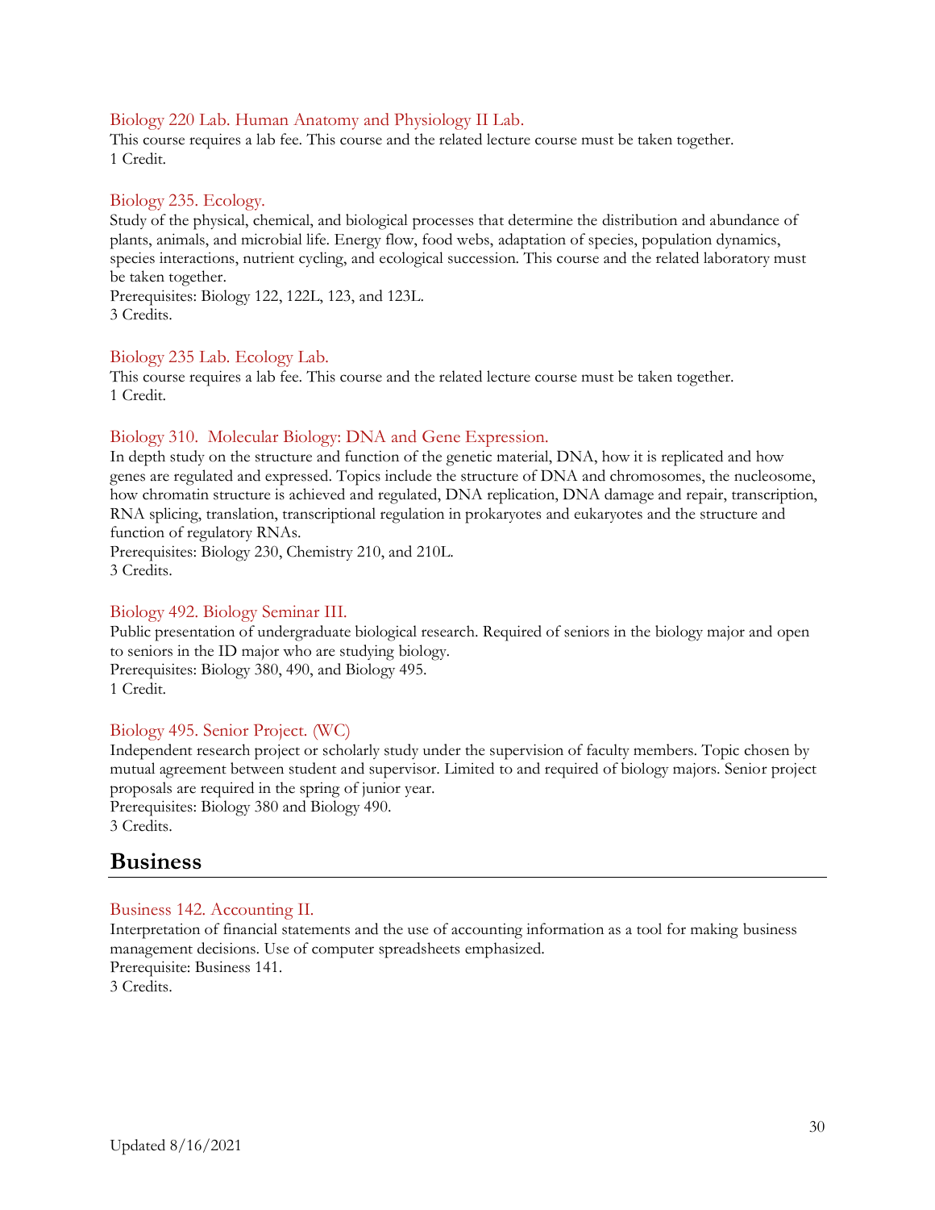### Biology 220 Lab. Human Anatomy and Physiology II Lab.

This course requires a lab fee. This course and the related lecture course must be taken together.
1 Credit.

### Biology 235. Ecology.

Study of the physical, chemical, and biological processes that determine the distribution and abundance of plants, animals, and microbial life. Energy flow, food webs, adaptation of species, population dynamics, species interactions, nutrient cycling, and ecological succession. This course and the related laboratory must be taken together.
Prerequisites: Biology 122, 122L, 123, and 123L.
3 Credits.

### Biology 235 Lab. Ecology Lab.

This course requires a lab fee. This course and the related lecture course must be taken together.
1 Credit.

### Biology 310. Molecular Biology: DNA and Gene Expression.

In depth study on the structure and function of the genetic material, DNA, how it is replicated and how genes are regulated and expressed. Topics include the structure of DNA and chromosomes, the nucleosome, how chromatin structure is achieved and regulated, DNA replication, DNA damage and repair, transcription, RNA splicing, translation, transcriptional regulation in prokaryotes and eukaryotes and the structure and function of regulatory RNAs.
Prerequisites: Biology 230, Chemistry 210, and 210L.
3 Credits.

### Biology 492. Biology Seminar III.

Public presentation of undergraduate biological research. Required of seniors in the biology major and open to seniors in the ID major who are studying biology.
Prerequisites: Biology 380, 490, and Biology 495.
1 Credit.

### Biology 495. Senior Project. (WC)

Independent research project or scholarly study under the supervision of faculty members. Topic chosen by mutual agreement between student and supervisor. Limited to and required of biology majors. Senior project proposals are required in the spring of junior year.
Prerequisites: Biology 380 and Biology 490.
3 Credits.

## Business

### Business 142. Accounting II.

Interpretation of financial statements and the use of accounting information as a tool for making business management decisions. Use of computer spreadsheets emphasized.
Prerequisite: Business 141.
3 Credits.

Updated 8/16/2021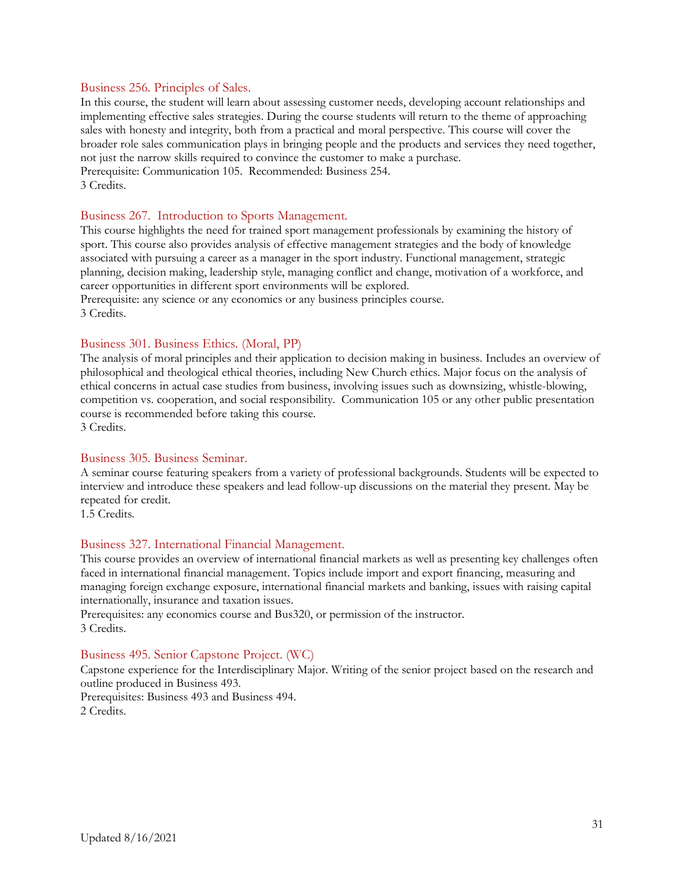### Business 256. Principles of Sales.

In this course, the student will learn about assessing customer needs, developing account relationships and implementing effective sales strategies. During the course students will return to the theme of approaching sales with honesty and integrity, both from a practical and moral perspective. This course will cover the broader role sales communication plays in bringing people and the products and services they need together, not just the narrow skills required to convince the customer to make a purchase.
Prerequisite: Communication 105. Recommended: Business 254.
3 Credits.

### Business 267. Introduction to Sports Management.

This course highlights the need for trained sport management professionals by examining the history of sport. This course also provides analysis of effective management strategies and the body of knowledge associated with pursuing a career as a manager in the sport industry. Functional management, strategic planning, decision making, leadership style, managing conflict and change, motivation of a workforce, and career opportunities in different sport environments will be explored.
Prerequisite: any science or any economics or any business principles course.
3 Credits.

### Business 301. Business Ethics. (Moral, PP)

The analysis of moral principles and their application to decision making in business. Includes an overview of philosophical and theological ethical theories, including New Church ethics. Major focus on the analysis of ethical concerns in actual case studies from business, involving issues such as downsizing, whistle-blowing, competition vs. cooperation, and social responsibility. Communication 105 or any other public presentation course is recommended before taking this course.
3 Credits.

### Business 305. Business Seminar.

A seminar course featuring speakers from a variety of professional backgrounds. Students will be expected to interview and introduce these speakers and lead follow-up discussions on the material they present. May be repeated for credit.
1.5 Credits.

### Business 327. International Financial Management.

This course provides an overview of international financial markets as well as presenting key challenges often faced in international financial management. Topics include import and export financing, measuring and managing foreign exchange exposure, international financial markets and banking, issues with raising capital internationally, insurance and taxation issues.
Prerequisites: any economics course and Bus320, or permission of the instructor.
3 Credits.

### Business 495. Senior Capstone Project. (WC)

Capstone experience for the Interdisciplinary Major. Writing of the senior project based on the research and outline produced in Business 493.
Prerequisites: Business 493 and Business 494.
2 Credits.

Updated 8/16/2021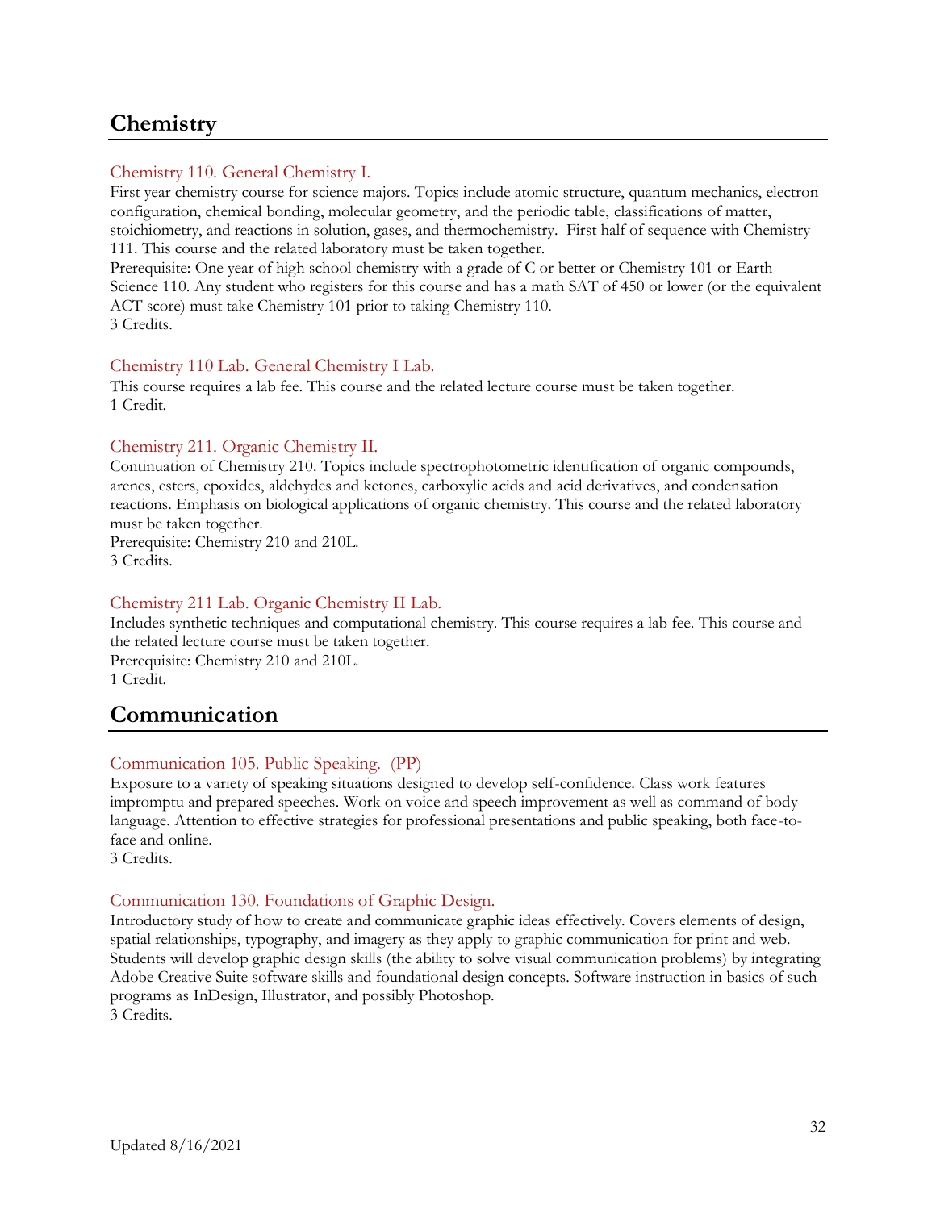## Chemistry

### Chemistry 110. General Chemistry I.

First year chemistry course for science majors. Topics include atomic structure, quantum mechanics, electron configuration, chemical bonding, molecular geometry, and the periodic table, classifications of matter, stoichiometry, and reactions in solution, gases, and thermochemistry. First half of sequence with Chemistry 111. This course and the related laboratory must be taken together.

Prerequisite: One year of high school chemistry with a grade of C or better or Chemistry 101 or Earth Science 110. Any student who registers for this course and has a math SAT of 450 or lower (or the equivalent ACT score) must take Chemistry 101 prior to taking Chemistry 110.

3 Credits.

### Chemistry 110 Lab. General Chemistry I Lab.

This course requires a lab fee. This course and the related lecture course must be taken together.

1 Credit.

### Chemistry 211. Organic Chemistry II.

Continuation of Chemistry 210. Topics include spectrophotometric identification of organic compounds, arenes, esters, epoxides, aldehydes and ketones, carboxylic acids and acid derivatives, and condensation reactions. Emphasis on biological applications of organic chemistry. This course and the related laboratory must be taken together.

Prerequisite: Chemistry 210 and 210L.

3 Credits.

### Chemistry 211 Lab. Organic Chemistry II Lab.

Includes synthetic techniques and computational chemistry. This course requires a lab fee. This course and the related lecture course must be taken together.

Prerequisite: Chemistry 210 and 210L.

1 Credit.

## Communication

### Communication 105. Public Speaking. (PP)

Exposure to a variety of speaking situations designed to develop self-confidence. Class work features impromptu and prepared speeches. Work on voice and speech improvement as well as command of body language. Attention to effective strategies for professional presentations and public speaking, both face-to-face and online.

3 Credits.

### Communication 130. Foundations of Graphic Design.

Introductory study of how to create and communicate graphic ideas effectively. Covers elements of design, spatial relationships, typography, and imagery as they apply to graphic communication for print and web. Students will develop graphic design skills (the ability to solve visual communication problems) by integrating Adobe Creative Suite software skills and foundational design concepts. Software instruction in basics of such programs as InDesign, Illustrator, and possibly Photoshop.

3 Credits.

Updated 8/16/2021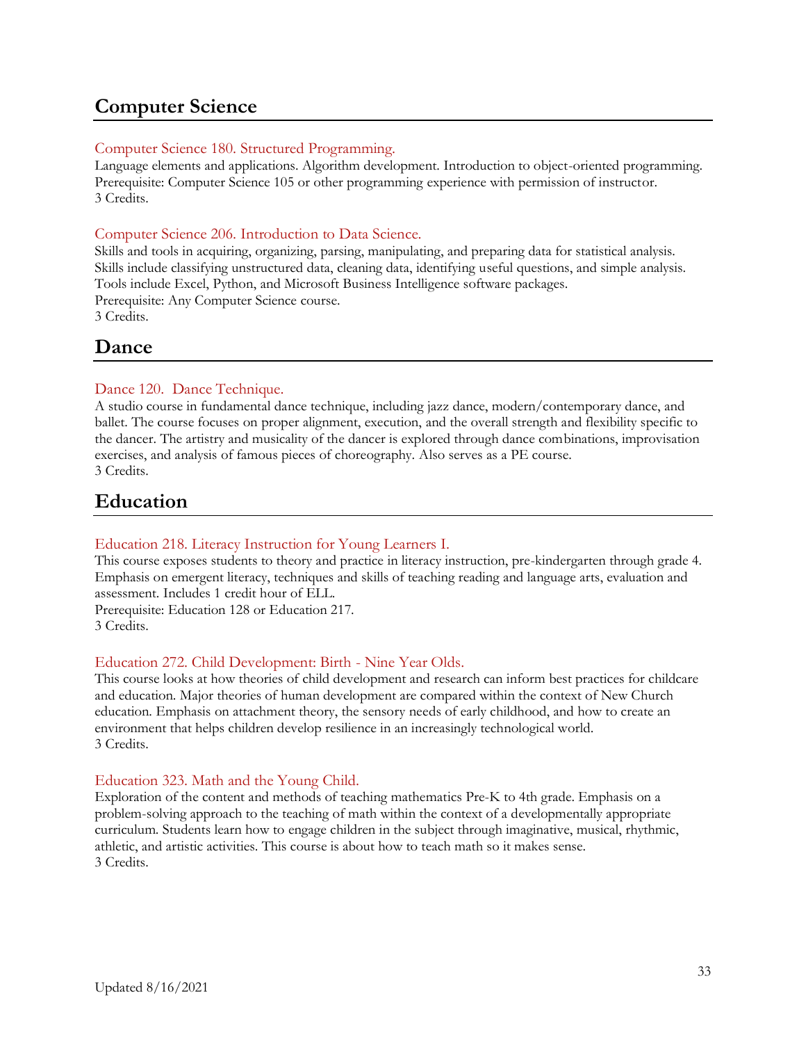## Computer Science

### Computer Science 180. Structured Programming.

Language elements and applications. Algorithm development. Introduction to object-oriented programming.
Prerequisite: Computer Science 105 or other programming experience with permission of instructor.
3 Credits.

### Computer Science 206. Introduction to Data Science.

Skills and tools in acquiring, organizing, parsing, manipulating, and preparing data for statistical analysis. Skills include classifying unstructured data, cleaning data, identifying useful questions, and simple analysis. Tools include Excel, Python, and Microsoft Business Intelligence software packages.
Prerequisite: Any Computer Science course.
3 Credits.

## Dance

### Dance 120. Dance Technique.

A studio course in fundamental dance technique, including jazz dance, modern/contemporary dance, and ballet. The course focuses on proper alignment, execution, and the overall strength and flexibility specific to the dancer. The artistry and musicality of the dancer is explored through dance combinations, improvisation exercises, and analysis of famous pieces of choreography. Also serves as a PE course.
3 Credits.

## Education

### Education 218. Literacy Instruction for Young Learners I.

This course exposes students to theory and practice in literacy instruction, pre-kindergarten through grade 4. Emphasis on emergent literacy, techniques and skills of teaching reading and language arts, evaluation and assessment. Includes 1 credit hour of ELL.
Prerequisite: Education 128 or Education 217.
3 Credits.

### Education 272. Child Development: Birth - Nine Year Olds.

This course looks at how theories of child development and research can inform best practices for childcare and education. Major theories of human development are compared within the context of New Church education. Emphasis on attachment theory, the sensory needs of early childhood, and how to create an environment that helps children develop resilience in an increasingly technological world.
3 Credits.

### Education 323. Math and the Young Child.

Exploration of the content and methods of teaching mathematics Pre-K to 4th grade. Emphasis on a problem-solving approach to the teaching of math within the context of a developmentally appropriate curriculum. Students learn how to engage children in the subject through imaginative, musical, rhythmic, athletic, and artistic activities. This course is about how to teach math so it makes sense.
3 Credits.

Updated 8/16/2021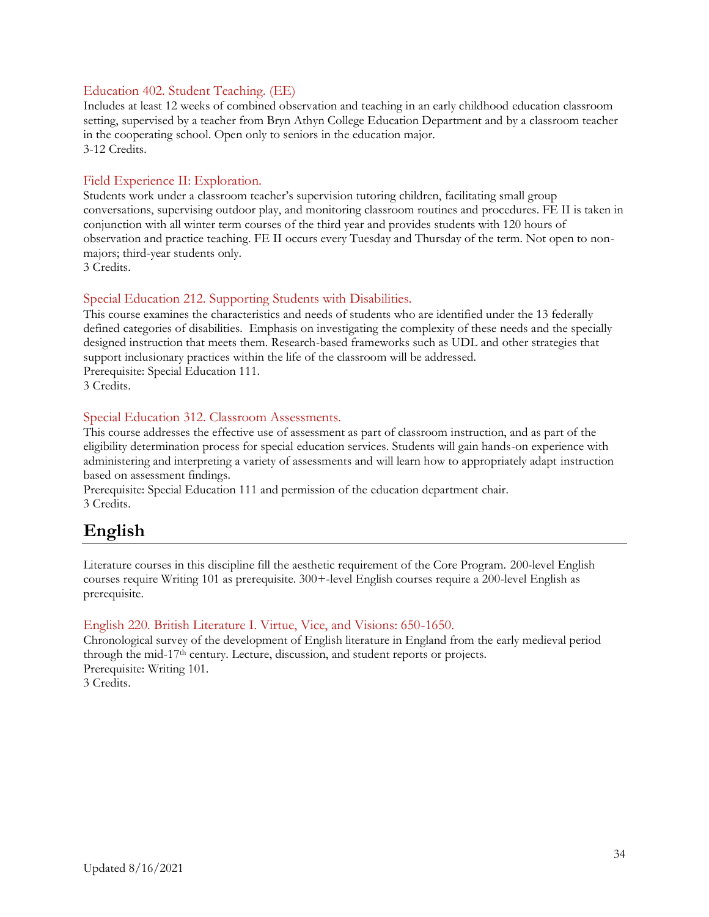### Education 402. Student Teaching. (EE)

Includes at least 12 weeks of combined observation and teaching in an early childhood education classroom setting, supervised by a teacher from Bryn Athyn College Education Department and by a classroom teacher in the cooperating school. Open only to seniors in the education major.
3-12 Credits.

### Field Experience II: Exploration.

Students work under a classroom teacher's supervision tutoring children, facilitating small group conversations, supervising outdoor play, and monitoring classroom routines and procedures. FE II is taken in conjunction with all winter term courses of the third year and provides students with 120 hours of observation and practice teaching. FE II occurs every Tuesday and Thursday of the term. Not open to non-majors; third-year students only.
3 Credits.

### Special Education 212. Supporting Students with Disabilities.

This course examines the characteristics and needs of students who are identified under the 13 federally defined categories of disabilities. Emphasis on investigating the complexity of these needs and the specially designed instruction that meets them. Research-based frameworks such as UDL and other strategies that support inclusionary practices within the life of the classroom will be addressed.
Prerequisite: Special Education 111.
3 Credits.

### Special Education 312. Classroom Assessments.

This course addresses the effective use of assessment as part of classroom instruction, and as part of the eligibility determination process for special education services. Students will gain hands-on experience with administering and interpreting a variety of assessments and will learn how to appropriately adapt instruction based on assessment findings.
Prerequisite: Special Education 111 and permission of the education department chair.
3 Credits.

## English

Literature courses in this discipline fill the aesthetic requirement of the Core Program. 200-level English courses require Writing 101 as prerequisite. 300+-level English courses require a 200-level English as prerequisite.

### English 220. British Literature I. Virtue, Vice, and Visions: 650-1650.

Chronological survey of the development of English literature in England from the early medieval period through the mid-17th century. Lecture, discussion, and student reports or projects.
Prerequisite: Writing 101.
3 Credits.

Updated 8/16/2021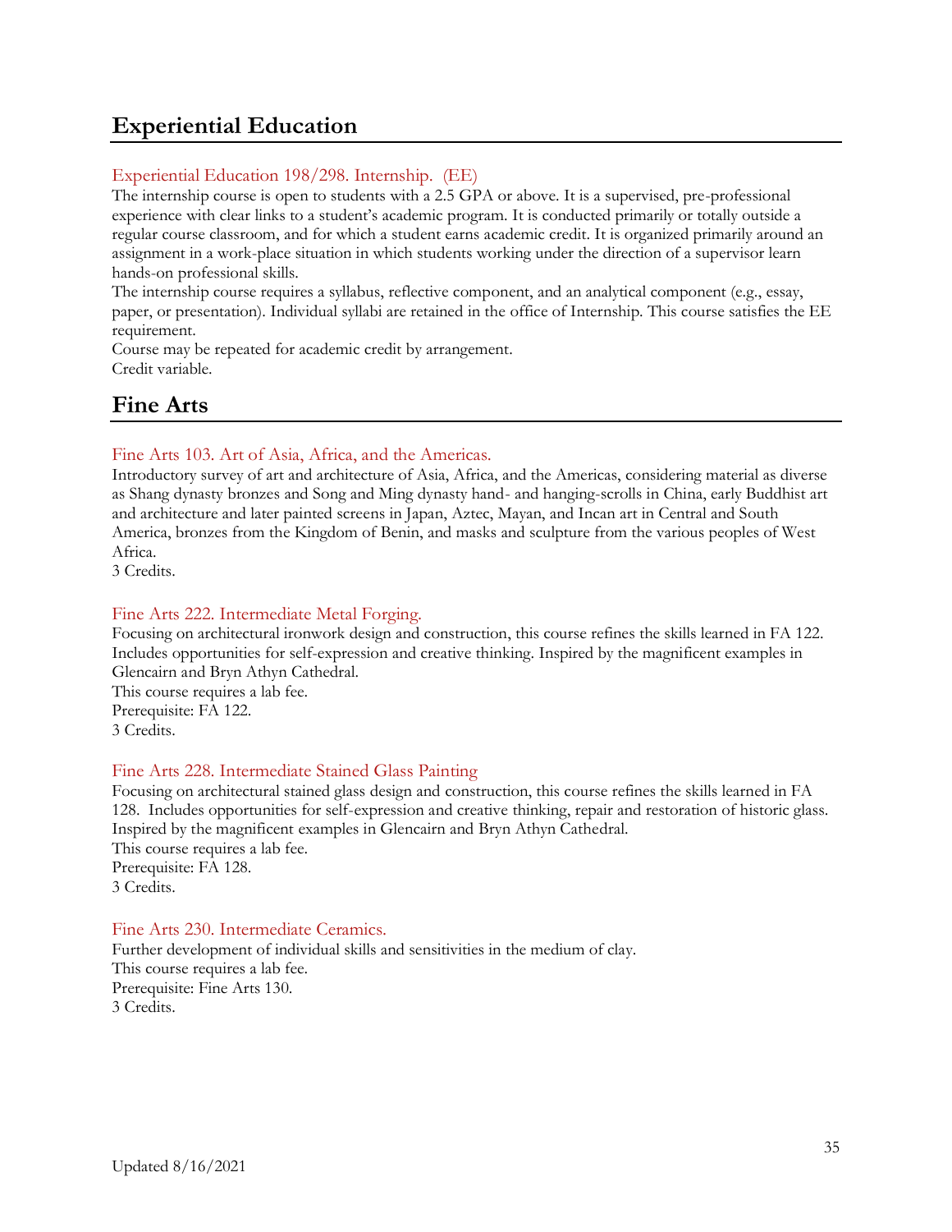## Experiential Education

### Experiential Education 198/298. Internship. (EE)

The internship course is open to students with a 2.5 GPA or above. It is a supervised, pre-professional experience with clear links to a student's academic program. It is conducted primarily or totally outside a regular course classroom, and for which a student earns academic credit. It is organized primarily around an assignment in a work-place situation in which students working under the direction of a supervisor learn hands-on professional skills.

The internship course requires a syllabus, reflective component, and an analytical component (e.g., essay, paper, or presentation). Individual syllabi are retained in the office of Internship. This course satisfies the EE requirement.

Course may be repeated for academic credit by arrangement.

Credit variable.

## Fine Arts

### Fine Arts 103. Art of Asia, Africa, and the Americas.

Introductory survey of art and architecture of Asia, Africa, and the Americas, considering material as diverse as Shang dynasty bronzes and Song and Ming dynasty hand- and hanging-scrolls in China, early Buddhist art and architecture and later painted screens in Japan, Aztec, Mayan, and Incan art in Central and South America, bronzes from the Kingdom of Benin, and masks and sculpture from the various peoples of West Africa.

3 Credits.

### Fine Arts 222. Intermediate Metal Forging.

Focusing on architectural ironwork design and construction, this course refines the skills learned in FA 122. Includes opportunities for self-expression and creative thinking. Inspired by the magnificent examples in Glencairn and Bryn Athyn Cathedral.

This course requires a lab fee.

Prerequisite: FA 122.

3 Credits.

### Fine Arts 228. Intermediate Stained Glass Painting

Focusing on architectural stained glass design and construction, this course refines the skills learned in FA 128. Includes opportunities for self-expression and creative thinking, repair and restoration of historic glass. Inspired by the magnificent examples in Glencairn and Bryn Athyn Cathedral.

This course requires a lab fee.

Prerequisite: FA 128.

3 Credits.

### Fine Arts 230. Intermediate Ceramics.

Further development of individual skills and sensitivities in the medium of clay.

This course requires a lab fee.

Prerequisite: Fine Arts 130.

3 Credits.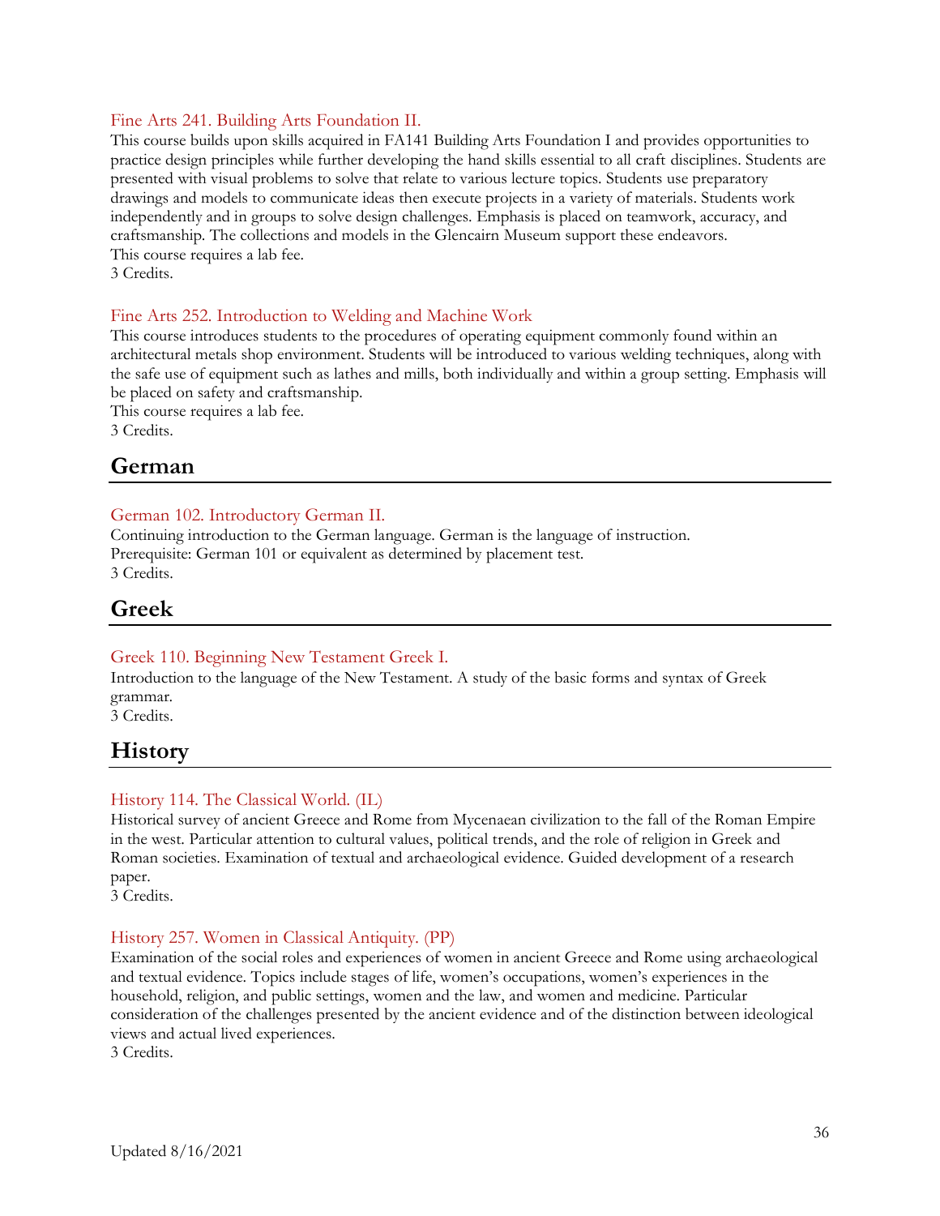### Fine Arts 241. Building Arts Foundation II.

This course builds upon skills acquired in FA141 Building Arts Foundation I and provides opportunities to practice design principles while further developing the hand skills essential to all craft disciplines. Students are presented with visual problems to solve that relate to various lecture topics. Students use preparatory drawings and models to communicate ideas then execute projects in a variety of materials. Students work independently and in groups to solve design challenges. Emphasis is placed on teamwork, accuracy, and craftsmanship. The collections and models in the Glencairn Museum support these endeavors.
This course requires a lab fee.
3 Credits.

### Fine Arts 252. Introduction to Welding and Machine Work

This course introduces students to the procedures of operating equipment commonly found within an architectural metals shop environment. Students will be introduced to various welding techniques, along with the safe use of equipment such as lathes and mills, both individually and within a group setting. Emphasis will be placed on safety and craftsmanship.
This course requires a lab fee.
3 Credits.

## German

### German 102. Introductory German II.

Continuing introduction to the German language. German is the language of instruction.
Prerequisite: German 101 or equivalent as determined by placement test.
3 Credits.

## Greek

### Greek 110. Beginning New Testament Greek I.

Introduction to the language of the New Testament. A study of the basic forms and syntax of Greek grammar.
3 Credits.

## History

### History 114. The Classical World. (IL)

Historical survey of ancient Greece and Rome from Mycenaean civilization to the fall of the Roman Empire in the west. Particular attention to cultural values, political trends, and the role of religion in Greek and Roman societies. Examination of textual and archaeological evidence. Guided development of a research paper.
3 Credits.

### History 257. Women in Classical Antiquity. (PP)

Examination of the social roles and experiences of women in ancient Greece and Rome using archaeological and textual evidence. Topics include stages of life, women's occupations, women's experiences in the household, religion, and public settings, women and the law, and women and medicine. Particular consideration of the challenges presented by the ancient evidence and of the distinction between ideological views and actual lived experiences.
3 Credits.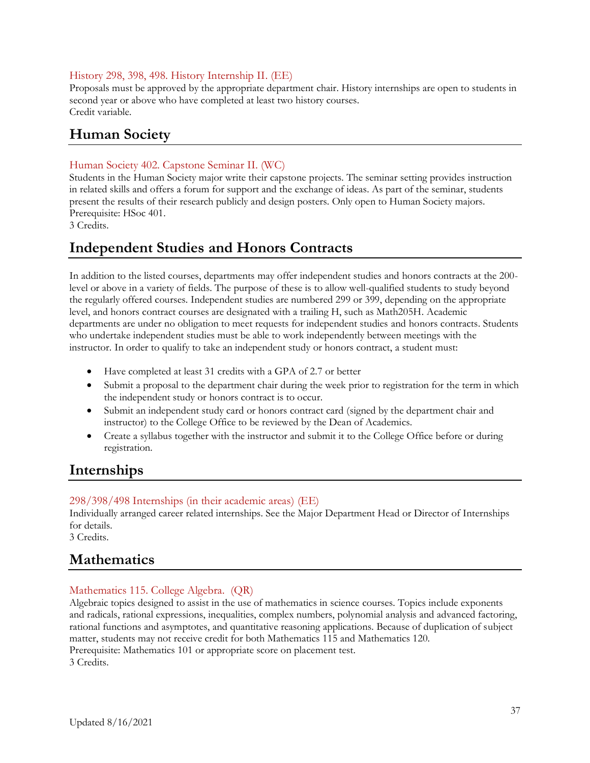### History 298, 398, 498. History Internship II. (EE)

Proposals must be approved by the appropriate department chair. History internships are open to students in second year or above who have completed at least two history courses.
Credit variable.

## Human Society

### Human Society 402. Capstone Seminar II. (WC)

Students in the Human Society major write their capstone projects. The seminar setting provides instruction in related skills and offers a forum for support and the exchange of ideas. As part of the seminar, students present the results of their research publicly and design posters. Only open to Human Society majors.
Prerequisite: HSoc 401.
3 Credits.

## Independent Studies and Honors Contracts

In addition to the listed courses, departments may offer independent studies and honors contracts at the 200-level or above in a variety of fields. The purpose of these is to allow well-qualified students to study beyond the regularly offered courses. Independent studies are numbered 299 or 399, depending on the appropriate level, and honors contract courses are designated with a trailing H, such as Math205H. Academic departments are under no obligation to meet requests for independent studies and honors contracts. Students who undertake independent studies must be able to work independently between meetings with the instructor. In order to qualify to take an independent study or honors contract, a student must:

- Have completed at least 31 credits with a GPA of 2.7 or better
- Submit a proposal to the department chair during the week prior to registration for the term in which the independent study or honors contract is to occur.
- Submit an independent study card or honors contract card (signed by the department chair and instructor) to the College Office to be reviewed by the Dean of Academics.
- Create a syllabus together with the instructor and submit it to the College Office before or during registration.

## Internships

### 298/398/498 Internships (in their academic areas) (EE)

Individually arranged career related internships. See the Major Department Head or Director of Internships for details.
3 Credits.

## Mathematics

### Mathematics 115. College Algebra. (QR)

Algebraic topics designed to assist in the use of mathematics in science courses. Topics include exponents and radicals, rational expressions, inequalities, complex numbers, polynomial analysis and advanced factoring, rational functions and asymptotes, and quantitative reasoning applications. Because of duplication of subject matter, students may not receive credit for both Mathematics 115 and Mathematics 120.
Prerequisite: Mathematics 101 or appropriate score on placement test.
3 Credits.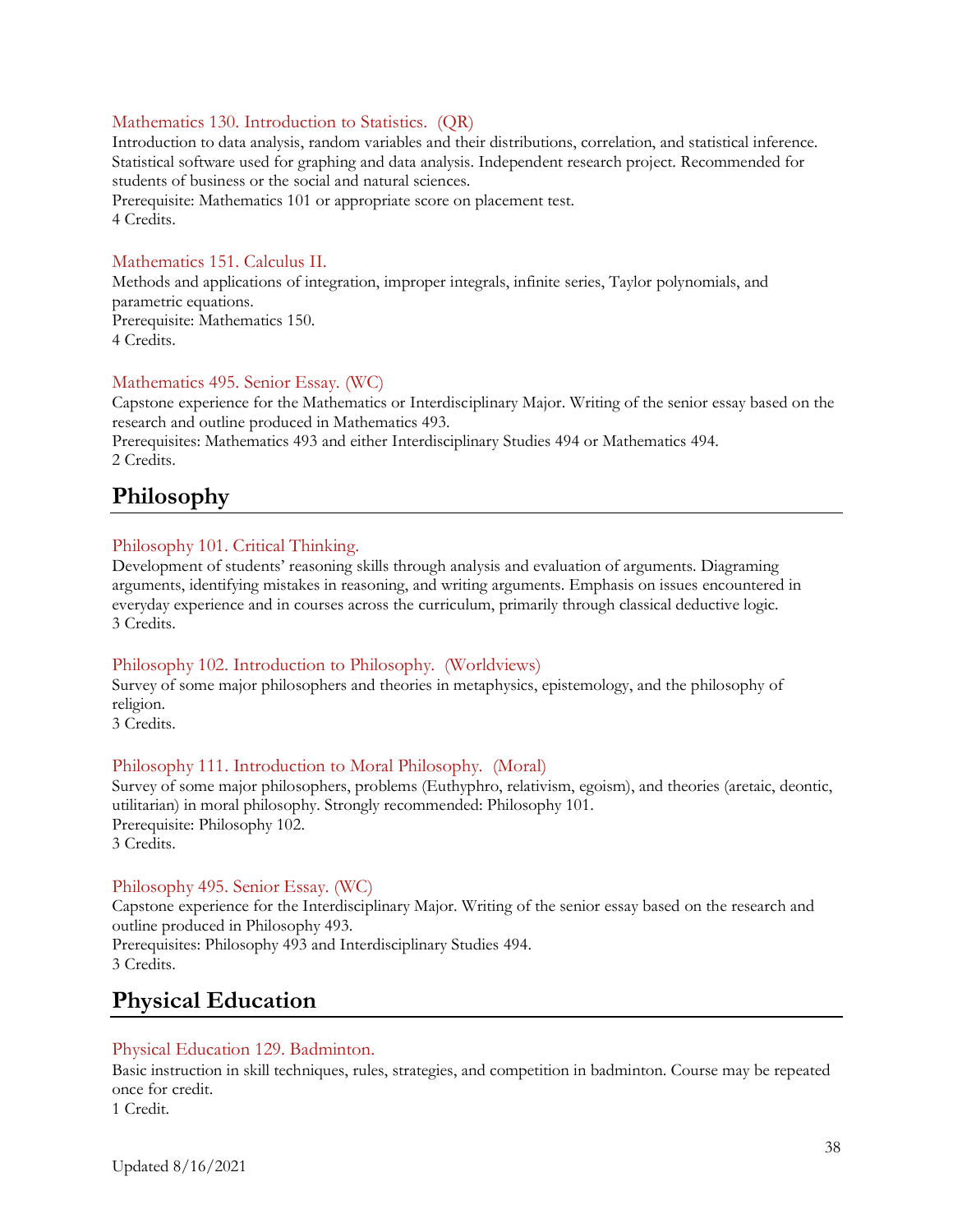### Mathematics 130. Introduction to Statistics. (QR)

Introduction to data analysis, random variables and their distributions, correlation, and statistical inference. Statistical software used for graphing and data analysis. Independent research project. Recommended for students of business or the social and natural sciences.
Prerequisite: Mathematics 101 or appropriate score on placement test.
4 Credits.

### Mathematics 151. Calculus II.

Methods and applications of integration, improper integrals, infinite series, Taylor polynomials, and parametric equations.
Prerequisite: Mathematics 150.
4 Credits.

### Mathematics 495. Senior Essay. (WC)

Capstone experience for the Mathematics or Interdisciplinary Major. Writing of the senior essay based on the research and outline produced in Mathematics 493.
Prerequisites: Mathematics 493 and either Interdisciplinary Studies 494 or Mathematics 494.
2 Credits.

## Philosophy

### Philosophy 101. Critical Thinking.

Development of students' reasoning skills through analysis and evaluation of arguments. Diagraming arguments, identifying mistakes in reasoning, and writing arguments. Emphasis on issues encountered in everyday experience and in courses across the curriculum, primarily through classical deductive logic.
3 Credits.

### Philosophy 102. Introduction to Philosophy. (Worldviews)

Survey of some major philosophers and theories in metaphysics, epistemology, and the philosophy of religion.
3 Credits.

### Philosophy 111. Introduction to Moral Philosophy. (Moral)

Survey of some major philosophers, problems (Euthyphro, relativism, egoism), and theories (aretaic, deontic, utilitarian) in moral philosophy. Strongly recommended: Philosophy 101.
Prerequisite: Philosophy 102.
3 Credits.

### Philosophy 495. Senior Essay. (WC)

Capstone experience for the Interdisciplinary Major. Writing of the senior essay based on the research and outline produced in Philosophy 493.
Prerequisites: Philosophy 493 and Interdisciplinary Studies 494.
3 Credits.

## Physical Education

### Physical Education 129. Badminton.

Basic instruction in skill techniques, rules, strategies, and competition in badminton. Course may be repeated once for credit.
1 Credit.

Updated 8/16/2021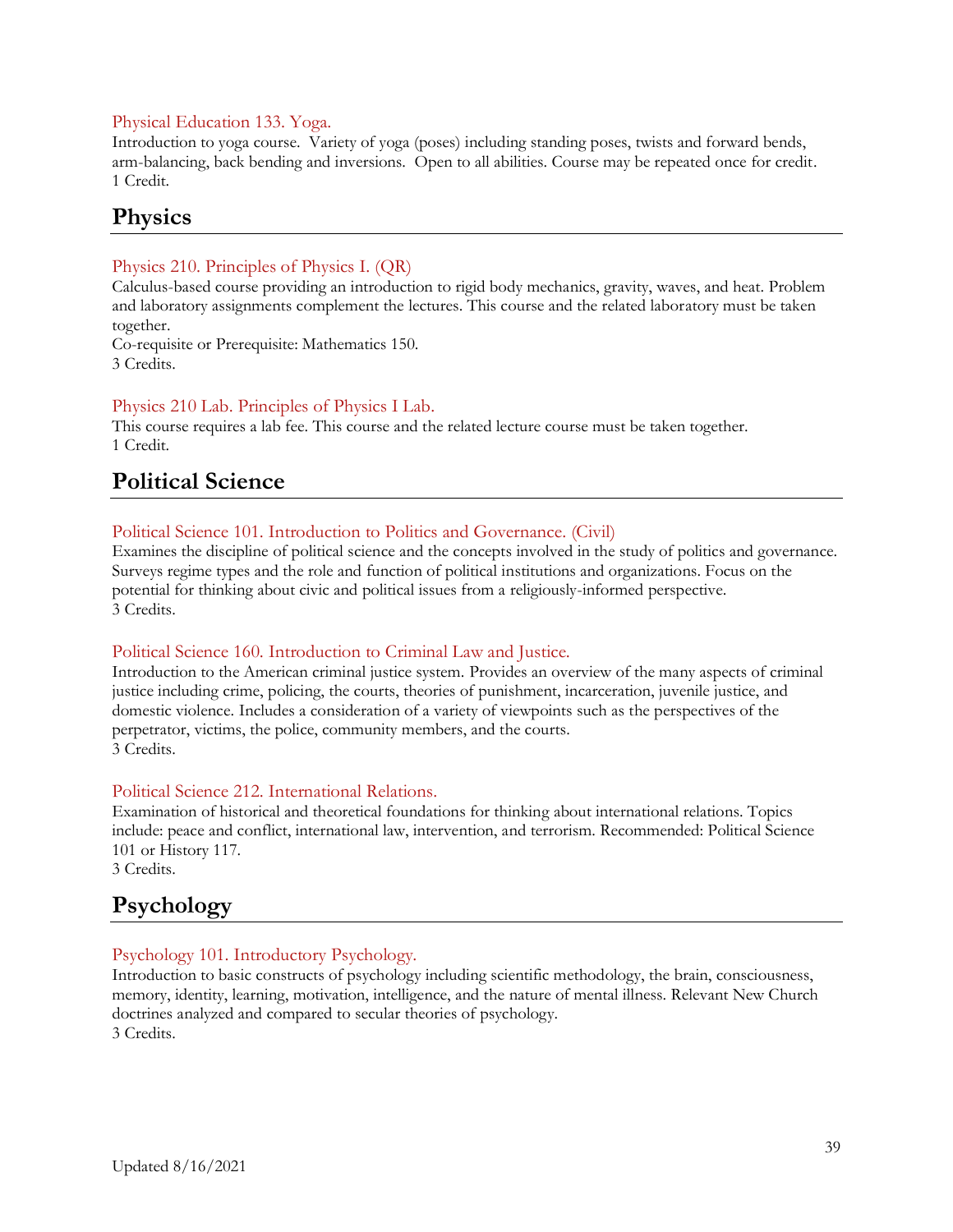Physical Education 133. Yoga.
Introduction to yoga course. Variety of yoga (poses) including standing poses, twists and forward bends, arm-balancing, back bending and inversions. Open to all abilities. Course may be repeated once for credit.
1 Credit.

## Physics

Physics 210. Principles of Physics I. (QR)
Calculus-based course providing an introduction to rigid body mechanics, gravity, waves, and heat. Problem and laboratory assignments complement the lectures. This course and the related laboratory must be taken together.
Co-requisite or Prerequisite: Mathematics 150.
3 Credits.

Physics 210 Lab. Principles of Physics I Lab.
This course requires a lab fee. This course and the related lecture course must be taken together.
1 Credit.

## Political Science

Political Science 101. Introduction to Politics and Governance. (Civil)
Examines the discipline of political science and the concepts involved in the study of politics and governance. Surveys regime types and the role and function of political institutions and organizations. Focus on the potential for thinking about civic and political issues from a religiously-informed perspective.
3 Credits.

Political Science 160. Introduction to Criminal Law and Justice.
Introduction to the American criminal justice system. Provides an overview of the many aspects of criminal justice including crime, policing, the courts, theories of punishment, incarceration, juvenile justice, and domestic violence. Includes a consideration of a variety of viewpoints such as the perspectives of the perpetrator, victims, the police, community members, and the courts.
3 Credits.

Political Science 212. International Relations.
Examination of historical and theoretical foundations for thinking about international relations. Topics include: peace and conflict, international law, intervention, and terrorism. Recommended: Political Science 101 or History 117.
3 Credits.

## Psychology

Psychology 101. Introductory Psychology.
Introduction to basic constructs of psychology including scientific methodology, the brain, consciousness, memory, identity, learning, motivation, intelligence, and the nature of mental illness. Relevant New Church doctrines analyzed and compared to secular theories of psychology.
3 Credits.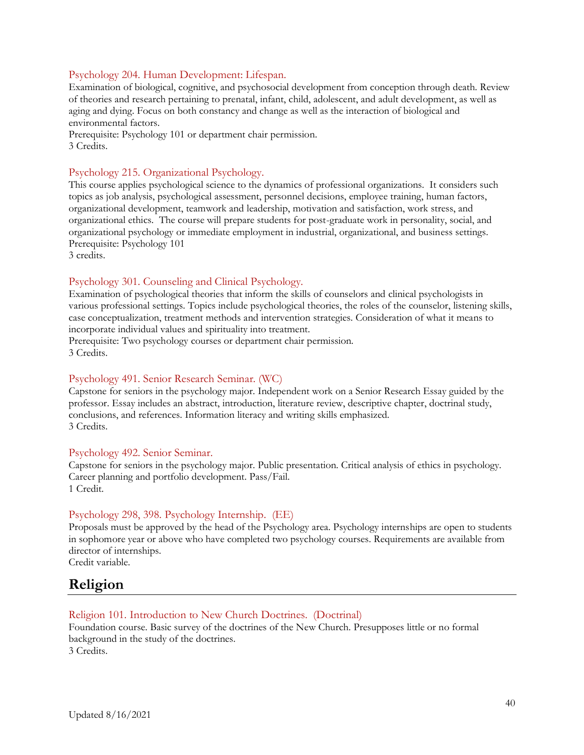### Psychology 204. Human Development: Lifespan.

Examination of biological, cognitive, and psychosocial development from conception through death. Review of theories and research pertaining to prenatal, infant, child, adolescent, and adult development, as well as aging and dying. Focus on both constancy and change as well as the interaction of biological and environmental factors.
Prerequisite: Psychology 101 or department chair permission.
3 Credits.

### Psychology 215. Organizational Psychology.

This course applies psychological science to the dynamics of professional organizations. It considers such topics as job analysis, psychological assessment, personnel decisions, employee training, human factors, organizational development, teamwork and leadership, motivation and satisfaction, work stress, and organizational ethics. The course will prepare students for post-graduate work in personality, social, and organizational psychology or immediate employment in industrial, organizational, and business settings.
Prerequisite: Psychology 101
3 credits.

### Psychology 301. Counseling and Clinical Psychology.

Examination of psychological theories that inform the skills of counselors and clinical psychologists in various professional settings. Topics include psychological theories, the roles of the counselor, listening skills, case conceptualization, treatment methods and intervention strategies. Consideration of what it means to incorporate individual values and spirituality into treatment.
Prerequisite: Two psychology courses or department chair permission.
3 Credits.

### Psychology 491. Senior Research Seminar. (WC)

Capstone for seniors in the psychology major. Independent work on a Senior Research Essay guided by the professor. Essay includes an abstract, introduction, literature review, descriptive chapter, doctrinal study, conclusions, and references. Information literacy and writing skills emphasized.
3 Credits.

### Psychology 492. Senior Seminar.

Capstone for seniors in the psychology major. Public presentation. Critical analysis of ethics in psychology. Career planning and portfolio development. Pass/Fail.
1 Credit.

### Psychology 298, 398. Psychology Internship. (EE)

Proposals must be approved by the head of the Psychology area. Psychology internships are open to students in sophomore year or above who have completed two psychology courses. Requirements are available from director of internships.
Credit variable.

## Religion

### Religion 101. Introduction to New Church Doctrines. (Doctrinal)

Foundation course. Basic survey of the doctrines of the New Church. Presupposes little or no formal background in the study of the doctrines.
3 Credits.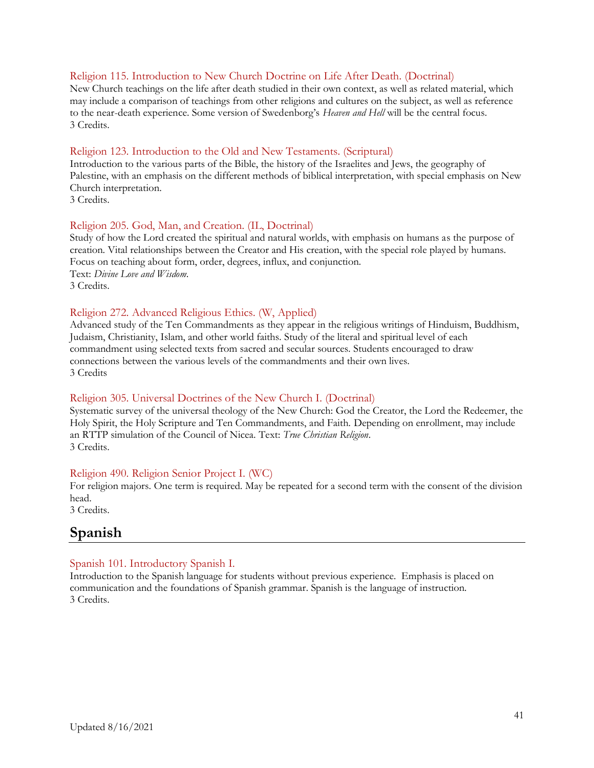### Religion 115. Introduction to New Church Doctrine on Life After Death. (Doctrinal)

New Church teachings on the life after death studied in their own context, as well as related material, which may include a comparison of teachings from other religions and cultures on the subject, as well as reference to the near-death experience. Some version of Swedenborg's *Heaven and Hell* will be the central focus.
3 Credits.

### Religion 123. Introduction to the Old and New Testaments. (Scriptural)

Introduction to the various parts of the Bible, the history of the Israelites and Jews, the geography of Palestine, with an emphasis on the different methods of biblical interpretation, with special emphasis on New Church interpretation.
3 Credits.

### Religion 205. God, Man, and Creation. (IL, Doctrinal)

Study of how the Lord created the spiritual and natural worlds, with emphasis on humans as the purpose of creation. Vital relationships between the Creator and His creation, with the special role played by humans. Focus on teaching about form, order, degrees, influx, and conjunction.
Text: *Divine Love and Wisdom*.
3 Credits.

### Religion 272. Advanced Religious Ethics. (W, Applied)

Advanced study of the Ten Commandments as they appear in the religious writings of Hinduism, Buddhism, Judaism, Christianity, Islam, and other world faiths. Study of the literal and spiritual level of each commandment using selected texts from sacred and secular sources. Students encouraged to draw connections between the various levels of the commandments and their own lives.
3 Credits

### Religion 305. Universal Doctrines of the New Church I. (Doctrinal)

Systematic survey of the universal theology of the New Church: God the Creator, the Lord the Redeemer, the Holy Spirit, the Holy Scripture and Ten Commandments, and Faith. Depending on enrollment, may include an RTTP simulation of the Council of Nicea. Text: *True Christian Religion*.
3 Credits.

### Religion 490. Religion Senior Project I. (WC)

For religion majors. One term is required. May be repeated for a second term with the consent of the division head.
3 Credits.

## Spanish

### Spanish 101. Introductory Spanish I.

Introduction to the Spanish language for students without previous experience. Emphasis is placed on communication and the foundations of Spanish grammar. Spanish is the language of instruction.
3 Credits.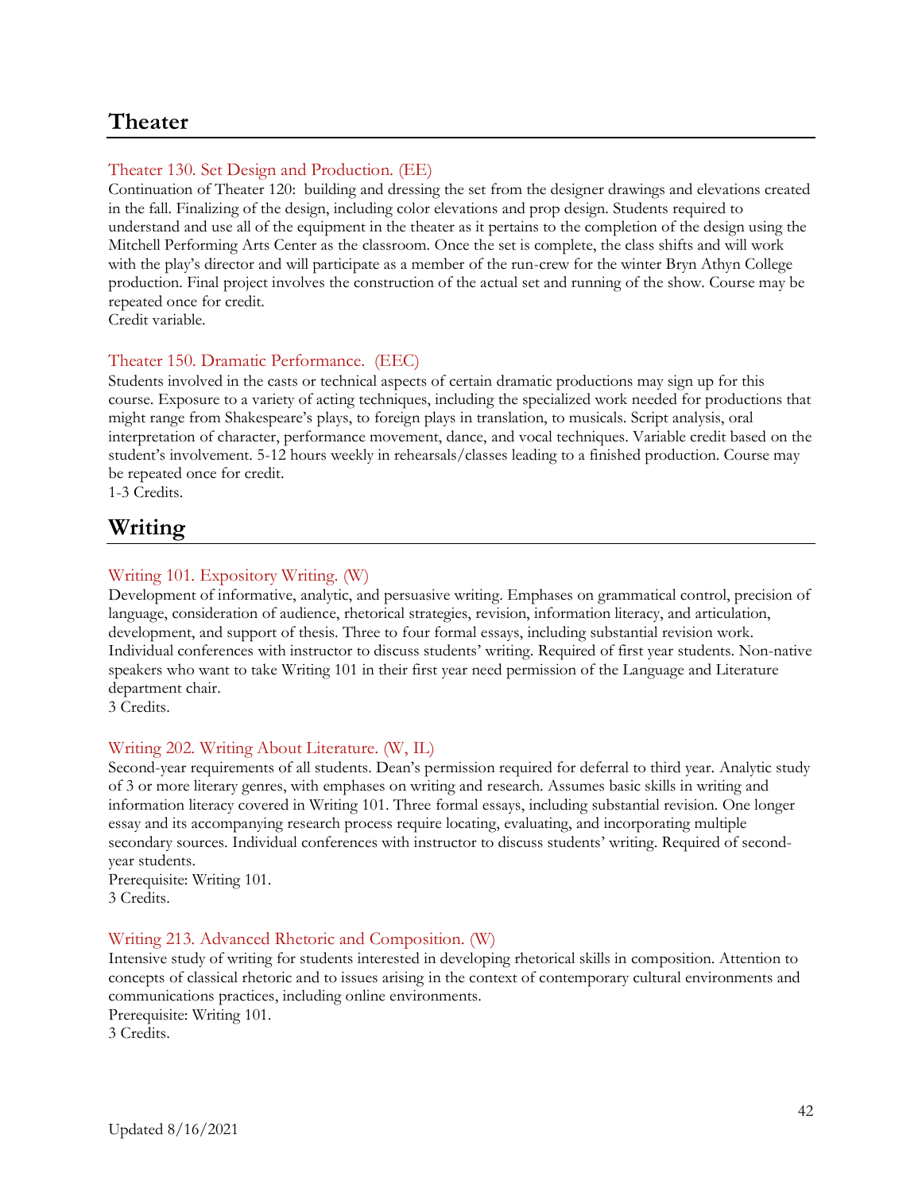## Theater

### Theater 130. Set Design and Production. (EE)

Continuation of Theater 120: building and dressing the set from the designer drawings and elevations created in the fall. Finalizing of the design, including color elevations and prop design. Students required to understand and use all of the equipment in the theater as it pertains to the completion of the design using the Mitchell Performing Arts Center as the classroom. Once the set is complete, the class shifts and will work with the play's director and will participate as a member of the run-crew for the winter Bryn Athyn College production. Final project involves the construction of the actual set and running of the show. Course may be repeated once for credit.
Credit variable.

### Theater 150. Dramatic Performance. (EEC)

Students involved in the casts or technical aspects of certain dramatic productions may sign up for this course. Exposure to a variety of acting techniques, including the specialized work needed for productions that might range from Shakespeare's plays, to foreign plays in translation, to musicals. Script analysis, oral interpretation of character, performance movement, dance, and vocal techniques. Variable credit based on the student's involvement. 5-12 hours weekly in rehearsals/classes leading to a finished production. Course may be repeated once for credit.
1-3 Credits.

## Writing

### Writing 101. Expository Writing. (W)

Development of informative, analytic, and persuasive writing. Emphases on grammatical control, precision of language, consideration of audience, rhetorical strategies, revision, information literacy, and articulation, development, and support of thesis. Three to four formal essays, including substantial revision work. Individual conferences with instructor to discuss students' writing. Required of first year students. Non-native speakers who want to take Writing 101 in their first year need permission of the Language and Literature department chair.
3 Credits.

### Writing 202. Writing About Literature. (W, IL)

Second-year requirements of all students. Dean's permission required for deferral to third year. Analytic study of 3 or more literary genres, with emphases on writing and research. Assumes basic skills in writing and information literacy covered in Writing 101. Three formal essays, including substantial revision. One longer essay and its accompanying research process require locating, evaluating, and incorporating multiple secondary sources. Individual conferences with instructor to discuss students' writing. Required of second-year students.
Prerequisite: Writing 101.
3 Credits.

### Writing 213. Advanced Rhetoric and Composition. (W)

Intensive study of writing for students interested in developing rhetorical skills in composition. Attention to concepts of classical rhetoric and to issues arising in the context of contemporary cultural environments and communications practices, including online environments.
Prerequisite: Writing 101.
3 Credits.

Updated 8/16/2021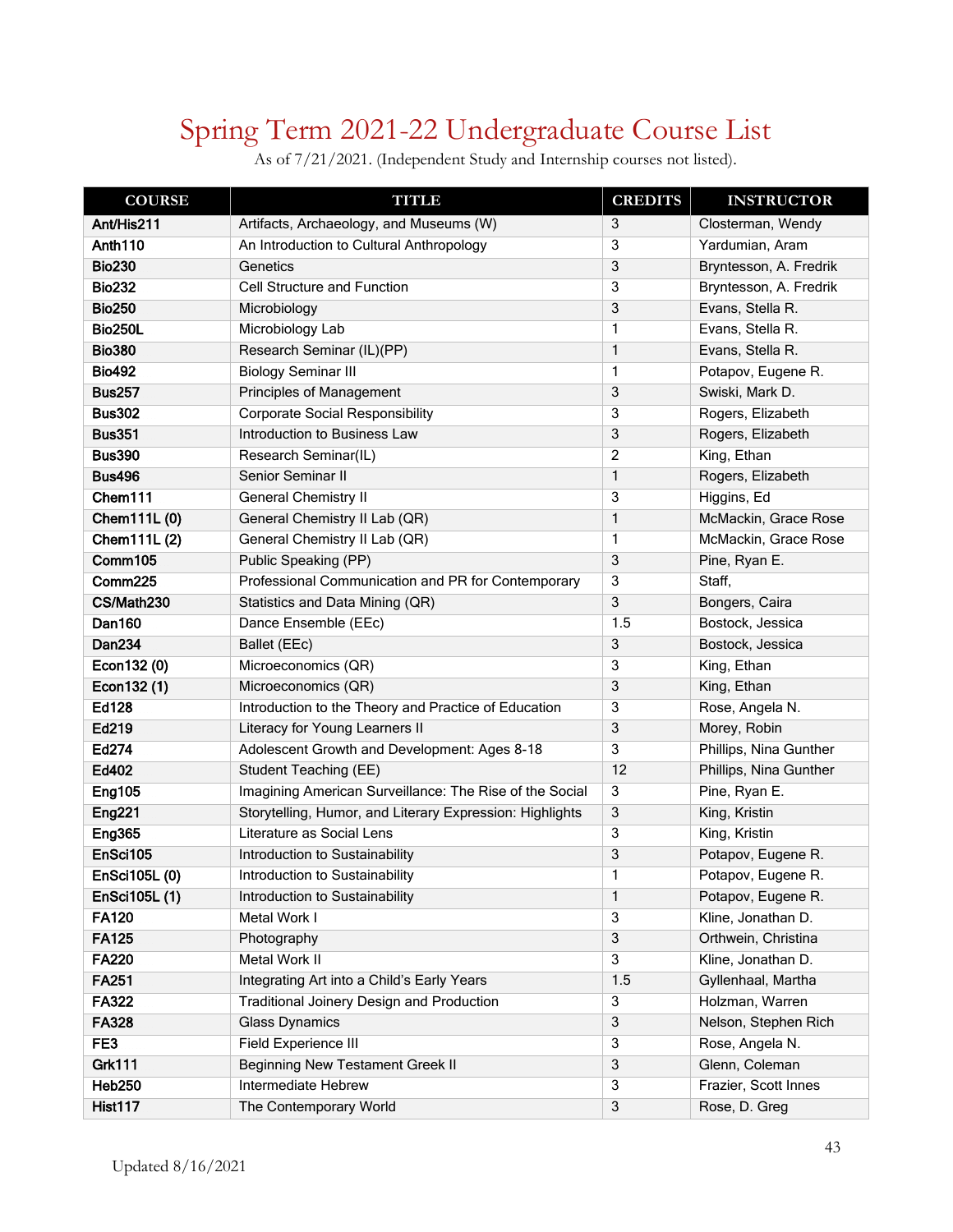# Spring Term 2021-22 Undergraduate Course List

As of 7/21/2021. (Independent Study and Internship courses not listed).

| COURSE | TITLE | CREDITS | INSTRUCTOR |
|---|---|---|---|
| **Ant/His211** | Artifacts, Archaeology, and Museums (W) | 3 | Closterman, Wendy |
| **Anth110** | An Introduction to Cultural Anthropology | 3 | Yardumian, Aram |
| **Bio230** | Genetics | 3 | Bryntesson, A. Fredrik |
| **Bio232** | Cell Structure and Function | 3 | Bryntesson, A. Fredrik |
| **Bio250** | Microbiology | 3 | Evans, Stella R. |
| **Bio250L** | Microbiology Lab | 1 | Evans, Stella R. |
| **Bio380** | Research Seminar (IL)(PP) | 1 | Evans, Stella R. |
| **Bio492** | Biology Seminar III | 1 | Potapov, Eugene R. |
| **Bus257** | Principles of Management | 3 | Swiski, Mark D. |
| **Bus302** | Corporate Social Responsibility | 3 | Rogers, Elizabeth |
| **Bus351** | Introduction to Business Law | 3 | Rogers, Elizabeth |
| **Bus390** | Research Seminar(IL) | 2 | King, Ethan |
| **Bus496** | Senior Seminar II | 1 | Rogers, Elizabeth |
| **Chem111** | General Chemistry II | 3 | Higgins, Ed |
| **Chem111L (0)** | General Chemistry II Lab (QR) | 1 | McMackin, Grace Rose |
| **Chem111L (2)** | General Chemistry II Lab (QR) | 1 | McMackin, Grace Rose |
| **Comm105** | Public Speaking (PP) | 3 | Pine, Ryan E. |
| **Comm225** | Professional Communication and PR for Contemporary | 3 | Staff, |
| **CS/Math230** | Statistics and Data Mining (QR) | 3 | Bongers, Caira |
| **Dan160** | Dance Ensemble (EEc) | 1.5 | Bostock, Jessica |
| **Dan234** | Ballet (EEc) | 3 | Bostock, Jessica |
| **Econ132 (0)** | Microeconomics (QR) | 3 | King, Ethan |
| **Econ132 (1)** | Microeconomics (QR) | 3 | King, Ethan |
| **Ed128** | Introduction to the Theory and Practice of Education | 3 | Rose, Angela N. |
| **Ed219** | Literacy for Young Learners II | 3 | Morey, Robin |
| **Ed274** | Adolescent Growth and Development: Ages 8-18 | 3 | Phillips, Nina Gunther |
| **Ed402** | Student Teaching (EE) | 12 | Phillips, Nina Gunther |
| **Eng105** | Imagining American Surveillance: The Rise of the Social | 3 | Pine, Ryan E. |
| **Eng221** | Storytelling, Humor, and Literary Expression: Highlights | 3 | King, Kristin |
| **Eng365** | Literature as Social Lens | 3 | King, Kristin |
| **EnSci105** | Introduction to Sustainability | 3 | Potapov, Eugene R. |
| **EnSci105L (0)** | Introduction to Sustainability | 1 | Potapov, Eugene R. |
| **EnSci105L (1)** | Introduction to Sustainability | 1 | Potapov, Eugene R. |
| **FA120** | Metal Work I | 3 | Kline, Jonathan D. |
| **FA125** | Photography | 3 | Orthwein, Christina |
| **FA220** | Metal Work II | 3 | Kline, Jonathan D. |
| **FA251** | Integrating Art into a Child's Early Years | 1.5 | Gyllenhaal, Martha |
| **FA322** | Traditional Joinery Design and Production | 3 | Holzman, Warren |
| **FA328** | Glass Dynamics | 3 | Nelson, Stephen Rich |
| **FE3** | Field Experience III | 3 | Rose, Angela N. |
| **Grk111** | Beginning New Testament Greek II | 3 | Glenn, Coleman |
| **Heb250** | Intermediate Hebrew | 3 | Frazier, Scott Innes |
| **Hist117** | The Contemporary World | 3 | Rose, D. Greg |

Updated 8/16/2021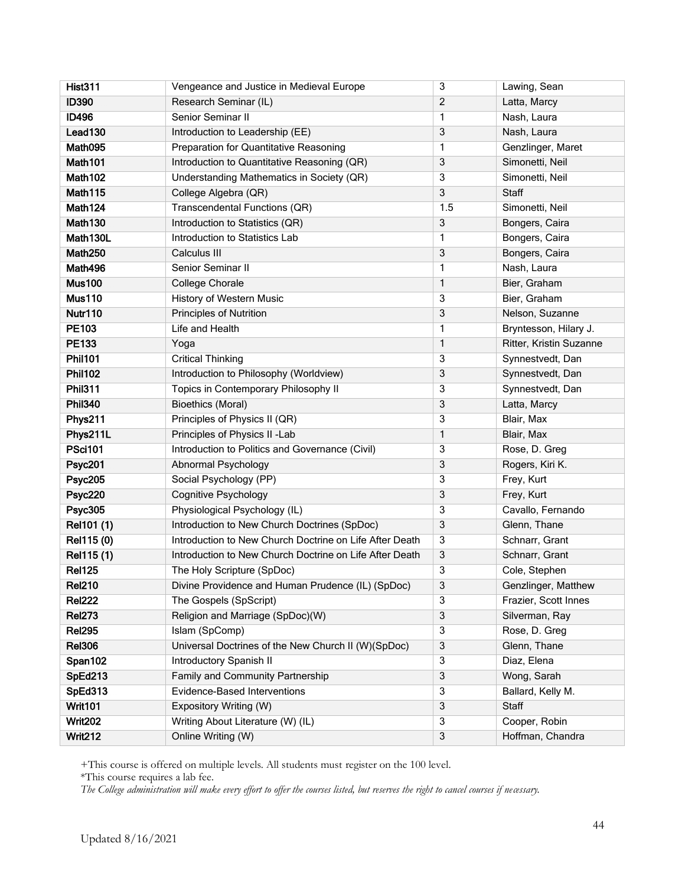| | | | |
|---|---|---|---|
| **Hist311** | Vengeance and Justice in Medieval Europe | 3 | Lawing, Sean |
| **ID390** | Research Seminar (IL) | 2 | Latta, Marcy |
| **ID496** | Senior Seminar II | 1 | Nash, Laura |
| **Lead130** | Introduction to Leadership (EE) | 3 | Nash, Laura |
| **Math095** | Preparation for Quantitative Reasoning | 1 | Genzlinger, Maret |
| **Math101** | Introduction to Quantitative Reasoning (QR) | 3 | Simonetti, Neil |
| **Math102** | Understanding Mathematics in Society (QR) | 3 | Simonetti, Neil |
| **Math115** | College Algebra (QR) | 3 | Staff |
| **Math124** | Transcendental Functions (QR) | 1.5 | Simonetti, Neil |
| **Math130** | Introduction to Statistics (QR) | 3 | Bongers, Caira |
| **Math130L** | Introduction to Statistics Lab | 1 | Bongers, Caira |
| **Math250** | Calculus III | 3 | Bongers, Caira |
| **Math496** | Senior Seminar II | 1 | Nash, Laura |
| **Mus100** | College Chorale | 1 | Bier, Graham |
| **Mus110** | History of Western Music | 3 | Bier, Graham |
| **Nutr110** | Principles of Nutrition | 3 | Nelson, Suzanne |
| **PE103** | Life and Health | 1 | Bryntesson, Hilary J. |
| **PE133** | Yoga | 1 | Ritter, Kristin Suzanne |
| **Phil101** | Critical Thinking | 3 | Synnestvedt, Dan |
| **Phil102** | Introduction to Philosophy (Worldview) | 3 | Synnestvedt, Dan |
| **Phil311** | Topics in Contemporary Philosophy II | 3 | Synnestvedt, Dan |
| **Phil340** | Bioethics (Moral) | 3 | Latta, Marcy |
| **Phys211** | Principles of Physics II (QR) | 3 | Blair, Max |
| **Phys211L** | Principles of Physics II -Lab | 1 | Blair, Max |
| **PSci101** | Introduction to Politics and Governance (Civil) | 3 | Rose, D. Greg |
| **Psyc201** | Abnormal Psychology | 3 | Rogers, Kiri K. |
| **Psyc205** | Social Psychology (PP) | 3 | Frey, Kurt |
| **Psyc220** | Cognitive Psychology | 3 | Frey, Kurt |
| **Psyc305** | Physiological Psychology (IL) | 3 | Cavallo, Fernando |
| **Rel101 (1)** | Introduction to New Church Doctrines (SpDoc) | 3 | Glenn, Thane |
| **Rel115 (0)** | Introduction to New Church Doctrine on Life After Death | 3 | Schnarr, Grant |
| **Rel115 (1)** | Introduction to New Church Doctrine on Life After Death | 3 | Schnarr, Grant |
| **Rel125** | The Holy Scripture (SpDoc) | 3 | Cole, Stephen |
| **Rel210** | Divine Providence and Human Prudence (IL) (SpDoc) | 3 | Genzlinger, Matthew |
| **Rel222** | The Gospels (SpScript) | 3 | Frazier, Scott Innes |
| **Rel273** | Religion and Marriage (SpDoc)(W) | 3 | Silverman, Ray |
| **Rel295** | Islam (SpComp) | 3 | Rose, D. Greg |
| **Rel306** | Universal Doctrines of the New Church II (W)(SpDoc) | 3 | Glenn, Thane |
| **Span102** | Introductory Spanish II | 3 | Diaz, Elena |
| **SpEd213** | Family and Community Partnership | 3 | Wong, Sarah |
| **SpEd313** | Evidence-Based Interventions | 3 | Ballard, Kelly M. |
| **Writ101** | Expository Writing (W) | 3 | Staff |
| **Writ202** | Writing About Literature (W) (IL) | 3 | Cooper, Robin |
| **Writ212** | Online Writing (W) | 3 | Hoffman, Chandra |

+This course is offered on multiple levels. All students must register on the 100 level.

*This course requires a lab fee.

*The College administration will make every effort to offer the courses listed, but reserves the right to cancel courses if necessary.*

Updated 8/16/2021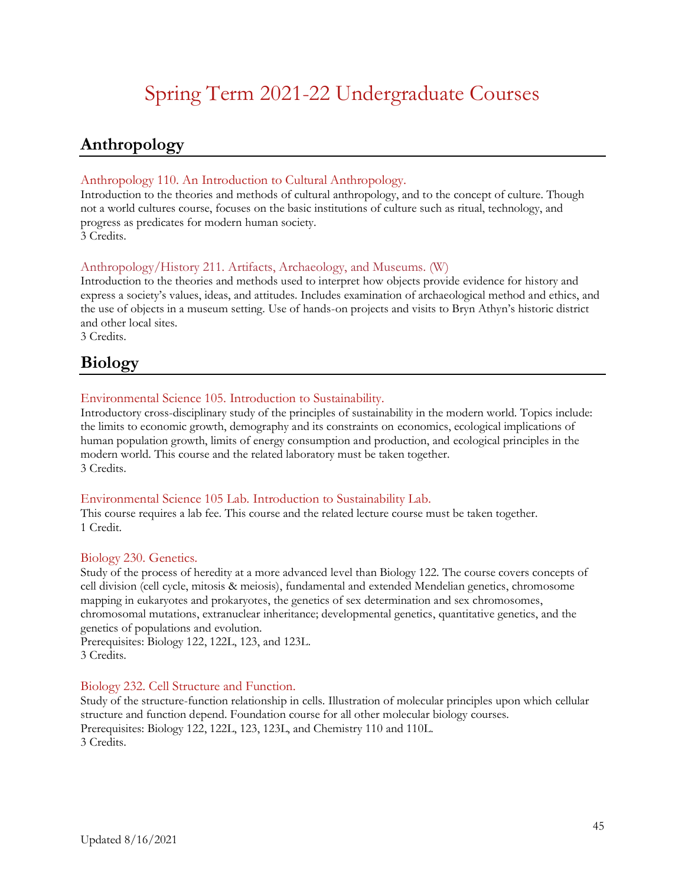# Spring Term 2021-22 Undergraduate Courses

## Anthropology

### Anthropology 110. An Introduction to Cultural Anthropology.

Introduction to the theories and methods of cultural anthropology, and to the concept of culture. Though not a world cultures course, focuses on the basic institutions of culture such as ritual, technology, and progress as predicates for modern human society.
3 Credits.

### Anthropology/History 211. Artifacts, Archaeology, and Museums. (W)

Introduction to the theories and methods used to interpret how objects provide evidence for history and express a society's values, ideas, and attitudes. Includes examination of archaeological method and ethics, and the use of objects in a museum setting. Use of hands-on projects and visits to Bryn Athyn's historic district and other local sites.
3 Credits.

## Biology

### Environmental Science 105. Introduction to Sustainability.

Introductory cross-disciplinary study of the principles of sustainability in the modern world. Topics include: the limits to economic growth, demography and its constraints on economics, ecological implications of human population growth, limits of energy consumption and production, and ecological principles in the modern world. This course and the related laboratory must be taken together.
3 Credits.

### Environmental Science 105 Lab. Introduction to Sustainability Lab.

This course requires a lab fee. This course and the related lecture course must be taken together.
1 Credit.

### Biology 230. Genetics.

Study of the process of heredity at a more advanced level than Biology 122. The course covers concepts of cell division (cell cycle, mitosis & meiosis), fundamental and extended Mendelian genetics, chromosome mapping in eukaryotes and prokaryotes, the genetics of sex determination and sex chromosomes, chromosomal mutations, extranuclear inheritance; developmental genetics, quantitative genetics, and the genetics of populations and evolution.
Prerequisites: Biology 122, 122L, 123, and 123L.
3 Credits.

### Biology 232. Cell Structure and Function.

Study of the structure-function relationship in cells. Illustration of molecular principles upon which cellular structure and function depend. Foundation course for all other molecular biology courses.
Prerequisites: Biology 122, 122L, 123, 123L, and Chemistry 110 and 110L.
3 Credits.

Updated 8/16/2021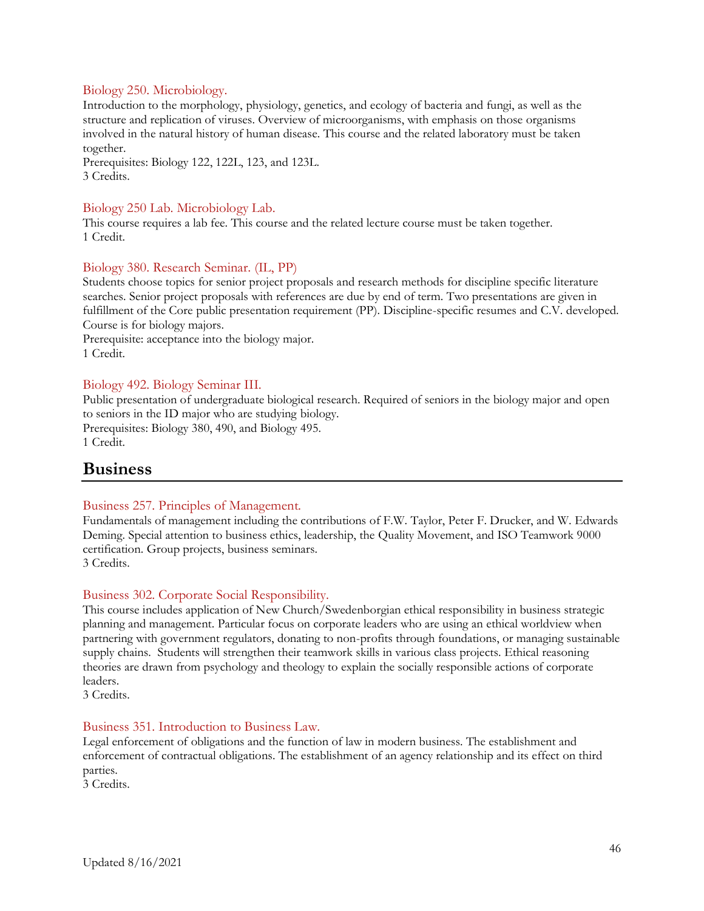### Biology 250. Microbiology.

Introduction to the morphology, physiology, genetics, and ecology of bacteria and fungi, as well as the structure and replication of viruses. Overview of microorganisms, with emphasis on those organisms involved in the natural history of human disease. This course and the related laboratory must be taken together.
Prerequisites: Biology 122, 122L, 123, and 123L.
3 Credits.

### Biology 250 Lab. Microbiology Lab.

This course requires a lab fee. This course and the related lecture course must be taken together.
1 Credit.

### Biology 380. Research Seminar. (IL, PP)

Students choose topics for senior project proposals and research methods for discipline specific literature searches. Senior project proposals with references are due by end of term. Two presentations are given in fulfillment of the Core public presentation requirement (PP). Discipline-specific resumes and C.V. developed. Course is for biology majors.
Prerequisite: acceptance into the biology major.
1 Credit.

### Biology 492. Biology Seminar III.

Public presentation of undergraduate biological research. Required of seniors in the biology major and open to seniors in the ID major who are studying biology.
Prerequisites: Biology 380, 490, and Biology 495.
1 Credit.

## Business

### Business 257. Principles of Management.

Fundamentals of management including the contributions of F.W. Taylor, Peter F. Drucker, and W. Edwards Deming. Special attention to business ethics, leadership, the Quality Movement, and ISO Teamwork 9000 certification. Group projects, business seminars.
3 Credits.

### Business 302. Corporate Social Responsibility.

This course includes application of New Church/Swedenborgian ethical responsibility in business strategic planning and management. Particular focus on corporate leaders who are using an ethical worldview when partnering with government regulators, donating to non-profits through foundations, or managing sustainable supply chains. Students will strengthen their teamwork skills in various class projects. Ethical reasoning theories are drawn from psychology and theology to explain the socially responsible actions of corporate leaders.
3 Credits.

### Business 351. Introduction to Business Law.

Legal enforcement of obligations and the function of law in modern business. The establishment and enforcement of contractual obligations. The establishment of an agency relationship and its effect on third parties.
3 Credits.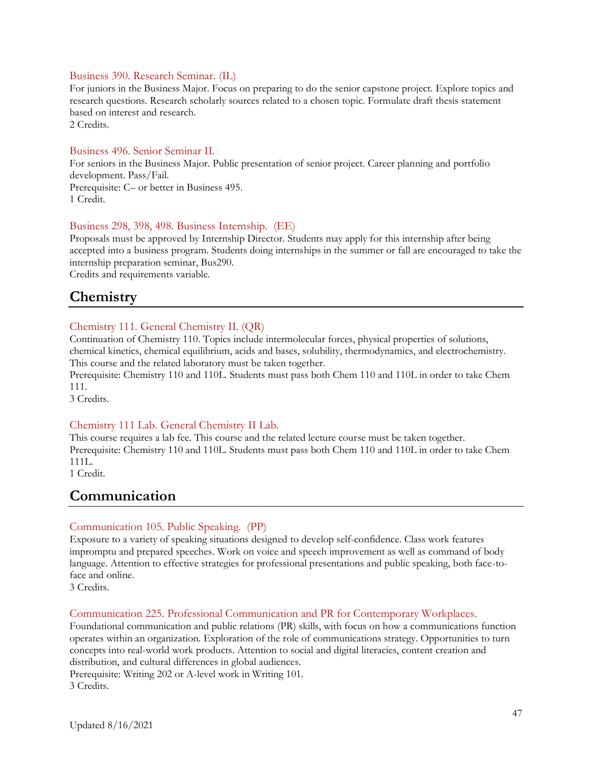### Business 390. Research Seminar. (IL)

For juniors in the Business Major. Focus on preparing to do the senior capstone project. Explore topics and research questions. Research scholarly sources related to a chosen topic. Formulate draft thesis statement based on interest and research.
2 Credits.

### Business 496. Senior Seminar II.

For seniors in the Business Major. Public presentation of senior project. Career planning and portfolio development. Pass/Fail.
Prerequisite: C– or better in Business 495.
1 Credit.

### Business 298, 398, 498. Business Internship. (EE)

Proposals must be approved by Internship Director. Students may apply for this internship after being accepted into a business program. Students doing internships in the summer or fall are encouraged to take the internship preparation seminar, Bus290.
Credits and requirements variable.

## Chemistry

### Chemistry 111. General Chemistry II. (QR)

Continuation of Chemistry 110. Topics include intermolecular forces, physical properties of solutions, chemical kinetics, chemical equilibrium, acids and bases, solubility, thermodynamics, and electrochemistry. This course and the related laboratory must be taken together.
Prerequisite: Chemistry 110 and 110L. Students must pass both Chem 110 and 110L in order to take Chem 111.
3 Credits.

### Chemistry 111 Lab. General Chemistry II Lab.

This course requires a lab fee. This course and the related lecture course must be taken together.
Prerequisite: Chemistry 110 and 110L. Students must pass both Chem 110 and 110L in order to take Chem 111L.
1 Credit.

## Communication

### Communication 105. Public Speaking. (PP)

Exposure to a variety of speaking situations designed to develop self-confidence. Class work features impromptu and prepared speeches. Work on voice and speech improvement as well as command of body language. Attention to effective strategies for professional presentations and public speaking, both face-to-face and online.
3 Credits.

### Communication 225. Professional Communication and PR for Contemporary Workplaces.

Foundational communication and public relations (PR) skills, with focus on how a communications function operates within an organization. Exploration of the role of communications strategy. Opportunities to turn concepts into real-world work products. Attention to social and digital literacies, content creation and distribution, and cultural differences in global audiences.
Prerequisite: Writing 202 or A-level work in Writing 101.
3 Credits.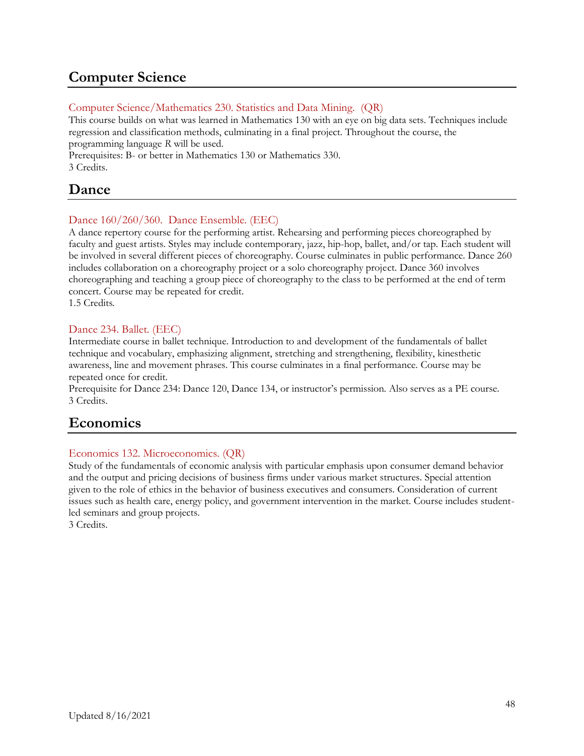## Computer Science

### Computer Science/Mathematics 230. Statistics and Data Mining. (QR)

This course builds on what was learned in Mathematics 130 with an eye on big data sets. Techniques include regression and classification methods, culminating in a final project. Throughout the course, the programming language *R* will be used.
Prerequisites: B- or better in Mathematics 130 or Mathematics 330.
3 Credits.

## Dance

### Dance 160/260/360. Dance Ensemble. (EEC)

A dance repertory course for the performing artist. Rehearsing and performing pieces choreographed by faculty and guest artists. Styles may include contemporary, jazz, hip-hop, ballet, and/or tap. Each student will be involved in several different pieces of choreography. Course culminates in public performance. Dance 260 includes collaboration on a choreography project or a solo choreography project. Dance 360 involves choreographing and teaching a group piece of choreography to the class to be performed at the end of term concert. Course may be repeated for credit.
1.5 Credits.

### Dance 234. Ballet. (EEC)

Intermediate course in ballet technique. Introduction to and development of the fundamentals of ballet technique and vocabulary, emphasizing alignment, stretching and strengthening, flexibility, kinesthetic awareness, line and movement phrases. This course culminates in a final performance. Course may be repeated once for credit.
Prerequisite for Dance 234: Dance 120, Dance 134, or instructor's permission. Also serves as a PE course.
3 Credits.

## Economics

### Economics 132. Microeconomics. (QR)

Study of the fundamentals of economic analysis with particular emphasis upon consumer demand behavior and the output and pricing decisions of business firms under various market structures. Special attention given to the role of ethics in the behavior of business executives and consumers. Consideration of current issues such as health care, energy policy, and government intervention in the market. Course includes student-led seminars and group projects.
3 Credits.

Updated 8/16/2021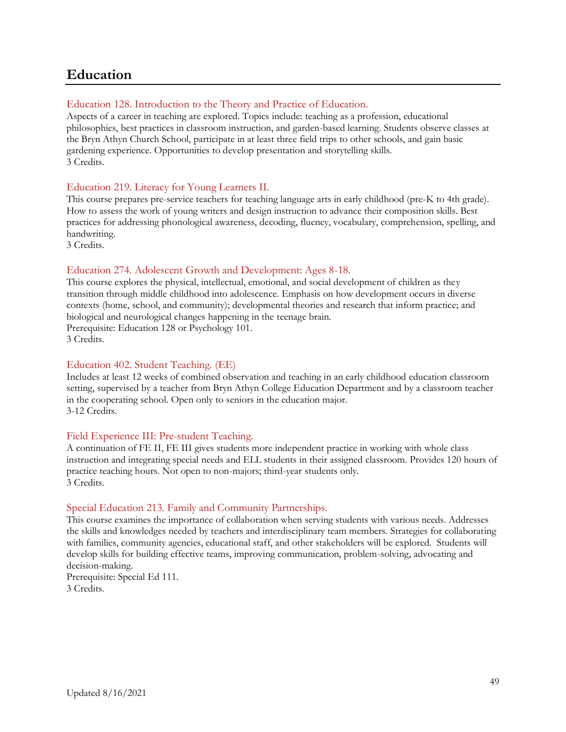# Education

### Education 128. Introduction to the Theory and Practice of Education.

Aspects of a career in teaching are explored. Topics include: teaching as a profession, educational philosophies, best practices in classroom instruction, and garden-based learning. Students observe classes at the Bryn Athyn Church School, participate in at least three field trips to other schools, and gain basic gardening experience. Opportunities to develop presentation and storytelling skills.
3 Credits.

### Education 219. Literacy for Young Learners II.

This course prepares pre-service teachers for teaching language arts in early childhood (pre-K to 4th grade). How to assess the work of young writers and design instruction to advance their composition skills. Best practices for addressing phonological awareness, decoding, fluency, vocabulary, comprehension, spelling, and handwriting.
3 Credits.

### Education 274. Adolescent Growth and Development: Ages 8-18.

This course explores the physical, intellectual, emotional, and social development of children as they transition through middle childhood into adolescence. Emphasis on how development occurs in diverse contexts (home, school, and community); developmental theories and research that inform practice; and biological and neurological changes happening in the teenage brain.
Prerequisite: Education 128 or Psychology 101.
3 Credits.

### Education 402. Student Teaching. (EE)

Includes at least 12 weeks of combined observation and teaching in an early childhood education classroom setting, supervised by a teacher from Bryn Athyn College Education Department and by a classroom teacher in the cooperating school. Open only to seniors in the education major.
3-12 Credits.

### Field Experience III: Pre-student Teaching.

A continuation of FE II, FE III gives students more independent practice in working with whole class instruction and integrating special needs and ELL students in their assigned classroom. Provides 120 hours of practice teaching hours. Not open to non-majors; third-year students only.
3 Credits.

### Special Education 213. Family and Community Partnerships.

This course examines the importance of collaboration when serving students with various needs. Addresses the skills and knowledges needed by teachers and interdisciplinary team members. Strategies for collaborating with families, community agencies, educational staff, and other stakeholders will be explored. Students will develop skills for building effective teams, improving communication, problem-solving, advocating and decision-making.
Prerequisite: Special Ed 111.
3 Credits.

Updated 8/16/2021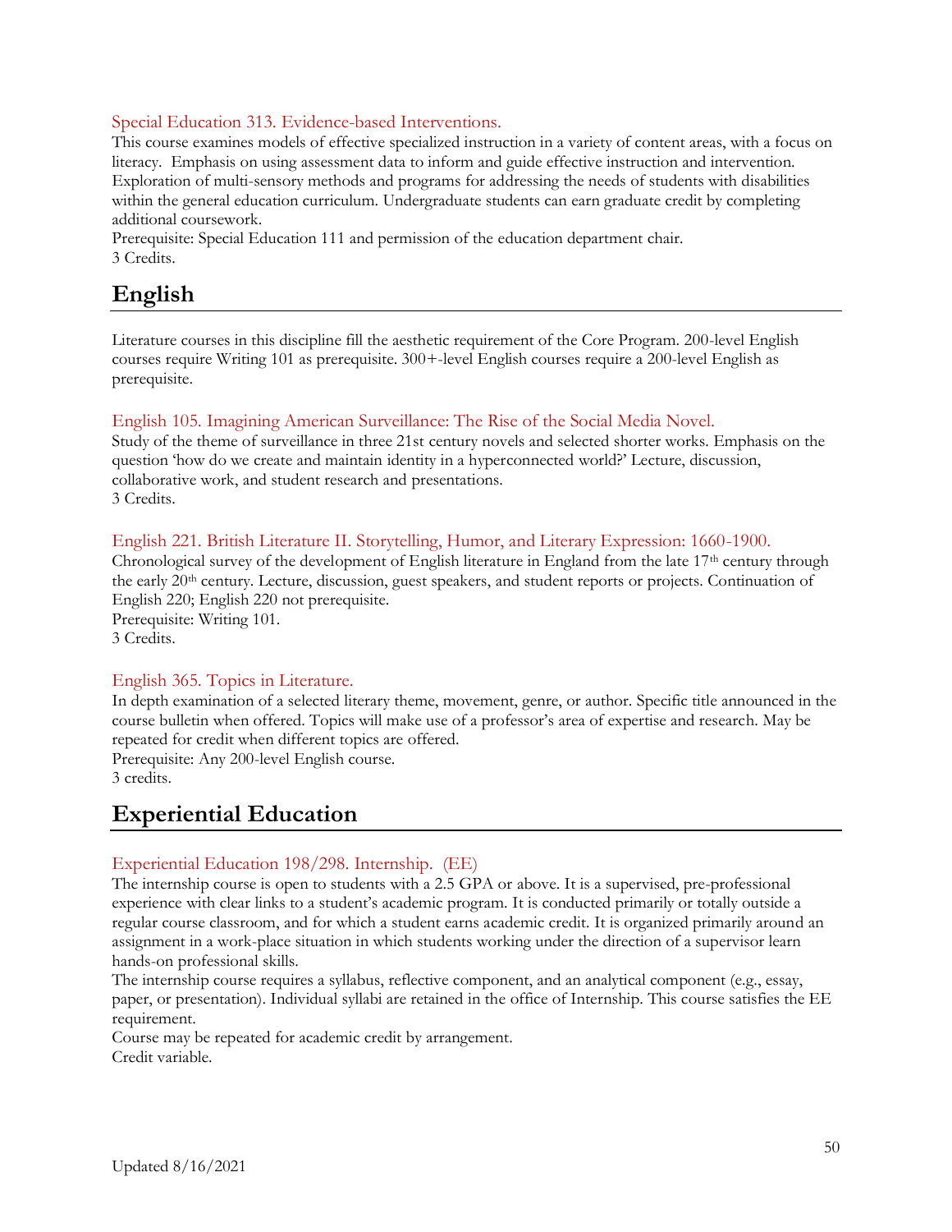### Special Education 313. Evidence-based Interventions.

This course examines models of effective specialized instruction in a variety of content areas, with a focus on literacy. Emphasis on using assessment data to inform and guide effective instruction and intervention. Exploration of multi-sensory methods and programs for addressing the needs of students with disabilities within the general education curriculum. Undergraduate students can earn graduate credit by completing additional coursework.
Prerequisite: Special Education 111 and permission of the education department chair.
3 Credits.

## English

Literature courses in this discipline fill the aesthetic requirement of the Core Program. 200-level English courses require Writing 101 as prerequisite. 300+-level English courses require a 200-level English as prerequisite.

### English 105. Imagining American Surveillance: The Rise of the Social Media Novel.

Study of the theme of surveillance in three 21st century novels and selected shorter works. Emphasis on the question 'how do we create and maintain identity in a hyperconnected world?' Lecture, discussion, collaborative work, and student research and presentations.
3 Credits.

### English 221. British Literature II. Storytelling, Humor, and Literary Expression: 1660-1900.

Chronological survey of the development of English literature in England from the late 17th century through the early 20th century. Lecture, discussion, guest speakers, and student reports or projects. Continuation of English 220; English 220 not prerequisite.
Prerequisite: Writing 101.
3 Credits.

### English 365. Topics in Literature.

In depth examination of a selected literary theme, movement, genre, or author. Specific title announced in the course bulletin when offered. Topics will make use of a professor's area of expertise and research. May be repeated for credit when different topics are offered.
Prerequisite: Any 200-level English course.
3 credits.

## Experiential Education

### Experiential Education 198/298. Internship. (EE)

The internship course is open to students with a 2.5 GPA or above. It is a supervised, pre-professional experience with clear links to a student's academic program. It is conducted primarily or totally outside a regular course classroom, and for which a student earns academic credit. It is organized primarily around an assignment in a work-place situation in which students working under the direction of a supervisor learn hands-on professional skills.
The internship course requires a syllabus, reflective component, and an analytical component (e.g., essay, paper, or presentation). Individual syllabi are retained in the office of Internship. This course satisfies the EE requirement.
Course may be repeated for academic credit by arrangement.
Credit variable.

Updated 8/16/2021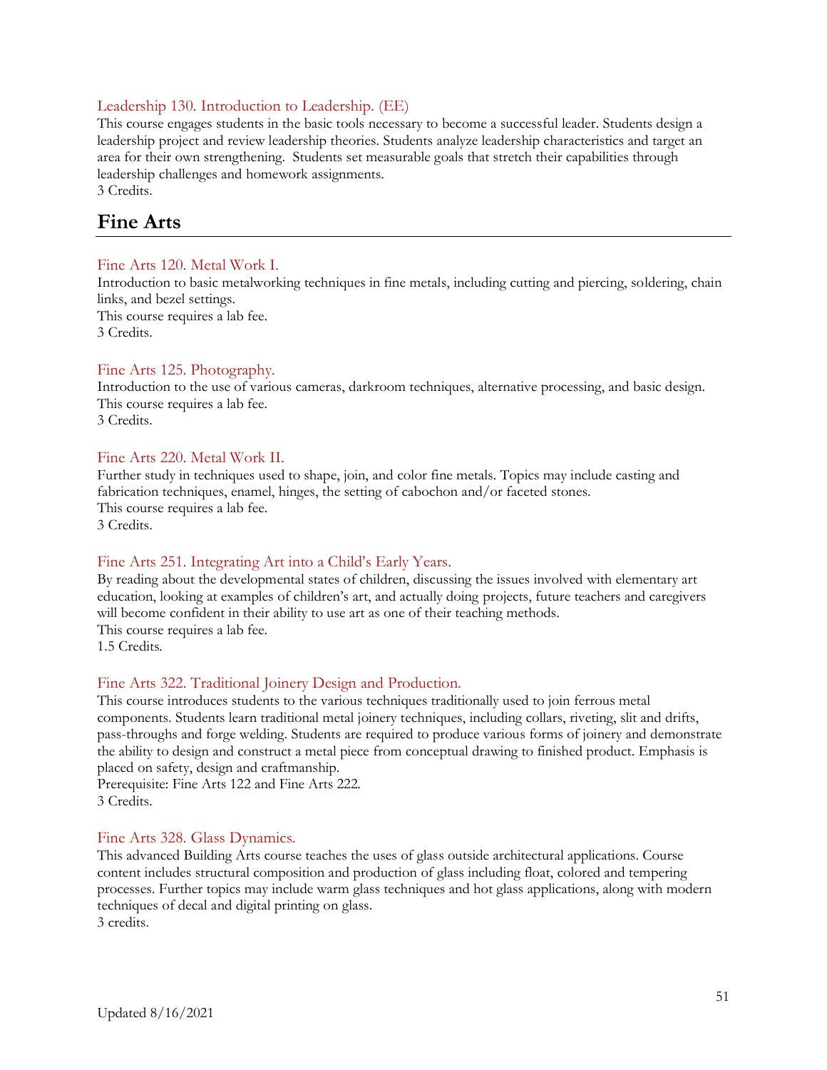### Leadership 130. Introduction to Leadership. (EE)

This course engages students in the basic tools necessary to become a successful leader. Students design a leadership project and review leadership theories. Students analyze leadership characteristics and target an area for their own strengthening. Students set measurable goals that stretch their capabilities through leadership challenges and homework assignments.
3 Credits.

## Fine Arts

### Fine Arts 120. Metal Work I.

Introduction to basic metalworking techniques in fine metals, including cutting and piercing, soldering, chain links, and bezel settings.
This course requires a lab fee.
3 Credits.

### Fine Arts 125. Photography.

Introduction to the use of various cameras, darkroom techniques, alternative processing, and basic design.
This course requires a lab fee.
3 Credits.

### Fine Arts 220. Metal Work II.

Further study in techniques used to shape, join, and color fine metals. Topics may include casting and fabrication techniques, enamel, hinges, the setting of cabochon and/or faceted stones.
This course requires a lab fee.
3 Credits.

### Fine Arts 251. Integrating Art into a Child's Early Years.

By reading about the developmental states of children, discussing the issues involved with elementary art education, looking at examples of children's art, and actually doing projects, future teachers and caregivers will become confident in their ability to use art as one of their teaching methods.
This course requires a lab fee.
1.5 Credits.

### Fine Arts 322. Traditional Joinery Design and Production.

This course introduces students to the various techniques traditionally used to join ferrous metal components. Students learn traditional metal joinery techniques, including collars, riveting, slit and drifts, pass-throughs and forge welding. Students are required to produce various forms of joinery and demonstrate the ability to design and construct a metal piece from conceptual drawing to finished product. Emphasis is placed on safety, design and craftmanship.
Prerequisite: Fine Arts 122 and Fine Arts 222.
3 Credits.

### Fine Arts 328. Glass Dynamics.

This advanced Building Arts course teaches the uses of glass outside architectural applications. Course content includes structural composition and production of glass including float, colored and tempering processes. Further topics may include warm glass techniques and hot glass applications, along with modern techniques of decal and digital printing on glass.
3 credits.

Updated 8/16/2021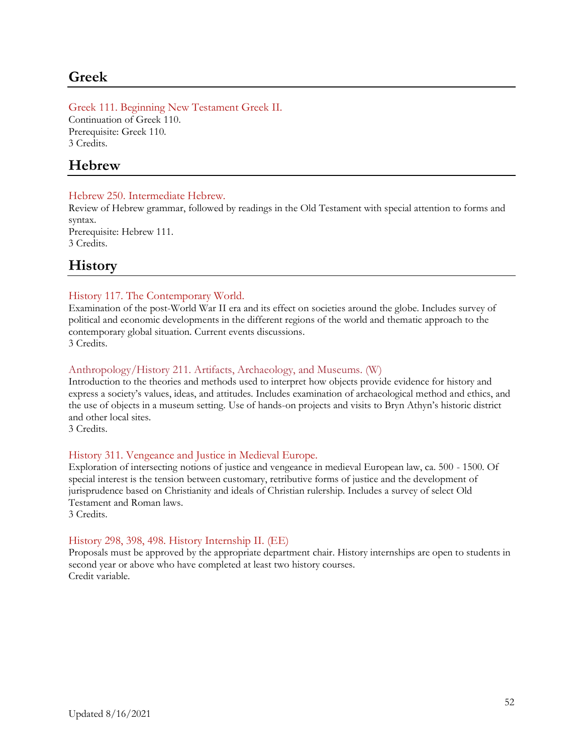## Greek

### Greek 111. Beginning New Testament Greek II.

Continuation of Greek 110.
Prerequisite: Greek 110.
3 Credits.

## Hebrew

### Hebrew 250. Intermediate Hebrew.

Review of Hebrew grammar, followed by readings in the Old Testament with special attention to forms and syntax.
Prerequisite: Hebrew 111.
3 Credits.

## History

### History 117. The Contemporary World.

Examination of the post-World War II era and its effect on societies around the globe. Includes survey of political and economic developments in the different regions of the world and thematic approach to the contemporary global situation. Current events discussions.
3 Credits.

### Anthropology/History 211. Artifacts, Archaeology, and Museums. (W)

Introduction to the theories and methods used to interpret how objects provide evidence for history and express a society's values, ideas, and attitudes. Includes examination of archaeological method and ethics, and the use of objects in a museum setting. Use of hands-on projects and visits to Bryn Athyn's historic district and other local sites.
3 Credits.

### History 311. Vengeance and Justice in Medieval Europe.

Exploration of intersecting notions of justice and vengeance in medieval European law, ca. 500 - 1500. Of special interest is the tension between customary, retributive forms of justice and the development of jurisprudence based on Christianity and ideals of Christian rulership. Includes a survey of select Old Testament and Roman laws.
3 Credits.

### History 298, 398, 498. History Internship II. (EE)

Proposals must be approved by the appropriate department chair. History internships are open to students in second year or above who have completed at least two history courses.
Credit variable.

Updated 8/16/2021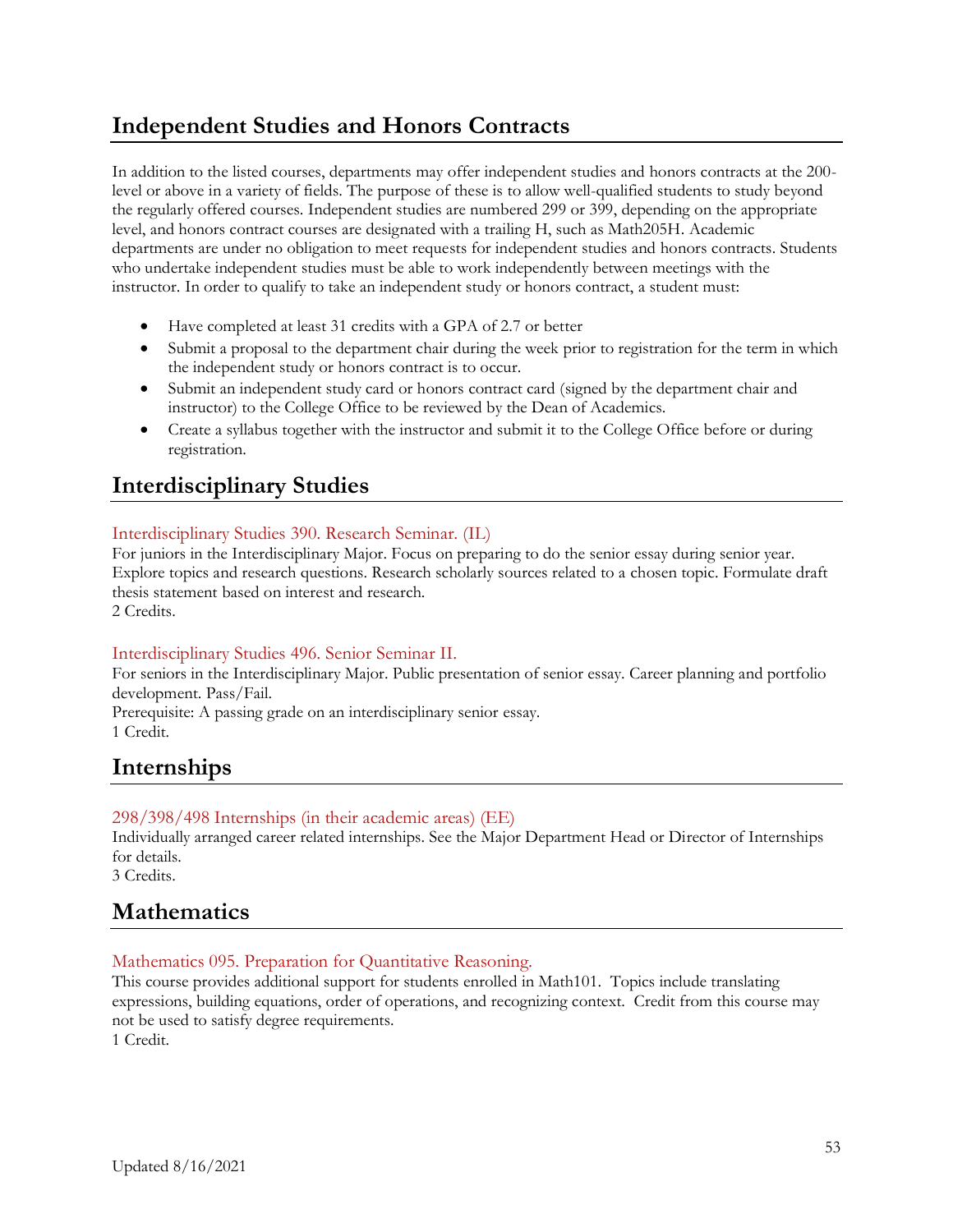## Independent Studies and Honors Contracts

In addition to the listed courses, departments may offer independent studies and honors contracts at the 200-level or above in a variety of fields. The purpose of these is to allow well-qualified students to study beyond the regularly offered courses. Independent studies are numbered 299 or 399, depending on the appropriate level, and honors contract courses are designated with a trailing H, such as Math205H. Academic departments are under no obligation to meet requests for independent studies and honors contracts. Students who undertake independent studies must be able to work independently between meetings with the instructor. In order to qualify to take an independent study or honors contract, a student must:

- Have completed at least 31 credits with a GPA of 2.7 or better
- Submit a proposal to the department chair during the week prior to registration for the term in which the independent study or honors contract is to occur.
- Submit an independent study card or honors contract card (signed by the department chair and instructor) to the College Office to be reviewed by the Dean of Academics.
- Create a syllabus together with the instructor and submit it to the College Office before or during registration.

## Interdisciplinary Studies

Interdisciplinary Studies 390. Research Seminar. (IL)
For juniors in the Interdisciplinary Major. Focus on preparing to do the senior essay during senior year. Explore topics and research questions. Research scholarly sources related to a chosen topic. Formulate draft thesis statement based on interest and research.
2 Credits.

Interdisciplinary Studies 496. Senior Seminar II.
For seniors in the Interdisciplinary Major. Public presentation of senior essay. Career planning and portfolio development. Pass/Fail.
Prerequisite: A passing grade on an interdisciplinary senior essay.
1 Credit.

## Internships

298/398/498 Internships (in their academic areas) (EE)
Individually arranged career related internships. See the Major Department Head or Director of Internships for details.
3 Credits.

## Mathematics

Mathematics 095. Preparation for Quantitative Reasoning.
This course provides additional support for students enrolled in Math101. Topics include translating expressions, building equations, order of operations, and recognizing context. Credit from this course may not be used to satisfy degree requirements.
1 Credit.

Updated 8/16/2021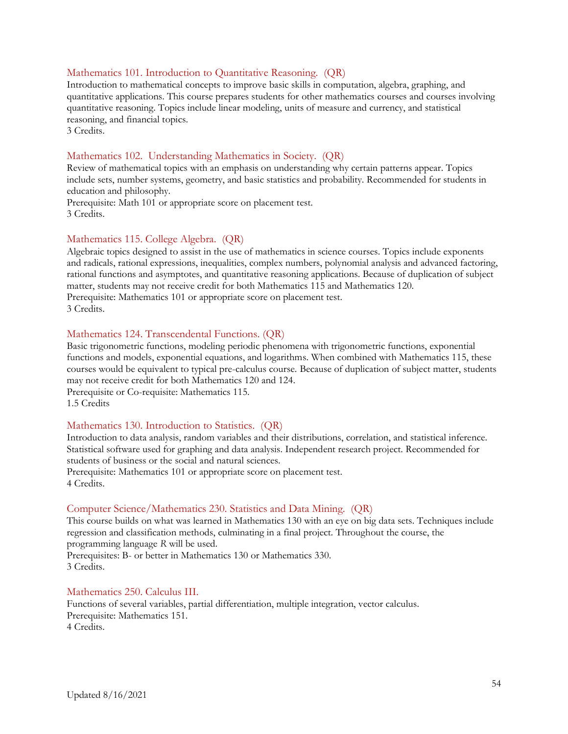### Mathematics 101. Introduction to Quantitative Reasoning. (QR)

Introduction to mathematical concepts to improve basic skills in computation, algebra, graphing, and quantitative applications. This course prepares students for other mathematics courses and courses involving quantitative reasoning. Topics include linear modeling, units of measure and currency, and statistical reasoning, and financial topics.
3 Credits.

### Mathematics 102. Understanding Mathematics in Society. (QR)

Review of mathematical topics with an emphasis on understanding why certain patterns appear. Topics include sets, number systems, geometry, and basic statistics and probability. Recommended for students in education and philosophy.
Prerequisite: Math 101 or appropriate score on placement test.
3 Credits.

### Mathematics 115. College Algebra. (QR)

Algebraic topics designed to assist in the use of mathematics in science courses. Topics include exponents and radicals, rational expressions, inequalities, complex numbers, polynomial analysis and advanced factoring, rational functions and asymptotes, and quantitative reasoning applications. Because of duplication of subject matter, students may not receive credit for both Mathematics 115 and Mathematics 120.
Prerequisite: Mathematics 101 or appropriate score on placement test.
3 Credits.

### Mathematics 124. Transcendental Functions. (QR)

Basic trigonometric functions, modeling periodic phenomena with trigonometric functions, exponential functions and models, exponential equations, and logarithms. When combined with Mathematics 115, these courses would be equivalent to typical pre-calculus course. Because of duplication of subject matter, students may not receive credit for both Mathematics 120 and 124.
Prerequisite or Co-requisite: Mathematics 115.
1.5 Credits

### Mathematics 130. Introduction to Statistics. (QR)

Introduction to data analysis, random variables and their distributions, correlation, and statistical inference. Statistical software used for graphing and data analysis. Independent research project. Recommended for students of business or the social and natural sciences.
Prerequisite: Mathematics 101 or appropriate score on placement test.
4 Credits.

### Computer Science/Mathematics 230. Statistics and Data Mining. (QR)

This course builds on what was learned in Mathematics 130 with an eye on big data sets. Techniques include regression and classification methods, culminating in a final project. Throughout the course, the programming language *R* will be used.
Prerequisites: B- or better in Mathematics 130 or Mathematics 330.
3 Credits.

### Mathematics 250. Calculus III.

Functions of several variables, partial differentiation, multiple integration, vector calculus.
Prerequisite: Mathematics 151.
4 Credits.

Updated 8/16/2021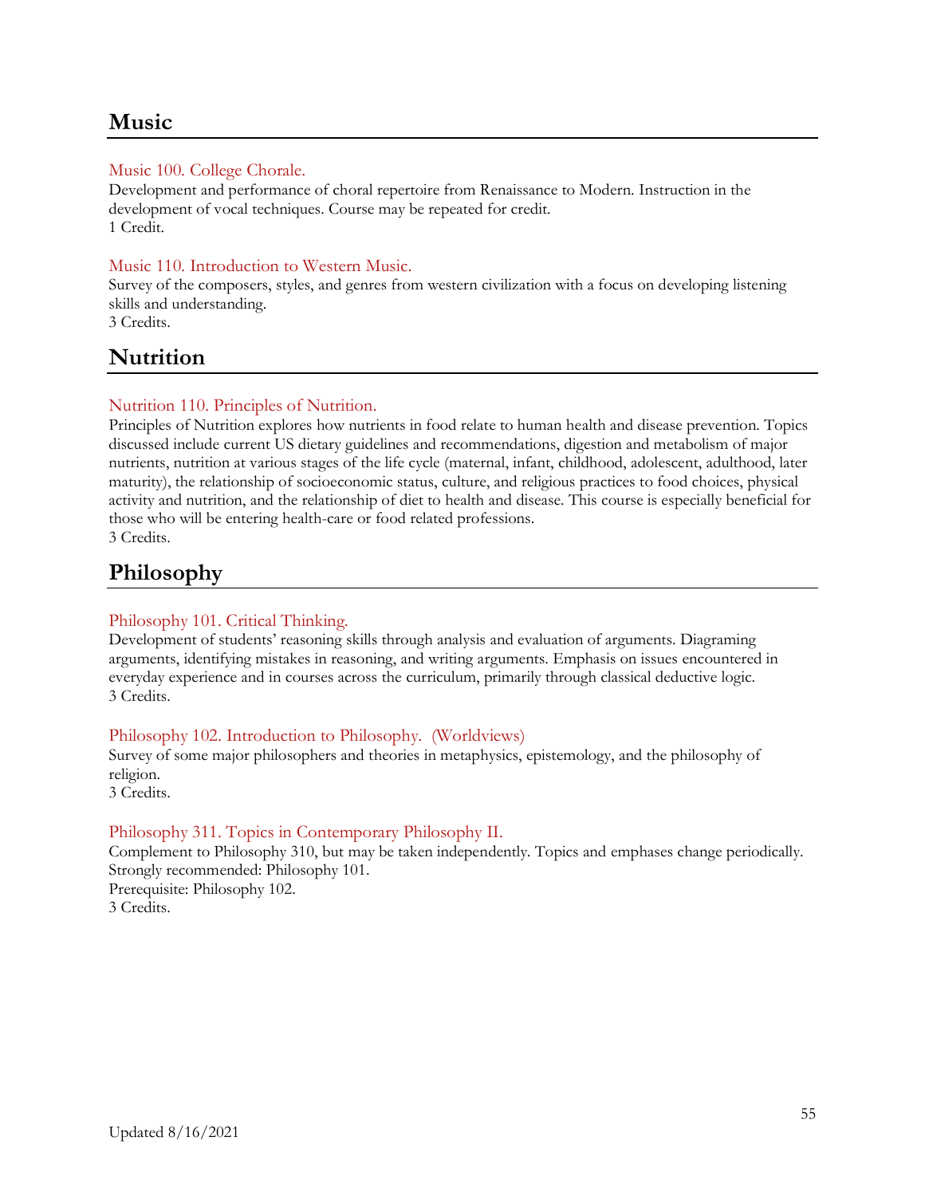## Music

### Music 100. College Chorale.

Development and performance of choral repertoire from Renaissance to Modern. Instruction in the development of vocal techniques. Course may be repeated for credit.
1 Credit.

### Music 110. Introduction to Western Music.

Survey of the composers, styles, and genres from western civilization with a focus on developing listening skills and understanding.
3 Credits.

## Nutrition

### Nutrition 110. Principles of Nutrition.

Principles of Nutrition explores how nutrients in food relate to human health and disease prevention. Topics discussed include current US dietary guidelines and recommendations, digestion and metabolism of major nutrients, nutrition at various stages of the life cycle (maternal, infant, childhood, adolescent, adulthood, later maturity), the relationship of socioeconomic status, culture, and religious practices to food choices, physical activity and nutrition, and the relationship of diet to health and disease. This course is especially beneficial for those who will be entering health-care or food related professions.
3 Credits.

## Philosophy

### Philosophy 101. Critical Thinking.

Development of students' reasoning skills through analysis and evaluation of arguments. Diagraming arguments, identifying mistakes in reasoning, and writing arguments. Emphasis on issues encountered in everyday experience and in courses across the curriculum, primarily through classical deductive logic.
3 Credits.

### Philosophy 102. Introduction to Philosophy. (Worldviews)

Survey of some major philosophers and theories in metaphysics, epistemology, and the philosophy of religion.
3 Credits.

### Philosophy 311. Topics in Contemporary Philosophy II.

Complement to Philosophy 310, but may be taken independently. Topics and emphases change periodically.
Strongly recommended: Philosophy 101.
Prerequisite: Philosophy 102.
3 Credits.

Updated 8/16/2021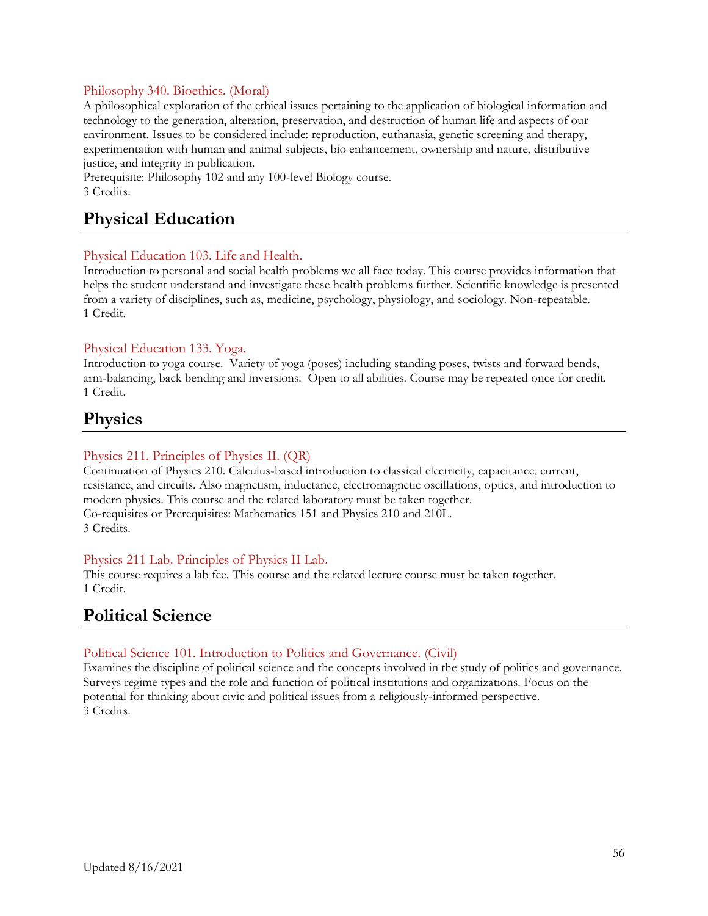Philosophy 340. Bioethics. (Moral)

A philosophical exploration of the ethical issues pertaining to the application of biological information and technology to the generation, alteration, preservation, and destruction of human life and aspects of our environment. Issues to be considered include: reproduction, euthanasia, genetic screening and therapy, experimentation with human and animal subjects, bio enhancement, ownership and nature, distributive justice, and integrity in publication.
Prerequisite: Philosophy 102 and any 100-level Biology course.
3 Credits.

## Physical Education

Physical Education 103. Life and Health.

Introduction to personal and social health problems we all face today. This course provides information that helps the student understand and investigate these health problems further. Scientific knowledge is presented from a variety of disciplines, such as, medicine, psychology, physiology, and sociology. Non-repeatable.
1 Credit.

Physical Education 133. Yoga.

Introduction to yoga course. Variety of yoga (poses) including standing poses, twists and forward bends, arm-balancing, back bending and inversions. Open to all abilities. Course may be repeated once for credit.
1 Credit.

## Physics

Physics 211. Principles of Physics II. (QR)

Continuation of Physics 210. Calculus-based introduction to classical electricity, capacitance, current, resistance, and circuits. Also magnetism, inductance, electromagnetic oscillations, optics, and introduction to modern physics. This course and the related laboratory must be taken together.
Co-requisites or Prerequisites: Mathematics 151 and Physics 210 and 210L.
3 Credits.

Physics 211 Lab. Principles of Physics II Lab.

This course requires a lab fee. This course and the related lecture course must be taken together.
1 Credit.

## Political Science

Political Science 101. Introduction to Politics and Governance. (Civil)

Examines the discipline of political science and the concepts involved in the study of politics and governance. Surveys regime types and the role and function of political institutions and organizations. Focus on the potential for thinking about civic and political issues from a religiously-informed perspective.
3 Credits.

Updated 8/16/2021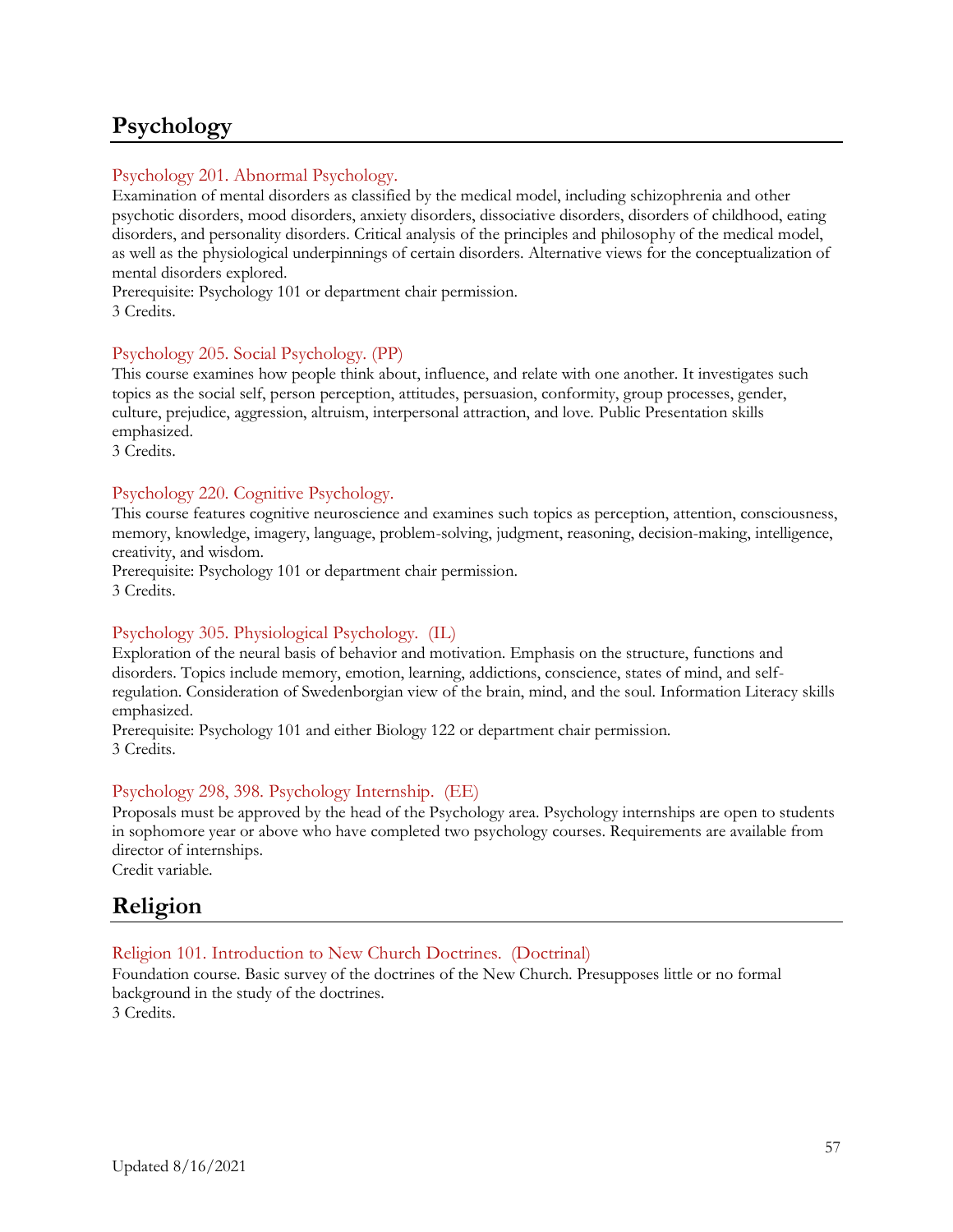# Psychology

### Psychology 201. Abnormal Psychology.

Examination of mental disorders as classified by the medical model, including schizophrenia and other psychotic disorders, mood disorders, anxiety disorders, dissociative disorders, disorders of childhood, eating disorders, and personality disorders. Critical analysis of the principles and philosophy of the medical model, as well as the physiological underpinnings of certain disorders. Alternative views for the conceptualization of mental disorders explored.
Prerequisite: Psychology 101 or department chair permission.
3 Credits.

### Psychology 205. Social Psychology. (PP)

This course examines how people think about, influence, and relate with one another. It investigates such topics as the social self, person perception, attitudes, persuasion, conformity, group processes, gender, culture, prejudice, aggression, altruism, interpersonal attraction, and love. Public Presentation skills emphasized.
3 Credits.

### Psychology 220. Cognitive Psychology.

This course features cognitive neuroscience and examines such topics as perception, attention, consciousness, memory, knowledge, imagery, language, problem-solving, judgment, reasoning, decision-making, intelligence, creativity, and wisdom.
Prerequisite: Psychology 101 or department chair permission.
3 Credits.

### Psychology 305. Physiological Psychology. (IL)

Exploration of the neural basis of behavior and motivation. Emphasis on the structure, functions and disorders. Topics include memory, emotion, learning, addictions, conscience, states of mind, and self-regulation. Consideration of Swedenborgian view of the brain, mind, and the soul. Information Literacy skills emphasized.
Prerequisite: Psychology 101 and either Biology 122 or department chair permission.
3 Credits.

### Psychology 298, 398. Psychology Internship. (EE)

Proposals must be approved by the head of the Psychology area. Psychology internships are open to students in sophomore year or above who have completed two psychology courses. Requirements are available from director of internships.
Credit variable.

# Religion

### Religion 101. Introduction to New Church Doctrines. (Doctrinal)

Foundation course. Basic survey of the doctrines of the New Church. Presupposes little or no formal background in the study of the doctrines.
3 Credits.

Updated 8/16/2021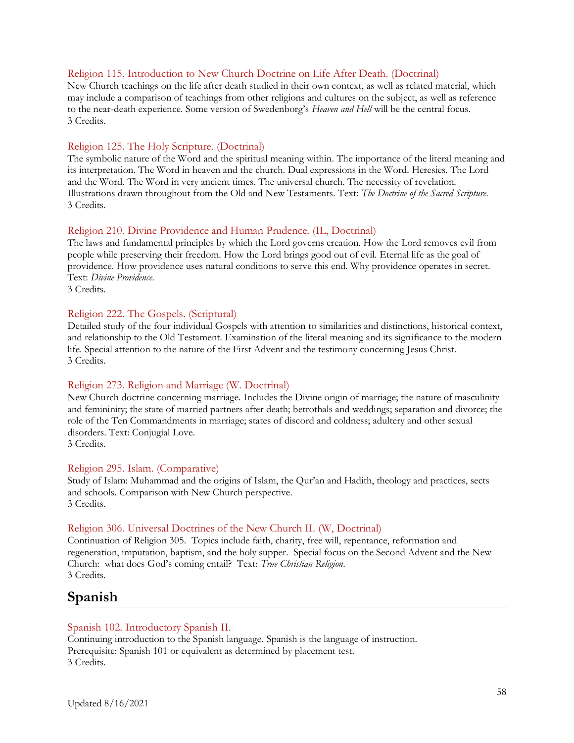### Religion 115. Introduction to New Church Doctrine on Life After Death. (Doctrinal)

New Church teachings on the life after death studied in their own context, as well as related material, which may include a comparison of teachings from other religions and cultures on the subject, as well as reference to the near-death experience. Some version of Swedenborg's *Heaven and Hell* will be the central focus.
3 Credits.

### Religion 125. The Holy Scripture. (Doctrinal)

The symbolic nature of the Word and the spiritual meaning within. The importance of the literal meaning and its interpretation. The Word in heaven and the church. Dual expressions in the Word. Heresies. The Lord and the Word. The Word in very ancient times. The universal church. The necessity of revelation. Illustrations drawn throughout from the Old and New Testaments. Text: *The Doctrine of the Sacred Scripture*.
3 Credits.

### Religion 210. Divine Providence and Human Prudence. (IL, Doctrinal)

The laws and fundamental principles by which the Lord governs creation. How the Lord removes evil from people while preserving their freedom. How the Lord brings good out of evil. Eternal life as the goal of providence. How providence uses natural conditions to serve this end. Why providence operates in secret. Text: *Divine Providence*.
3 Credits.

### Religion 222. The Gospels. (Scriptural)

Detailed study of the four individual Gospels with attention to similarities and distinctions, historical context, and relationship to the Old Testament. Examination of the literal meaning and its significance to the modern life. Special attention to the nature of the First Advent and the testimony concerning Jesus Christ.
3 Credits.

### Religion 273. Religion and Marriage (W. Doctrinal)

New Church doctrine concerning marriage. Includes the Divine origin of marriage; the nature of masculinity and femininity; the state of married partners after death; betrothals and weddings; separation and divorce; the role of the Ten Commandments in marriage; states of discord and coldness; adultery and other sexual disorders. Text: Conjugial Love.
3 Credits.

### Religion 295. Islam. (Comparative)

Study of Islam: Muhammad and the origins of Islam, the Qur'an and Hadith, theology and practices, sects and schools. Comparison with New Church perspective.
3 Credits.

### Religion 306. Universal Doctrines of the New Church II. (W, Doctrinal)

Continuation of Religion 305. Topics include faith, charity, free will, repentance, reformation and regeneration, imputation, baptism, and the holy supper. Special focus on the Second Advent and the New Church: what does God's coming entail? Text: *True Christian Religion*.
3 Credits.

## Spanish

### Spanish 102. Introductory Spanish II.

Continuing introduction to the Spanish language. Spanish is the language of instruction.
Prerequisite: Spanish 101 or equivalent as determined by placement test.
3 Credits.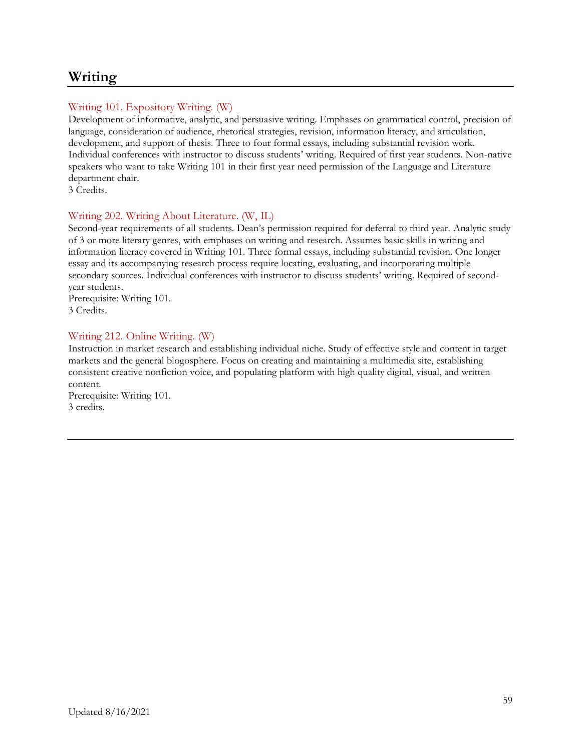# Writing

### Writing 101. Expository Writing. (W)

Development of informative, analytic, and persuasive writing. Emphases on grammatical control, precision of language, consideration of audience, rhetorical strategies, revision, information literacy, and articulation, development, and support of thesis. Three to four formal essays, including substantial revision work. Individual conferences with instructor to discuss students' writing. Required of first year students. Non-native speakers who want to take Writing 101 in their first year need permission of the Language and Literature department chair.
3 Credits.

### Writing 202. Writing About Literature. (W, IL)

Second-year requirements of all students. Dean's permission required for deferral to third year. Analytic study of 3 or more literary genres, with emphases on writing and research. Assumes basic skills in writing and information literacy covered in Writing 101. Three formal essays, including substantial revision. One longer essay and its accompanying research process require locating, evaluating, and incorporating multiple secondary sources. Individual conferences with instructor to discuss students' writing. Required of second-year students.
Prerequisite: Writing 101.
3 Credits.

### Writing 212. Online Writing. (W)

Instruction in market research and establishing individual niche. Study of effective style and content in target markets and the general blogosphere. Focus on creating and maintaining a multimedia site, establishing consistent creative nonfiction voice, and populating platform with high quality digital, visual, and written content.
Prerequisite: Writing 101.
3 credits.

Updated 8/16/2021